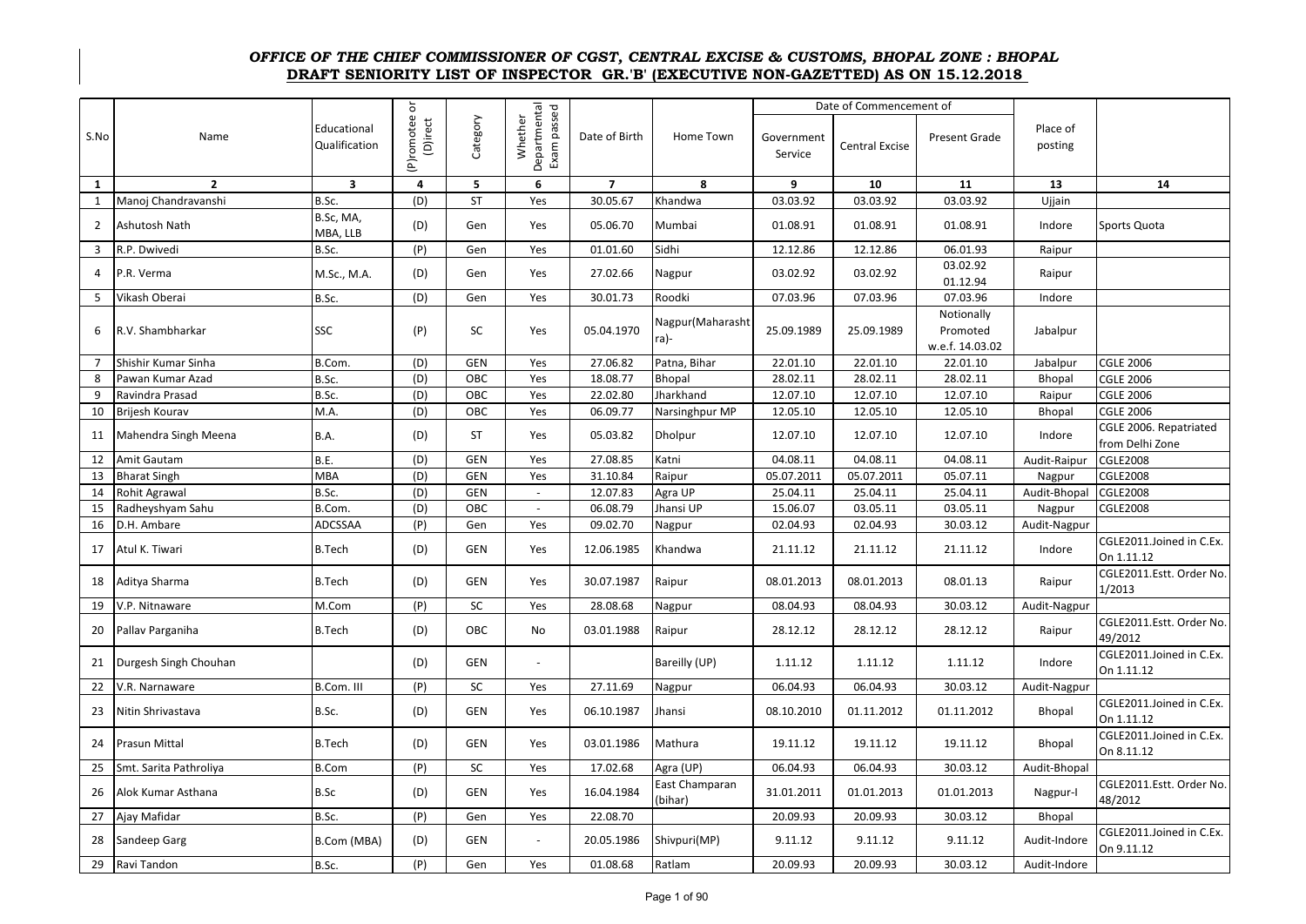***OFFICE OF THE CHIEF COMMISSIONER OF CGST, CENTRAL EXCISE & CUSTOMS, BHOPAL ZONE : BHOPAL***

**DRAFT SENIORITY LIST OF INSPECTOR GR.'B' (EXECUTIVE NON-GAZETTED) AS ON 15.12.2018**

| S.No | Name | Educational Qualification | (P)romotee or (D)irect | Category | Whether Departmental Exam passed | Date of Birth | Home Town | Date of Commencement of Government Service | Central Excise | Present Grade | Place of posting | |
|---|---|---|---|---|---|---|---|---|---|---|---|---|
| 1 | 2 | 3 | 4 | 5 | 6 | 7 | 8 | 9 | 10 | 11 | 13 | 14 |
| 1 | Manoj Chandravanshi | B.Sc. | (D) | ST | Yes | 30.05.67 | Khandwa | 03.03.92 | 03.03.92 | 03.03.92 | Ujjain | |
| 2 | Ashutosh Nath | B.Sc, MA, MBA, LLB | (D) | Gen | Yes | 05.06.70 | Mumbai | 01.08.91 | 01.08.91 | 01.08.91 | Indore | Sports Quota |
| 3 | R.P. Dwivedi | B.Sc. | (P) | Gen | Yes | 01.01.60 | Sidhi | 12.12.86 | 12.12.86 | 06.01.93 | Raipur | |
| 4 | P.R. Verma | M.Sc., M.A. | (D) | Gen | Yes | 27.02.66 | Nagpur | 03.02.92 | 03.02.92 | 03.02.92 01.12.94 | Raipur | |
| 5 | Vikash Oberai | B.Sc. | (D) | Gen | Yes | 30.01.73 | Roodki | 07.03.96 | 07.03.96 | 07.03.96 | Indore | |
| 6 | R.V. Shambharkar | SSC | (P) | SC | Yes | 05.04.1970 | Nagpur(Maharashtra)- | 25.09.1989 | 25.09.1989 | Notionally Promoted w.e.f. 14.03.02 | Jabalpur | |
| 7 | Shishir Kumar Sinha | B.Com. | (D) | GEN | Yes | 27.06.82 | Patna, Bihar | 22.01.10 | 22.01.10 | 22.01.10 | Jabalpur | CGLE 2006 |
| 8 | Pawan Kumar Azad | B.Sc. | (D) | OBC | Yes | 18.08.77 | Bhopal | 28.02.11 | 28.02.11 | 28.02.11 | Bhopal | CGLE 2006 |
| 9 | Ravindra Prasad | B.Sc. | (D) | OBC | Yes | 22.02.80 | Jharkhand | 12.07.10 | 12.07.10 | 12.07.10 | Raipur | CGLE 2006 |
| 10 | Brijesh Kourav | M.A. | (D) | OBC | Yes | 06.09.77 | Narsinghpur MP | 12.05.10 | 12.05.10 | 12.05.10 | Bhopal | CGLE 2006 |
| 11 | Mahendra Singh Meena | B.A. | (D) | ST | Yes | 05.03.82 | Dholpur | 12.07.10 | 12.07.10 | 12.07.10 | Indore | CGLE 2006. Repatriated from Delhi Zone |
| 12 | Amit Gautam | B.E. | (D) | GEN | Yes | 27.08.85 | Katni | 04.08.11 | 04.08.11 | 04.08.11 | Audit-Raipur | CGLE2008 |
| 13 | Bharat Singh | MBA | (D) | GEN | Yes | 31.10.84 | Raipur | 05.07.2011 | 05.07.2011 | 05.07.11 | Nagpur | CGLE2008 |
| 14 | Rohit Agrawal | B.Sc. | (D) | GEN | - | 12.07.83 | Agra UP | 25.04.11 | 25.04.11 | 25.04.11 | Audit-Bhopal | CGLE2008 |
| 15 | Radheyshyam Sahu | B.Com. | (D) | OBC | - | 06.08.79 | Jhansi UP | 15.06.07 | 03.05.11 | 03.05.11 | Nagpur | CGLE2008 |
| 16 | D.H. Ambare | ADCSSAA | (P) | Gen | Yes | 09.02.70 | Nagpur | 02.04.93 | 02.04.93 | 30.03.12 | Audit-Nagpur | |
| 17 | Atul K. Tiwari | B.Tech | (D) | GEN | Yes | 12.06.1985 | Khandwa | 21.11.12 | 21.11.12 | 21.11.12 | Indore | CGLE2011.Joined in C.Ex. On 1.11.12 |
| 18 | Aditya Sharma | B.Tech | (D) | GEN | Yes | 30.07.1987 | Raipur | 08.01.2013 | 08.01.2013 | 08.01.13 | Raipur | CGLE2011.Estt. Order No. 1/2013 |
| 19 | V.P. Nitnaware | M.Com | (P) | SC | Yes | 28.08.68 | Nagpur | 08.04.93 | 08.04.93 | 30.03.12 | Audit-Nagpur | |
| 20 | Pallav Parganiha | B.Tech | (D) | OBC | No | 03.01.1988 | Raipur | 28.12.12 | 28.12.12 | 28.12.12 | Raipur | CGLE2011.Estt. Order No. 49/2012 |
| 21 | Durgesh Singh Chouhan | | (D) | GEN | - | | Bareilly (UP) | 1.11.12 | 1.11.12 | 1.11.12 | Indore | CGLE2011.Joined in C.Ex. On 1.11.12 |
| 22 | V.R. Narnaware | B.Com. III | (P) | SC | Yes | 27.11.69 | Nagpur | 06.04.93 | 06.04.93 | 30.03.12 | Audit-Nagpur | |
| 23 | Nitin Shrivastava | B.Sc. | (D) | GEN | Yes | 06.10.1987 | Jhansi | 08.10.2010 | 01.11.2012 | 01.11.2012 | Bhopal | CGLE2011.Joined in C.Ex. On 1.11.12 |
| 24 | Prasun Mittal | B.Tech | (D) | GEN | Yes | 03.01.1986 | Mathura | 19.11.12 | 19.11.12 | 19.11.12 | Bhopal | CGLE2011.Joined in C.Ex. On 8.11.12 |
| 25 | Smt. Sarita Pathroliya | B.Com | (P) | SC | Yes | 17.02.68 | Agra (UP) | 06.04.93 | 06.04.93 | 30.03.12 | Audit-Bhopal | |
| 26 | Alok Kumar Asthana | B.Sc | (D) | GEN | Yes | 16.04.1984 | East Champaran (bihar) | 31.01.2011 | 01.01.2013 | 01.01.2013 | Nagpur-I | CGLE2011.Estt. Order No. 48/2012 |
| 27 | Ajay Mafidar | B.Sc. | (P) | Gen | Yes | 22.08.70 | | 20.09.93 | 20.09.93 | 30.03.12 | Bhopal | |
| 28 | Sandeep Garg | B.Com (MBA) | (D) | GEN | - | 20.05.1986 | Shivpuri(MP) | 9.11.12 | 9.11.12 | 9.11.12 | Audit-Indore | CGLE2011.Joined in C.Ex. On 9.11.12 |
| 29 | Ravi Tandon | B.Sc. | (P) | Gen | Yes | 01.08.68 | Ratlam | 20.09.93 | 20.09.93 | 30.03.12 | Audit-Indore | |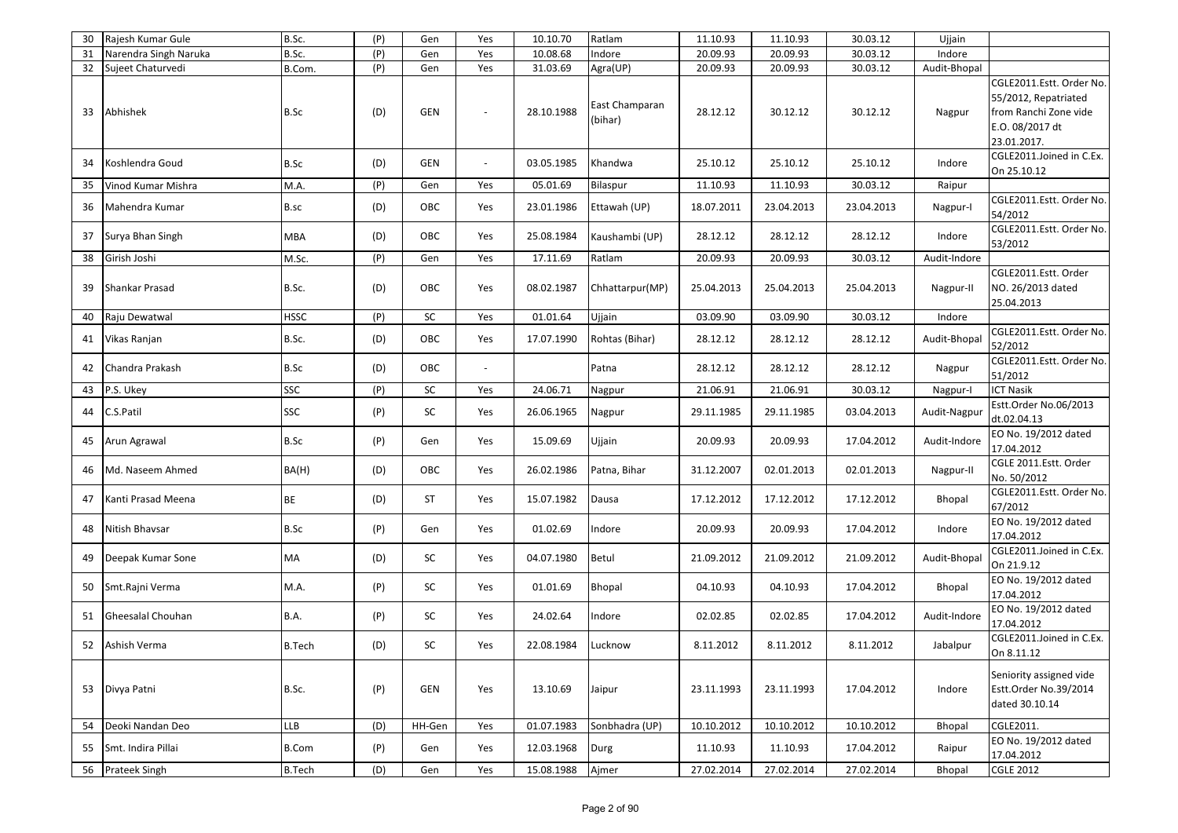| 30 | Rajesh Kumar Gule | B.Sc. | (P) | Gen | Yes | 10.10.70 | Ratlam | 11.10.93 | 11.10.93 | 30.03.12 | Ujjain | |
|---|---|---|---|---|---|---|---|---|---|---|---|---|
| 31 | Narendra Singh Naruka | B.Sc. | (P) | Gen | Yes | 10.08.68 | Indore | 20.09.93 | 20.09.93 | 30.03.12 | Indore | |
| 32 | Sujeet Chaturvedi | B.Com. | (P) | Gen | Yes | 31.03.69 | Agra(UP) | 20.09.93 | 20.09.93 | 30.03.12 | Audit-Bhopal | |
| 33 | Abhishek | B.Sc | (D) | GEN | - | 28.10.1988 | East Champaran (bihar) | 28.12.12 | 30.12.12 | 30.12.12 | Nagpur | CGLE2011.Estt. Order No. 55/2012, Repatriated from Ranchi Zone vide E.O. 08/2017 dt 23.01.2017. |
| 34 | Koshlendra Goud | B.Sc | (D) | GEN | - | 03.05.1985 | Khandwa | 25.10.12 | 25.10.12 | 25.10.12 | Indore | CGLE2011.Joined in C.Ex. On 25.10.12 |
| 35 | Vinod Kumar Mishra | M.A. | (P) | Gen | Yes | 05.01.69 | Bilaspur | 11.10.93 | 11.10.93 | 30.03.12 | Raipur | |
| 36 | Mahendra Kumar | B.sc | (D) | OBC | Yes | 23.01.1986 | Ettawah (UP) | 18.07.2011 | 23.04.2013 | 23.04.2013 | Nagpur-I | CGLE2011.Estt. Order No. 54/2012 |
| 37 | Surya Bhan Singh | MBA | (D) | OBC | Yes | 25.08.1984 | Kaushambi (UP) | 28.12.12 | 28.12.12 | 28.12.12 | Indore | CGLE2011.Estt. Order No. 53/2012 |
| 38 | Girish Joshi | M.Sc. | (P) | Gen | Yes | 17.11.69 | Ratlam | 20.09.93 | 20.09.93 | 30.03.12 | Audit-Indore | |
| 39 | Shankar Prasad | B.Sc. | (D) | OBC | Yes | 08.02.1987 | Chhattarpur(MP) | 25.04.2013 | 25.04.2013 | 25.04.2013 | Nagpur-II | CGLE2011.Estt. Order NO. 26/2013 dated 25.04.2013 |
| 40 | Raju Dewatwal | HSSC | (P) | SC | Yes | 01.01.64 | Ujjain | 03.09.90 | 03.09.90 | 30.03.12 | Indore | |
| 41 | Vikas Ranjan | B.Sc. | (D) | OBC | Yes | 17.07.1990 | Rohtas (Bihar) | 28.12.12 | 28.12.12 | 28.12.12 | Audit-Bhopal | CGLE2011.Estt. Order No. 52/2012 |
| 42 | Chandra Prakash | B.Sc | (D) | OBC | - | | Patna | 28.12.12 | 28.12.12 | 28.12.12 | Nagpur | CGLE2011.Estt. Order No. 51/2012 |
| 43 | P.S. Ukey | SSC | (P) | SC | Yes | 24.06.71 | Nagpur | 21.06.91 | 21.06.91 | 30.03.12 | Nagpur-I | ICT Nasik |
| 44 | C.S.Patil | SSC | (P) | SC | Yes | 26.06.1965 | Nagpur | 29.11.1985 | 29.11.1985 | 03.04.2013 | Audit-Nagpur | Estt.Order No.06/2013 dt.02.04.13 |
| 45 | Arun Agrawal | B.Sc | (P) | Gen | Yes | 15.09.69 | Ujjain | 20.09.93 | 20.09.93 | 17.04.2012 | Audit-Indore | EO No. 19/2012 dated 17.04.2012 |
| 46 | Md. Naseem Ahmed | BA(H) | (D) | OBC | Yes | 26.02.1986 | Patna, Bihar | 31.12.2007 | 02.01.2013 | 02.01.2013 | Nagpur-II | CGLE 2011.Estt. Order No. 50/2012 |
| 47 | Kanti Prasad Meena | BE | (D) | ST | Yes | 15.07.1982 | Dausa | 17.12.2012 | 17.12.2012 | 17.12.2012 | Bhopal | CGLE2011.Estt. Order No. 67/2012 |
| 48 | Nitish Bhavsar | B.Sc | (P) | Gen | Yes | 01.02.69 | Indore | 20.09.93 | 20.09.93 | 17.04.2012 | Indore | EO No. 19/2012 dated 17.04.2012 |
| 49 | Deepak Kumar Sone | MA | (D) | SC | Yes | 04.07.1980 | Betul | 21.09.2012 | 21.09.2012 | 21.09.2012 | Audit-Bhopal | CGLE2011.Joined in C.Ex. On 21.9.12 |
| 50 | Smt.Rajni Verma | M.A. | (P) | SC | Yes | 01.01.69 | Bhopal | 04.10.93 | 04.10.93 | 17.04.2012 | Bhopal | EO No. 19/2012 dated 17.04.2012 |
| 51 | Gheesalal Chouhan | B.A. | (P) | SC | Yes | 24.02.64 | Indore | 02.02.85 | 02.02.85 | 17.04.2012 | Audit-Indore | EO No. 19/2012 dated 17.04.2012 |
| 52 | Ashish Verma | B.Tech | (D) | SC | Yes | 22.08.1984 | Lucknow | 8.11.2012 | 8.11.2012 | 8.11.2012 | Jabalpur | CGLE2011.Joined in C.Ex. On 8.11.12 |
| 53 | Divya Patni | B.Sc. | (P) | GEN | Yes | 13.10.69 | Jaipur | 23.11.1993 | 23.11.1993 | 17.04.2012 | Indore | Seniority assigned vide Estt.Order No.39/2014 dated 30.10.14 |
| 54 | Deoki Nandan Deo | LLB | (D) | HH-Gen | Yes | 01.07.1983 | Sonbhadra (UP) | 10.10.2012 | 10.10.2012 | 10.10.2012 | Bhopal | CGLE2011. |
| 55 | Smt. Indira Pillai | B.Com | (P) | Gen | Yes | 12.03.1968 | Durg | 11.10.93 | 11.10.93 | 17.04.2012 | Raipur | EO No. 19/2012 dated 17.04.2012 |
| 56 | Prateek Singh | B.Tech | (D) | Gen | Yes | 15.08.1988 | Ajmer | 27.02.2014 | 27.02.2014 | 27.02.2014 | Bhopal | CGLE 2012 |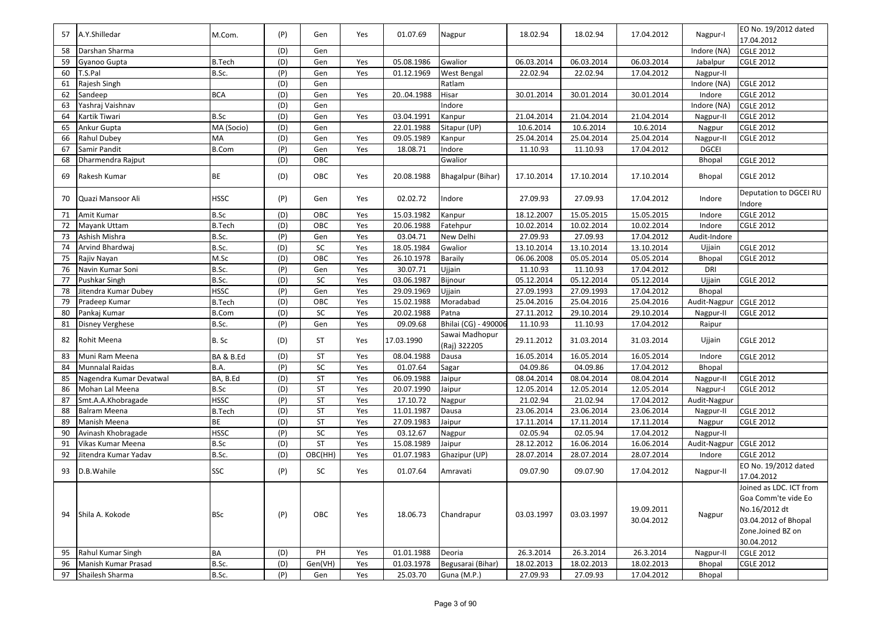| 57 | A.Y.Shilledar | M.Com. | (P) | Gen | Yes | 01.07.69 | Nagpur | 18.02.94 | 18.02.94 | 17.04.2012 | Nagpur-I | EO No. 19/2012 dated 17.04.2012 |
|---|---|---|---|---|---|---|---|---|---|---|---|---|
| 58 | Darshan Sharma | | (D) | Gen | | | | | | | Indore (NA) | CGLE 2012 |
| 59 | Gyanoo Gupta | B.Tech | (D) | Gen | Yes | 05.08.1986 | Gwalior | 06.03.2014 | 06.03.2014 | 06.03.2014 | Jabalpur | CGLE 2012 |
| 60 | T.S.Pal | B.Sc. | (P) | Gen | Yes | 01.12.1969 | West Bengal | 22.02.94 | 22.02.94 | 17.04.2012 | Nagpur-II | |
| 61 | Rajesh Singh | | (D) | Gen | | | Ratlam | | | | Indore (NA) | CGLE 2012 |
| 62 | Sandeep | BCA | (D) | Gen | Yes | 20..04.1988 | Hisar | 30.01.2014 | 30.01.2014 | 30.01.2014 | Indore | CGLE 2012 |
| 63 | Yashraj Vaishnav | | (D) | Gen | | | Indore | | | | Indore (NA) | CGLE 2012 |
| 64 | Kartik Tiwari | B.Sc | (D) | Gen | Yes | 03.04.1991 | Kanpur | 21.04.2014 | 21.04.2014 | 21.04.2014 | Nagpur-II | CGLE 2012 |
| 65 | Ankur Gupta | MA (Socio) | (D) | Gen | | 22.01.1988 | Sitapur (UP) | 10.6.2014 | 10.6.2014 | 10.6.2014 | Nagpur | CGLE 2012 |
| 66 | Rahul Dubey | MA | (D) | Gen | Yes | 09.05.1989 | Kanpur | 25.04.2014 | 25.04.2014 | 25.04.2014 | Nagpur-II | CGLE 2012 |
| 67 | Samir Pandit | B.Com | (P) | Gen | Yes | 18.08.71 | Indore | 11.10.93 | 11.10.93 | 17.04.2012 | DGCEI | |
| 68 | Dharmendra Rajput | | (D) | OBC | | | Gwalior | | | | Bhopal | CGLE 2012 |
| 69 | Rakesh Kumar | BE | (D) | OBC | Yes | 20.08.1988 | Bhagalpur (Bihar) | 17.10.2014 | 17.10.2014 | 17.10.2014 | Bhopal | CGLE 2012 |
| 70 | Quazi Mansoor Ali | HSSC | (P) | Gen | Yes | 02.02.72 | Indore | 27.09.93 | 27.09.93 | 17.04.2012 | Indore | Deputation to DGCEI RU Indore |
| 71 | Amit Kumar | B.Sc | (D) | OBC | Yes | 15.03.1982 | Kanpur | 18.12.2007 | 15.05.2015 | 15.05.2015 | Indore | CGLE 2012 |
| 72 | Mayank Uttam | B.Tech | (D) | OBC | Yes | 20.06.1988 | Fatehpur | 10.02.2014 | 10.02.2014 | 10.02.2014 | Indore | CGLE 2012 |
| 73 | Ashish Mishra | B.Sc. | (P) | Gen | Yes | 03.04.71 | New Delhi | 27.09.93 | 27.09.93 | 17.04.2012 | Audit-Indore | |
| 74 | Arvind Bhardwaj | B.Sc. | (D) | SC | Yes | 18.05.1984 | Gwalior | 13.10.2014 | 13.10.2014 | 13.10.2014 | Ujjain | CGLE 2012 |
| 75 | Rajiv Nayan | M.Sc | (D) | OBC | Yes | 26.10.1978 | Baraily | 06.06.2008 | 05.05.2014 | 05.05.2014 | Bhopal | CGLE 2012 |
| 76 | Navin Kumar Soni | B.Sc. | (P) | Gen | Yes | 30.07.71 | Ujjain | 11.10.93 | 11.10.93 | 17.04.2012 | DRI | |
| 77 | Pushkar Singh | B.Sc. | (D) | SC | Yes | 03.06.1987 | Bijnour | 05.12.2014 | 05.12.2014 | 05.12.2014 | Ujjain | CGLE 2012 |
| 78 | Jitendra Kumar Dubey | HSSC | (P) | Gen | Yes | 29.09.1969 | Ujjain | 27.09.1993 | 27.09.1993 | 17.04.2012 | Bhopal | |
| 79 | Pradeep Kumar | B.Tech | (D) | OBC | Yes | 15.02.1988 | Moradabad | 25.04.2016 | 25.04.2016 | 25.04.2016 | Audit-Nagpur | CGLE 2012 |
| 80 | Pankaj Kumar | B.Com | (D) | SC | Yes | 20.02.1988 | Patna | 27.11.2012 | 29.10.2014 | 29.10.2014 | Nagpur-II | CGLE 2012 |
| 81 | Disney Verghese | B.Sc. | (P) | Gen | Yes | 09.09.68 | Bhilai (CG) - 490006 | 11.10.93 | 11.10.93 | 17.04.2012 | Raipur | |
| 82 | Rohit Meena | B. Sc | (D) | ST | Yes | 17.03.1990 | Sawai Madhopur (Raj) 322205 | 29.11.2012 | 31.03.2014 | 31.03.2014 | Ujjain | CGLE 2012 |
| 83 | Muni Ram Meena | BA & B.Ed | (D) | ST | Yes | 08.04.1988 | Dausa | 16.05.2014 | 16.05.2014 | 16.05.2014 | Indore | CGLE 2012 |
| 84 | Munnalal Raidas | B.A. | (P) | SC | Yes | 01.07.64 | Sagar | 04.09.86 | 04.09.86 | 17.04.2012 | Bhopal | |
| 85 | Nagendra Kumar Devatwal | BA, B.Ed | (D) | ST | Yes | 06.09.1988 | Jaipur | 08.04.2014 | 08.04.2014 | 08.04.2014 | Nagpur-II | CGLE 2012 |
| 86 | Mohan Lal Meena | B.Sc | (D) | ST | Yes | 20.07.1990 | Jaipur | 12.05.2014 | 12.05.2014 | 12.05.2014 | Nagpur-I | CGLE 2012 |
| 87 | Smt.A.A.Khobragade | HSSC | (P) | ST | Yes | 17.10.72 | Nagpur | 21.02.94 | 21.02.94 | 17.04.2012 | Audit-Nagpur | |
| 88 | Balram Meena | B.Tech | (D) | ST | Yes | 11.01.1987 | Dausa | 23.06.2014 | 23.06.2014 | 23.06.2014 | Nagpur-II | CGLE 2012 |
| 89 | Manish Meena | BE | (D) | ST | Yes | 27.09.1983 | Jaipur | 17.11.2014 | 17.11.2014 | 17.11.2014 | Nagpur | CGLE 2012 |
| 90 | Avinash Khobragade | HSSC | (P) | SC | Yes | 03.12.67 | Nagpur | 02.05.94 | 02.05.94 | 17.04.2012 | Nagpur-II | |
| 91 | Vikas Kumar Meena | B.Sc | (D) | ST | Yes | 15.08.1989 | Jaipur | 28.12.2012 | 16.06.2014 | 16.06.2014 | Audit-Nagpur | CGLE 2012 |
| 92 | Jitendra Kumar Yadav | B.Sc. | (D) | OBC(HH) | Yes | 01.07.1983 | Ghazipur (UP) | 28.07.2014 | 28.07.2014 | 28.07.2014 | Indore | CGLE 2012 |
| 93 | D.B.Wahile | SSC | (P) | SC | Yes | 01.07.64 | Amravati | 09.07.90 | 09.07.90 | 17.04.2012 | Nagpur-II | EO No. 19/2012 dated 17.04.2012 |
| 94 | Shila A. Kokode | BSc | (P) | OBC | Yes | 18.06.73 | Chandrapur | 03.03.1997 | 03.03.1997 | 19.09.2011 30.04.2012 | Nagpur | Joined as LDC. ICT from Goa Comm'te vide Eo No.16/2012 dt 03.04.2012 of Bhopal Zone.Joined BZ on 30.04.2012 |
| 95 | Rahul Kumar Singh | BA | (D) | PH | Yes | 01.01.1988 | Deoria | 26.3.2014 | 26.3.2014 | 26.3.2014 | Nagpur-II | CGLE 2012 |
| 96 | Manish Kumar Prasad | B.Sc. | (D) | Gen(VH) | Yes | 01.03.1978 | Begusarai (Bihar) | 18.02.2013 | 18.02.2013 | 18.02.2013 | Bhopal | CGLE 2012 |
| 97 | Shailesh Sharma | B.Sc. | (P) | Gen | Yes | 25.03.70 | Guna (M.P.) | 27.09.93 | 27.09.93 | 17.04.2012 | Bhopal | |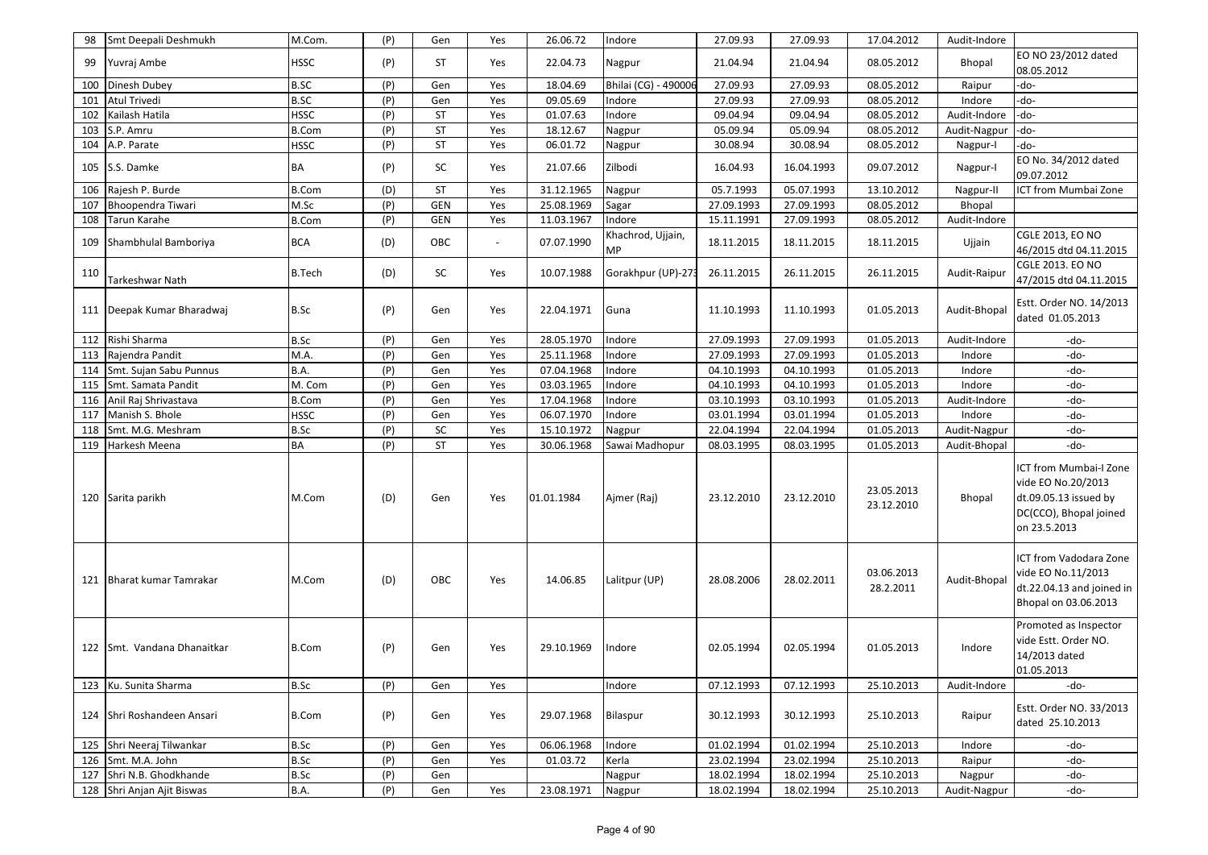| 98 | Smt Deepali Deshmukh | M.Com. | (P) | Gen | Yes | 26.06.72 | Indore | 27.09.93 | 27.09.93 | 17.04.2012 | Audit-Indore | |
|---|---|---|---|---|---|---|---|---|---|---|---|---|
| 99 | Yuvraj Ambe | HSSC | (P) | ST | Yes | 22.04.73 | Nagpur | 21.04.94 | 21.04.94 | 08.05.2012 | Bhopal | EO NO 23/2012 dated 08.05.2012 |
| 100 | Dinesh Dubey | B.SC | (P) | Gen | Yes | 18.04.69 | Bhilai (CG) - 490006 | 27.09.93 | 27.09.93 | 08.05.2012 | Raipur | -do- |
| 101 | Atul Trivedi | B.SC | (P) | Gen | Yes | 09.05.69 | Indore | 27.09.93 | 27.09.93 | 08.05.2012 | Indore | -do- |
| 102 | Kailash Hatila | HSSC | (P) | ST | Yes | 01.07.63 | Indore | 09.04.94 | 09.04.94 | 08.05.2012 | Audit-Indore | -do- |
| 103 | S.P. Amru | B.Com | (P) | ST | Yes | 18.12.67 | Nagpur | 05.09.94 | 05.09.94 | 08.05.2012 | Audit-Nagpur | -do- |
| 104 | A.P. Parate | HSSC | (P) | ST | Yes | 06.01.72 | Nagpur | 30.08.94 | 30.08.94 | 08.05.2012 | Nagpur-I | -do- |
| 105 | S.S. Damke | BA | (P) | SC | Yes | 21.07.66 | Zilbodi | 16.04.93 | 16.04.1993 | 09.07.2012 | Nagpur-I | EO No. 34/2012 dated 09.07.2012 |
| 106 | Rajesh P. Burde | B.Com | (D) | ST | Yes | 31.12.1965 | Nagpur | 05.7.1993 | 05.07.1993 | 13.10.2012 | Nagpur-II | ICT from Mumbai Zone |
| 107 | Bhoopendra Tiwari | M.Sc | (P) | GEN | Yes | 25.08.1969 | Sagar | 27.09.1993 | 27.09.1993 | 08.05.2012 | Bhopal | |
| 108 | Tarun Karahe | B.Com | (P) | GEN | Yes | 11.03.1967 | Indore | 15.11.1991 | 27.09.1993 | 08.05.2012 | Audit-Indore | |
| 109 | Shambhulal Bamboriya | BCA | (D) | OBC | - | 07.07.1990 | Khachrod, Ujjain, MP | 18.11.2015 | 18.11.2015 | 18.11.2015 | Ujjain | CGLE 2013, EO NO 46/2015 dtd 04.11.2015 |
| 110 | Tarkeshwar Nath | B.Tech | (D) | SC | Yes | 10.07.1988 | Gorakhpur (UP)-273 | 26.11.2015 | 26.11.2015 | 26.11.2015 | Audit-Raipur | CGLE 2013. EO NO 47/2015 dtd 04.11.2015 |
| 111 | Deepak Kumar Bharadwaj | B.Sc | (P) | Gen | Yes | 22.04.1971 | Guna | 11.10.1993 | 11.10.1993 | 01.05.2013 | Audit-Bhopal | Estt. Order NO. 14/2013 dated 01.05.2013 |
| 112 | Rishi Sharma | B.Sc | (P) | Gen | Yes | 28.05.1970 | Indore | 27.09.1993 | 27.09.1993 | 01.05.2013 | Audit-Indore | -do- |
| 113 | Rajendra Pandit | M.A. | (P) | Gen | Yes | 25.11.1968 | Indore | 27.09.1993 | 27.09.1993 | 01.05.2013 | Indore | -do- |
| 114 | Smt. Sujan Sabu Punnus | B.A. | (P) | Gen | Yes | 07.04.1968 | Indore | 04.10.1993 | 04.10.1993 | 01.05.2013 | Indore | -do- |
| 115 | Smt. Samata Pandit | M. Com | (P) | Gen | Yes | 03.03.1965 | Indore | 04.10.1993 | 04.10.1993 | 01.05.2013 | Indore | -do- |
| 116 | Anil Raj Shrivastava | B.Com | (P) | Gen | Yes | 17.04.1968 | Indore | 03.10.1993 | 03.10.1993 | 01.05.2013 | Audit-Indore | -do- |
| 117 | Manish S. Bhole | HSSC | (P) | Gen | Yes | 06.07.1970 | Indore | 03.01.1994 | 03.01.1994 | 01.05.2013 | Indore | -do- |
| 118 | Smt. M.G. Meshram | B.Sc | (P) | SC | Yes | 15.10.1972 | Nagpur | 22.04.1994 | 22.04.1994 | 01.05.2013 | Audit-Nagpur | -do- |
| 119 | Harkesh Meena | BA | (P) | ST | Yes | 30.06.1968 | Sawai Madhopur | 08.03.1995 | 08.03.1995 | 01.05.2013 | Audit-Bhopal | -do- |
| 120 | Sarita parikh | M.Com | (D) | Gen | Yes | 01.01.1984 | Ajmer (Raj) | 23.12.2010 | 23.12.2010 | 23.05.2013 23.12.2010 | Bhopal | ICT from Mumbai-I Zone vide EO No.20/2013 dt.09.05.13 issued by DC(CCO), Bhopal joined on 23.5.2013 |
| 121 | Bharat kumar Tamrakar | M.Com | (D) | OBC | Yes | 14.06.85 | Lalitpur (UP) | 28.08.2006 | 28.02.2011 | 03.06.2013 28.2.2011 | Audit-Bhopal | ICT from Vadodara Zone vide EO No.11/2013 dt.22.04.13 and joined in Bhopal on 03.06.2013 |
| 122 | Smt. Vandana Dhanaitkar | B.Com | (P) | Gen | Yes | 29.10.1969 | Indore | 02.05.1994 | 02.05.1994 | 01.05.2013 | Indore | Promoted as Inspector vide Estt. Order NO. 14/2013 dated 01.05.2013 |
| 123 | Ku. Sunita Sharma | B.Sc | (P) | Gen | Yes | | Indore | 07.12.1993 | 07.12.1993 | 25.10.2013 | Audit-Indore | -do- |
| 124 | Shri Roshandeen Ansari | B.Com | (P) | Gen | Yes | 29.07.1968 | Bilaspur | 30.12.1993 | 30.12.1993 | 25.10.2013 | Raipur | Estt. Order NO. 33/2013 dated 25.10.2013 |
| 125 | Shri Neeraj Tilwankar | B.Sc | (P) | Gen | Yes | 06.06.1968 | Indore | 01.02.1994 | 01.02.1994 | 25.10.2013 | Indore | -do- |
| 126 | Smt. M.A. John | B.Sc | (P) | Gen | Yes | 01.03.72 | Kerla | 23.02.1994 | 23.02.1994 | 25.10.2013 | Raipur | -do- |
| 127 | Shri N.B. Ghodkhande | B.Sc | (P) | Gen | | | Nagpur | 18.02.1994 | 18.02.1994 | 25.10.2013 | Nagpur | -do- |
| 128 | Shri Anjan Ajit Biswas | B.A. | (P) | Gen | Yes | 23.08.1971 | Nagpur | 18.02.1994 | 18.02.1994 | 25.10.2013 | Audit-Nagpur | -do- |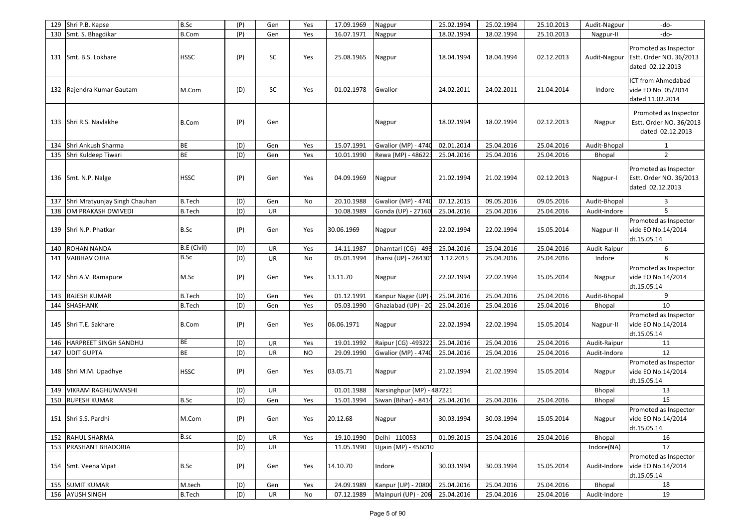| 129 | Shri P.B. Kapse | B.Sc | (P) | Gen | Yes | 17.09.1969 | Nagpur | 25.02.1994 | 25.02.1994 | 25.10.2013 | Audit-Nagpur | -do- |
|---|---|---|---|---|---|---|---|---|---|---|---|---|
| 130 | Smt. S. Bhagdikar | B.Com | (P) | Gen | Yes | 16.07.1971 | Nagpur | 18.02.1994 | 18.02.1994 | 25.10.2013 | Nagpur-II | -do- |
| 131 | Smt. B.S. Lokhare | HSSC | (P) | SC | Yes | 25.08.1965 | Nagpur | 18.04.1994 | 18.04.1994 | 02.12.2013 | Audit-Nagpur | Promoted as Inspector Estt. Order NO. 36/2013 dated 02.12.2013 |
| 132 | Rajendra Kumar Gautam | M.Com | (D) | SC | Yes | 01.02.1978 | Gwalior | 24.02.2011 | 24.02.2011 | 21.04.2014 | Indore | ICT from Ahmedabad vide EO No. 05/2014 dated 11.02.2014 |
| 133 | Shri R.S. Navlakhe | B.Com | (P) | Gen | | | Nagpur | 18.02.1994 | 18.02.1994 | 02.12.2013 | Nagpur | Promoted as Inspector Estt. Order NO. 36/2013 dated 02.12.2013 |
| 134 | Shri Ankush Sharma | BE | (D) | Gen | Yes | 15.07.1991 | Gwalior (MP) - 474 | 02.01.2014 | 25.04.2016 | 25.04.2016 | Audit-Bhopal | 1 |
| 135 | Shri Kuldeep Tiwari | BE | (D) | Gen | Yes | 10.01.1990 | Rewa (MP) - 48622 | 25.04.2016 | 25.04.2016 | 25.04.2016 | Bhopal | 2 |
| 136 | Smt. N.P. Nalge | HSSC | (P) | Gen | Yes | 04.09.1969 | Nagpur | 21.02.1994 | 21.02.1994 | 02.12.2013 | Nagpur-I | Promoted as Inspector Estt. Order NO. 36/2013 dated 02.12.2013 |
| 137 | Shri Mratyunjay Singh Chauhan | B.Tech | (D) | Gen | No | 20.10.1988 | Gwalior (MP) - 474 | 07.12.2015 | 09.05.2016 | 09.05.2016 | Audit-Bhopal | 3 |
| 138 | OM PRAKASH DWIVEDI | B.Tech | (D) | UR | | 10.08.1989 | Gonda (UP) - 27160 | 25.04.2016 | 25.04.2016 | 25.04.2016 | Audit-Indore | 5 |
| 139 | Shri N.P. Phatkar | B.Sc | (P) | Gen | Yes | 30.06.1969 | Nagpur | 22.02.1994 | 22.02.1994 | 15.05.2014 | Nagpur-II | Promoted as Inspector vide EO No.14/2014 dt.15.05.14 |
| 140 | ROHAN NANDA | B.E (Civil) | (D) | UR | Yes | 14.11.1987 | Dhamtari (CG) - 49 | 25.04.2016 | 25.04.2016 | 25.04.2016 | Audit-Raipur | 6 |
| 141 | VAIBHAV OJHA | B.Sc | (D) | UR | No | 05.01.1994 | Jhansi (UP) - 28430 | 1.12.2015 | 25.04.2016 | 25.04.2016 | Indore | 8 |
| 142 | Shri A.V. Ramapure | M.Sc | (P) | Gen | Yes | 13.11.70 | Nagpur | 22.02.1994 | 22.02.1994 | 15.05.2014 | Nagpur | Promoted as Inspector vide EO No.14/2014 dt.15.05.14 |
| 143 | RAJESH KUMAR | B.Tech | (D) | Gen | Yes | 01.12.1991 | Kanpur Nagar (UP) | 25.04.2016 | 25.04.2016 | 25.04.2016 | Audit-Bhopal | 9 |
| 144 | SHASHANK | B.Tech | (D) | Gen | Yes | 05.03.1990 | Ghaziabad (UP) - 2 | 25.04.2016 | 25.04.2016 | 25.04.2016 | Bhopal | 10 |
| 145 | Shri T.E. Sakhare | B.Com | (P) | Gen | Yes | 06.06.1971 | Nagpur | 22.02.1994 | 22.02.1994 | 15.05.2014 | Nagpur-II | Promoted as Inspector vide EO No.14/2014 dt.15.05.14 |
| 146 | HARPREET SINGH SANDHU | BE | (D) | UR | Yes | 19.01.1992 | Raipur (CG) -49322 | 25.04.2016 | 25.04.2016 | 25.04.2016 | Audit-Raipur | 11 |
| 147 | UDIT GUPTA | BE | (D) | UR | NO | 29.09.1990 | Gwalior (MP) - 474 | 25.04.2016 | 25.04.2016 | 25.04.2016 | Audit-Indore | 12 |
| 148 | Shri M.M. Upadhye | HSSC | (P) | Gen | Yes | 03.05.71 | Nagpur | 21.02.1994 | 21.02.1994 | 15.05.2014 | Nagpur | Promoted as Inspector vide EO No.14/2014 dt.15.05.14 |
| 149 | VIKRAM RAGHUWANSHI | | (D) | UR | | 01.01.1988 | Narsinghpur (MP) - 487221 | | | | Bhopal | 13 |
| 150 | RUPESH KUMAR | B.Sc | (D) | Gen | Yes | 15.01.1994 | Siwan (Bihar) - 841 | 25.04.2016 | 25.04.2016 | 25.04.2016 | Bhopal | 15 |
| 151 | Shri S.S. Pardhi | M.Com | (P) | Gen | Yes | 20.12.68 | Nagpur | 30.03.1994 | 30.03.1994 | 15.05.2014 | Nagpur | Promoted as Inspector vide EO No.14/2014 dt.15.05.14 |
| 152 | RAHUL SHARMA | B.sc | (D) | UR | Yes | 19.10.1990 | Delhi - 110053 | 01.09.2015 | 25.04.2016 | 25.04.2016 | Bhopal | 16 |
| 153 | PRASHANT BHADORIA | | (D) | UR | | 11.05.1990 | Ujjain (MP) - 456010 | | | | Indore(NA) | 17 |
| 154 | Smt. Veena Vipat | B.Sc | (P) | Gen | Yes | 14.10.70 | Indore | 30.03.1994 | 30.03.1994 | 15.05.2014 | Audit-Indore | Promoted as Inspector vide EO No.14/2014 dt.15.05.14 |
| 155 | SUMIT KUMAR | M.tech | (D) | Gen | Yes | 24.09.1989 | Kanpur (UP) - 2080 | 25.04.2016 | 25.04.2016 | 25.04.2016 | Bhopal | 18 |
| 156 | AYUSH SINGH | B.Tech | (D) | UR | No | 07.12.1989 | Mainpuri (UP) - 206 | 25.04.2016 | 25.04.2016 | 25.04.2016 | Audit-Indore | 19 |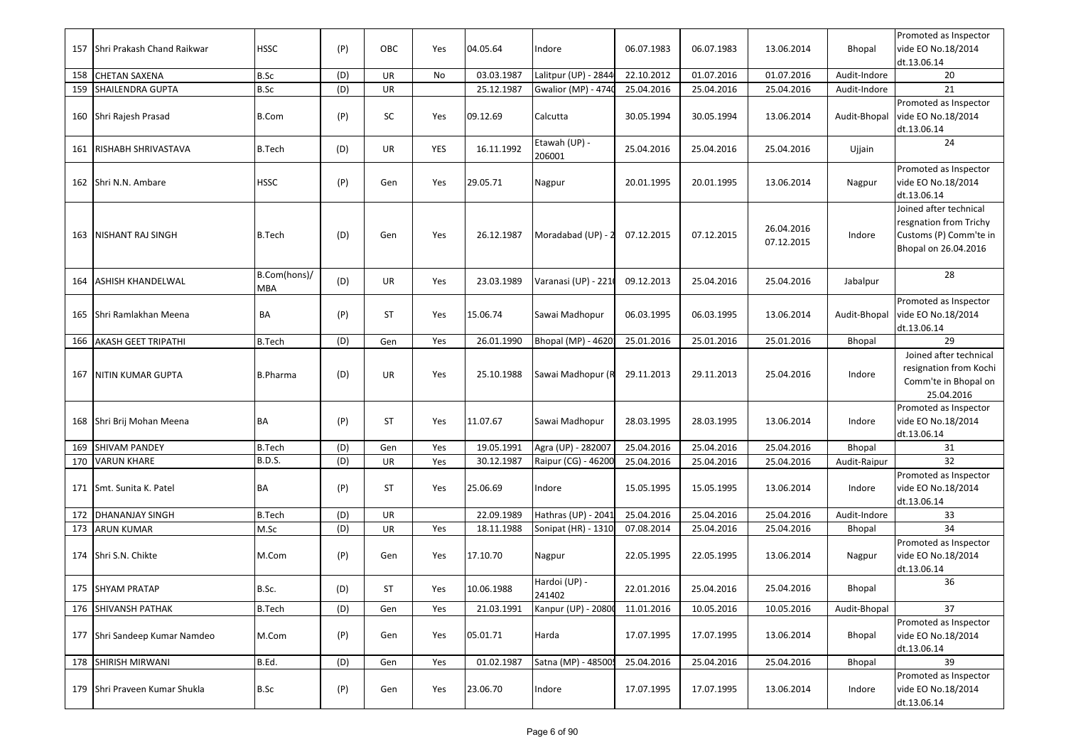| 157 | Shri Prakash Chand Raikwar | HSSC | (P) | OBC | Yes | 04.05.64 | Indore | 06.07.1983 | 06.07.1983 | 13.06.2014 | Bhopal | Promoted as Inspector vide EO No.18/2014 dt.13.06.14 |
|---|---|---|---|---|---|---|---|---|---|---|---|---|
| 158 | CHETAN SAXENA | B.Sc | (D) | UR | No | 03.03.1987 | Lalitpur (UP) - 2844 | 22.10.2012 | 01.07.2016 | 01.07.2016 | Audit-Indore | 20 |
| 159 | SHAILENDRA GUPTA | B.Sc | (D) | UR | | 25.12.1987 | Gwalior (MP) - 4740 | 25.04.2016 | 25.04.2016 | 25.04.2016 | Audit-Indore | 21 |
| 160 | Shri Rajesh Prasad | B.Com | (P) | SC | Yes | 09.12.69 | Calcutta | 30.05.1994 | 30.05.1994 | 13.06.2014 | Audit-Bhopal | Promoted as Inspector vide EO No.18/2014 dt.13.06.14 |
| 161 | RISHABH SHRIVASTAVA | B.Tech | (D) | UR | YES | 16.11.1992 | Etawah (UP) - 206001 | 25.04.2016 | 25.04.2016 | 25.04.2016 | Ujjain | 24 |
| 162 | Shri N.N. Ambare | HSSC | (P) | Gen | Yes | 29.05.71 | Nagpur | 20.01.1995 | 20.01.1995 | 13.06.2014 | Nagpur | Promoted as Inspector vide EO No.18/2014 dt.13.06.14 |
| 163 | NISHANT RAJ SINGH | B.Tech | (D) | Gen | Yes | 26.12.1987 | Moradabad (UP) - 2 | 07.12.2015 | 07.12.2015 | 26.04.2016 07.12.2015 | Indore | Joined after technical resgnation from Trichy Customs (P) Comm'te in Bhopal on 26.04.2016 |
| 164 | ASHISH KHANDELWAL | B.Com(hons)/ MBA | (D) | UR | Yes | 23.03.1989 | Varanasi (UP) - 221 | 09.12.2013 | 25.04.2016 | 25.04.2016 | Jabalpur | 28 |
| 165 | Shri Ramlakhan Meena | BA | (P) | ST | Yes | 15.06.74 | Sawai Madhopur | 06.03.1995 | 06.03.1995 | 13.06.2014 | Audit-Bhopal | Promoted as Inspector vide EO No.18/2014 dt.13.06.14 |
| 166 | AKASH GEET TRIPATHI | B.Tech | (D) | Gen | Yes | 26.01.1990 | Bhopal (MP) - 4620 | 25.01.2016 | 25.01.2016 | 25.01.2016 | Bhopal | 29 |
| 167 | NITIN KUMAR GUPTA | B.Pharma | (D) | UR | Yes | 25.10.1988 | Sawai Madhopur (R | 29.11.2013 | 29.11.2013 | 25.04.2016 | Indore | Joined after technical resignation from Kochi Comm'te in Bhopal on 25.04.2016 |
| 168 | Shri Brij Mohan Meena | BA | (P) | ST | Yes | 11.07.67 | Sawai Madhopur | 28.03.1995 | 28.03.1995 | 13.06.2014 | Indore | Promoted as Inspector vide EO No.18/2014 dt.13.06.14 |
| 169 | SHIVAM PANDEY | B.Tech | (D) | Gen | Yes | 19.05.1991 | Agra (UP) - 282007 | 25.04.2016 | 25.04.2016 | 25.04.2016 | Bhopal | 31 |
| 170 | VARUN KHARE | B.D.S. | (D) | UR | Yes | 30.12.1987 | Raipur (CG) - 46200 | 25.04.2016 | 25.04.2016 | 25.04.2016 | Audit-Raipur | 32 |
| 171 | Smt. Sunita K. Patel | BA | (P) | ST | Yes | 25.06.69 | Indore | 15.05.1995 | 15.05.1995 | 13.06.2014 | Indore | Promoted as Inspector vide EO No.18/2014 dt.13.06.14 |
| 172 | DHANANJAY SINGH | B.Tech | (D) | UR | | 22.09.1989 | Hathras (UP) - 2041 | 25.04.2016 | 25.04.2016 | 25.04.2016 | Audit-Indore | 33 |
| 173 | ARUN KUMAR | M.Sc | (D) | UR | Yes | 18.11.1988 | Sonipat (HR) - 1310 | 07.08.2014 | 25.04.2016 | 25.04.2016 | Bhopal | 34 |
| 174 | Shri S.N. Chikte | M.Com | (P) | Gen | Yes | 17.10.70 | Nagpur | 22.05.1995 | 22.05.1995 | 13.06.2014 | Nagpur | Promoted as Inspector vide EO No.18/2014 dt.13.06.14 |
| 175 | SHYAM PRATAP | B.Sc. | (D) | ST | Yes | 10.06.1988 | Hardoi (UP) - 241402 | 22.01.2016 | 25.04.2016 | 25.04.2016 | Bhopal | 36 |
| 176 | SHIVANSH PATHAK | B.Tech | (D) | Gen | Yes | 21.03.1991 | Kanpur (UP) - 2080 | 11.01.2016 | 10.05.2016 | 10.05.2016 | Audit-Bhopal | 37 |
| 177 | Shri Sandeep Kumar Namdeo | M.Com | (P) | Gen | Yes | 05.01.71 | Harda | 17.07.1995 | 17.07.1995 | 13.06.2014 | Bhopal | Promoted as Inspector vide EO No.18/2014 dt.13.06.14 |
| 178 | SHIRISH MIRWANI | B.Ed. | (D) | Gen | Yes | 01.02.1987 | Satna (MP) - 48500 | 25.04.2016 | 25.04.2016 | 25.04.2016 | Bhopal | 39 |
| 179 | Shri Praveen Kumar Shukla | B.Sc | (P) | Gen | Yes | 23.06.70 | Indore | 17.07.1995 | 17.07.1995 | 13.06.2014 | Indore | Promoted as Inspector vide EO No.18/2014 dt.13.06.14 |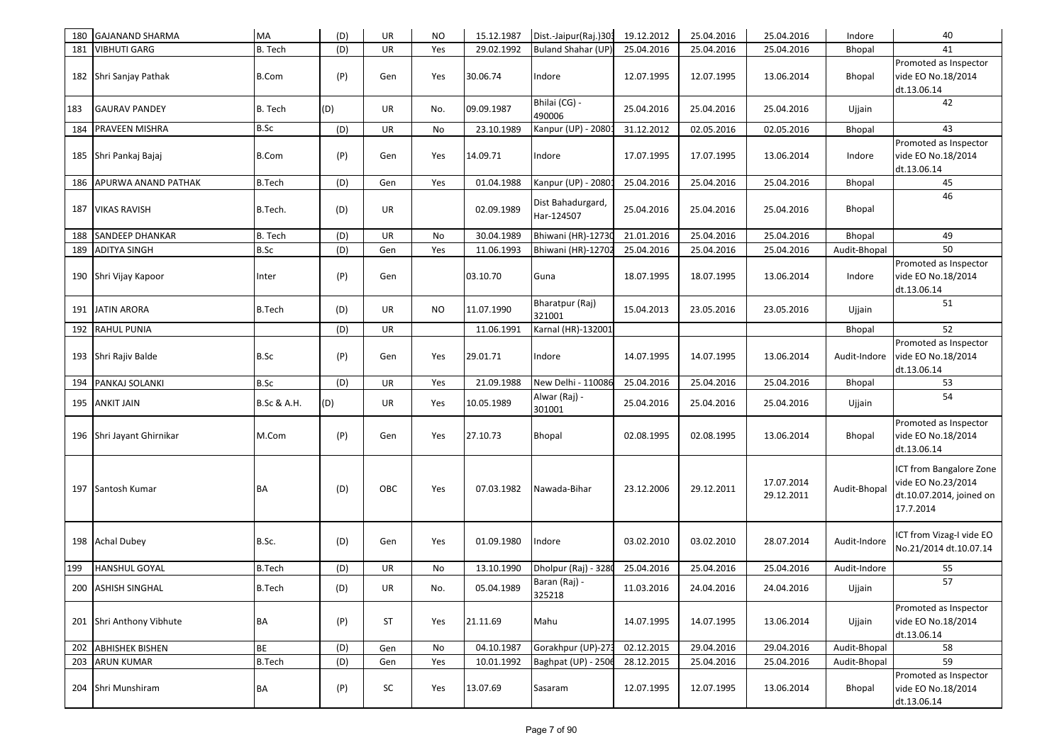| 180 | GAJANAND SHARMA | MA | (D) | UR | NO | 15.12.1987 | Dist.-Jaipur(Raj.)303 | 19.12.2012 | 25.04.2016 | 25.04.2016 | Indore | 40 |
|---|---|---|---|---|---|---|---|---|---|---|---|---|
| 181 | VIBHUTI GARG | B. Tech | (D) | UR | Yes | 29.02.1992 | Buland Shahar (UP) | 25.04.2016 | 25.04.2016 | 25.04.2016 | Bhopal | 41 |
| 182 | Shri Sanjay Pathak | B.Com | (P) | Gen | Yes | 30.06.74 | Indore | 12.07.1995 | 12.07.1995 | 13.06.2014 | Bhopal | Promoted as Inspector vide EO No.18/2014 dt.13.06.14 |
| 183 | GAURAV PANDEY | B. Tech | (D) | UR | No. | 09.09.1987 | Bhilai (CG) - 490006 | 25.04.2016 | 25.04.2016 | 25.04.2016 | Ujjain | 42 |
| 184 | PRAVEEN MISHRA | B.Sc | (D) | UR | No | 23.10.1989 | Kanpur (UP) - 2080 | 31.12.2012 | 02.05.2016 | 02.05.2016 | Bhopal | 43 |
| 185 | Shri Pankaj Bajaj | B.Com | (P) | Gen | Yes | 14.09.71 | Indore | 17.07.1995 | 17.07.1995 | 13.06.2014 | Indore | Promoted as Inspector vide EO No.18/2014 dt.13.06.14 |
| 186 | APURWA ANAND PATHAK | B.Tech | (D) | Gen | Yes | 01.04.1988 | Kanpur (UP) - 2080 | 25.04.2016 | 25.04.2016 | 25.04.2016 | Bhopal | 45 |
| 187 | VIKAS RAVISH | B.Tech. | (D) | UR | | 02.09.1989 | Dist Bahadurgard, Har-124507 | 25.04.2016 | 25.04.2016 | 25.04.2016 | Bhopal | 46 |
| 188 | SANDEEP DHANKAR | B. Tech | (D) | UR | No | 30.04.1989 | Bhiwani (HR)-12730 | 21.01.2016 | 25.04.2016 | 25.04.2016 | Bhopal | 49 |
| 189 | ADITYA SINGH | B.Sc | (D) | Gen | Yes | 11.06.1993 | Bhiwani (HR)-12702 | 25.04.2016 | 25.04.2016 | 25.04.2016 | Audit-Bhopal | 50 |
| 190 | Shri Vijay Kapoor | Inter | (P) | Gen | | 03.10.70 | Guna | 18.07.1995 | 18.07.1995 | 13.06.2014 | Indore | Promoted as Inspector vide EO No.18/2014 dt.13.06.14 |
| 191 | JATIN ARORA | B.Tech | (D) | UR | NO | 11.07.1990 | Bharatpur (Raj) 321001 | 15.04.2013 | 23.05.2016 | 23.05.2016 | Ujjain | 51 |
| 192 | RAHUL PUNIA | | (D) | UR | | 11.06.1991 | Karnal (HR)-132001 | | | | Bhopal | 52 |
| 193 | Shri Rajiv Balde | B.Sc | (P) | Gen | Yes | 29.01.71 | Indore | 14.07.1995 | 14.07.1995 | 13.06.2014 | Audit-Indore | Promoted as Inspector vide EO No.18/2014 dt.13.06.14 |
| 194 | PANKAJ SOLANKI | B.Sc | (D) | UR | Yes | 21.09.1988 | New Delhi - 110086 | 25.04.2016 | 25.04.2016 | 25.04.2016 | Bhopal | 53 |
| 195 | ANKIT JAIN | B.Sc & A.H. | (D) | UR | Yes | 10.05.1989 | Alwar (Raj) - 301001 | 25.04.2016 | 25.04.2016 | 25.04.2016 | Ujjain | 54 |
| 196 | Shri Jayant Ghirnikar | M.Com | (P) | Gen | Yes | 27.10.73 | Bhopal | 02.08.1995 | 02.08.1995 | 13.06.2014 | Bhopal | Promoted as Inspector vide EO No.18/2014 dt.13.06.14 |
| 197 | Santosh Kumar | BA | (D) | OBC | Yes | 07.03.1982 | Nawada-Bihar | 23.12.2006 | 29.12.2011 | 17.07.2014 29.12.2011 | Audit-Bhopal | ICT from Bangalore Zone vide EO No.23/2014 dt.10.07.2014, joined on 17.7.2014 |
| 198 | Achal Dubey | B.Sc. | (D) | Gen | Yes | 01.09.1980 | Indore | 03.02.2010 | 03.02.2010 | 28.07.2014 | Audit-Indore | ICT from Vizag-I vide EO No.21/2014 dt.10.07.14 |
| 199 | HANSHUL GOYAL | B.Tech | (D) | UR | No | 13.10.1990 | Dholpur (Raj) - 328 | 25.04.2016 | 25.04.2016 | 25.04.2016 | Audit-Indore | 55 |
| 200 | ASHISH SINGHAL | B.Tech | (D) | UR | No. | 05.04.1989 | Baran (Raj) - 325218 | 11.03.2016 | 24.04.2016 | 24.04.2016 | Ujjain | 57 |
| 201 | Shri Anthony Vibhute | BA | (P) | ST | Yes | 21.11.69 | Mahu | 14.07.1995 | 14.07.1995 | 13.06.2014 | Ujjain | Promoted as Inspector vide EO No.18/2014 dt.13.06.14 |
| 202 | ABHISHEK BISHEN | BE | (D) | Gen | No | 04.10.1987 | Gorakhpur (UP)-27 | 02.12.2015 | 29.04.2016 | 29.04.2016 | Audit-Bhopal | 58 |
| 203 | ARUN KUMAR | B.Tech | (D) | Gen | Yes | 10.01.1992 | Baghpat (UP) - 2506 | 28.12.2015 | 25.04.2016 | 25.04.2016 | Audit-Bhopal | 59 |
| 204 | Shri Munshiram | BA | (P) | SC | Yes | 13.07.69 | Sasaram | 12.07.1995 | 12.07.1995 | 13.06.2014 | Bhopal | Promoted as Inspector vide EO No.18/2014 dt.13.06.14 |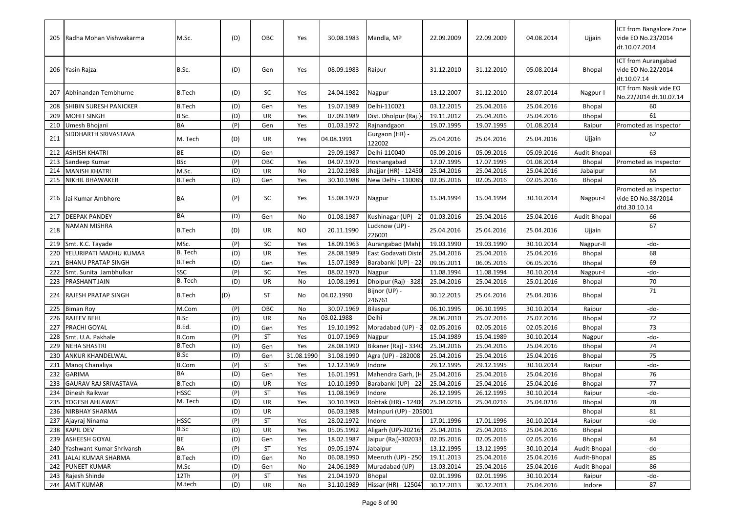| 205 | Radha Mohan Vishwakarma | M.Sc. | (D) | OBC | Yes | 30.08.1983 | Mandla, MP | 22.09.2009 | 22.09.2009 | 04.08.2014 | Ujjain | ICT from Bangalore Zone vide EO No.23/2014 dt.10.07.2014 |
|---|---|---|---|---|---|---|---|---|---|---|---|---|
| 206 | Yasin Rajza | B.Sc. | (D) | Gen | Yes | 08.09.1983 | Raipur | 31.12.2010 | 31.12.2010 | 05.08.2014 | Bhopal | ICT from Aurangabad vide EO No.22/2014 dt.10.07.14 |
| 207 | Abhinandan Tembhurne | B.Tech | (D) | SC | Yes | 24.04.1982 | Nagpur | 13.12.2007 | 31.12.2010 | 28.07.2014 | Nagpur-I | ICT from Nasik vide EO No.22/2014 dt.10.07.14 |
| 208 | SHIBIN SURESH PANICKER | B.Tech | (D) | Gen | Yes | 19.07.1989 | Delhi-110021 | 03.12.2015 | 25.04.2016 | 25.04.2016 | Bhopal | 60 |
| 209 | MOHIT SINGH | B Sc. | (D) | UR | Yes | 07.09.1989 | Dist. Dholpur (Raj.)- | 19.11.2012 | 25.04.2016 | 25.04.2016 | Bhopal | 61 |
| 210 | Umesh Bhojani | BA | (P) | Gen | Yes | 01.03.1972 | Rajnandgaon | 19.07.1995 | 19.07.1995 | 01.08.2014 | Raipur | Promoted as Inspector |
| 211 | SIDDHARTH SRIVASTAVA | M. Tech | (D) | UR | Yes | 04.08.1991 | Gurgaon (HR) - 122002 | 25.04.2016 | 25.04.2016 | 25.04.2016 | Ujjain | 62 |
| 212 | ASHISH KHATRI | BE | (D) | Gen | | 29.09.1987 | Delhi-110040 | 05.09.2016 | 05.09.2016 | 05.09.2016 | Audit-Bhopal | 63 |
| 213 | Sandeep Kumar | BSc | (P) | OBC | Yes | 04.07.1970 | Hoshangabad | 17.07.1995 | 17.07.1995 | 01.08.2014 | Bhopal | Promoted as Inspector |
| 214 | MANISH KHATRI | M.Sc. | (D) | UR | No | 21.02.1988 | Jhajjar (HR) - 12450 | 25.04.2016 | 25.04.2016 | 25.04.2016 | Jabalpur | 64 |
| 215 | NIKHIL BHAWAKER | B.Tech | (D) | Gen | Yes | 30.10.1988 | New Delhi - 110085 | 02.05.2016 | 02.05.2016 | 02.05.2016 | Bhopal | 65 |
| 216 | Jai Kumar Ambhore | BA | (P) | SC | Yes | 15.08.1970 | Nagpur | 15.04.1994 | 15.04.1994 | 30.10.2014 | Nagpur-I | Promoted as Inspector vide EO No.38/2014 dtd.30.10.14 |
| 217 | DEEPAK PANDEY | BA | (D) | Gen | No | 01.08.1987 | Kushinagar (UP) - 2 | 01.03.2016 | 25.04.2016 | 25.04.2016 | Audit-Bhopal | 66 |
| 218 | NAMAN MISHRA | B.Tech | (D) | UR | NO | 20.11.1990 | Lucknow (UP) - 226001 | 25.04.2016 | 25.04.2016 | 25.04.2016 | Ujjain | 67 |
| 219 | Smt. K.C. Tayade | MSc. | (P) | SC | Yes | 18.09.1963 | Aurangabad (Mah) | 19.03.1990 | 19.03.1990 | 30.10.2014 | Nagpur-II | -do- |
| 220 | YELURIPATI MADHU KUMAR | B. Tech | (D) | UR | Yes | 28.08.1989 | East Godavati Distr | 25.04.2016 | 25.04.2016 | 25.04.2016 | Bhopal | 68 |
| 221 | BHANU PRATAP SINGH | B.Tech | (D) | Gen | Yes | 15.07.1989 | Barabanki (UP) - 22 | 09.05.2011 | 06.05.2016 | 06.05.2016 | Bhopal | 69 |
| 222 | Smt. Sunita Jambhulkar | SSC | (P) | SC | Yes | 08.02.1970 | Nagpur | 11.08.1994 | 11.08.1994 | 30.10.2014 | Nagpur-I | -do- |
| 223 | PRASHANT JAIN | B. Tech | (D) | UR | No | 10.08.1991 | Dholpur (Raj) - 328 | 25.04.2016 | 25.04.2016 | 25.01.2016 | Bhopal | 70 |
| 224 | RAJESH PRATAP SINGH | B.Tech | (D) | ST | No | 04.02.1990 | Bijnor (UP) - 246761 | 30.12.2015 | 25.04.2016 | 25.04.2016 | Bhopal | 71 |
| 225 | Biman Roy | M.Com | (P) | OBC | No | 30.07.1969 | Bilaspur | 06.10.1995 | 06.10.1995 | 30.10.2014 | Raipur | -do- |
| 226 | RAJEEV BEHL | B.Sc | (D) | UR | No | 03.02.1988 | Delhi | 28.06.2010 | 25.07.2016 | 25.07.2016 | Bhopal | 72 |
| 227 | PRACHI GOYAL | B.Ed. | (D) | Gen | Yes | 19.10.1992 | Moradabad (UP) - 2 | 02.05.2016 | 02.05.2016 | 02.05.2016 | Bhopal | 73 |
| 228 | Smt. U.A. Pakhale | B.Com | (P) | ST | Yes | 01.07.1969 | Nagpur | 15.04.1989 | 15.04.1989 | 30.10.2014 | Nagpur | -do- |
| 229 | NEHA SHASTRI | B.Tech | (D) | Gen | Yes | 28.08.1990 | Bikaner (Raj) - 3340 | 25.04.2016 | 25.04.2016 | 25.04.2016 | Bhopal | 74 |
| 230 | ANKUR KHANDELWAL | B.Sc | (D) | Gen | 31.08.1990 | 31.08.1990 | Agra (UP) - 282008 | 25.04.2016 | 25.04.2016 | 25.04.2016 | Bhopal | 75 |
| 231 | Manoj Chanaliya | B.Com | (P) | ST | Yes | 12.12.1969 | Indore | 29.12.1995 | 29.12.1995 | 30.10.2014 | Raipur | -do- |
| 232 | GARIMA | BA | (D) | Gen | Yes | 16.01.1991 | Mahendra Garh, (H | 25.04.2016 | 25.04.2016 | 25.04.2016 | Bhopal | 76 |
| 233 | GAURAV RAJ SRIVASTAVA | B.Tech | (D) | UR | Yes | 10.10.1990 | Barabanki (UP) - 22 | 25.04.2016 | 25.04.2016 | 25.04.2016 | Bhopal | 77 |
| 234 | Dinesh Raikwar | HSSC | (P) | ST | Yes | 11.08.1969 | Indore | 26.12.1995 | 26.12.1995 | 30.10.2014 | Raipur | -do- |
| 235 | YOGESH AHLAWAT | M. Tech | (D) | UR | Yes | 30.10.1990 | Rohtak (HR) - 12400 | 25.04.0216 | 25.04.0216 | 25.04.0216 | Bhopal | 78 |
| 236 | NIRBHAY SHARMA | | (D) | UR | | 06.03.1988 | Mainpuri (UP) - 205001 | | | | Bhopal | 81 |
| 237 | Ajayraj Ninama | HSSC | (P) | ST | Yes | 28.02.1972 | Indore | 17.01.1996 | 17.01.1996 | 30.10.2014 | Raipur | -do- |
| 238 | KAPIL DEV | B.Sc | (D) | UR | Yes | 05.05.1992 | Aligarh (UP)-20216 | 25.04.2016 | 25.04.2016 | 25.04.2016 | Bhopal | |
| 239 | ASHEESH GOYAL | BE | (D) | Gen | Yes | 18.02.1987 | Jaipur (Raj)-302033 | 02.05.2016 | 02.05.2016 | 02.05.2016 | Bhopal | 84 |
| 240 | Yashwant Kumar Shrivansh | BA | (P) | ST | Yes | 09.05.1974 | Jabalpur | 13.12.1995 | 13.12.1995 | 30.10.2014 | Audit-Bhopal | -do- |
| 241 | JALAJ KUMAR SHARMA | B.Tech | (D) | Gen | No | 06.08.1990 | Meeruth (UP) - 250 | 19.11.2013 | 25.04.2016 | 25.04.2016 | Audit-Bhopal | 85 |
| 242 | PUNEET KUMAR | M.Sc | (D) | Gen | No | 24.06.1989 | Muradabad (UP) | 13.03.2014 | 25.04.2016 | 25.04.2016 | Audit-Bhopal | 86 |
| 243 | Rajesh Shinde | 12Th | (P) | ST | Yes | 21.04.1970 | Bhopal | 02.01.1996 | 02.01.1996 | 30.10.2014 | Raipur | -do- |
| 244 | AMIT KUMAR | M.tech | (D) | UR | No | 31.10.1989 | Hissar (HR) - 12504 | 30.12.2013 | 30.12.2013 | 25.04.2016 | Indore | 87 |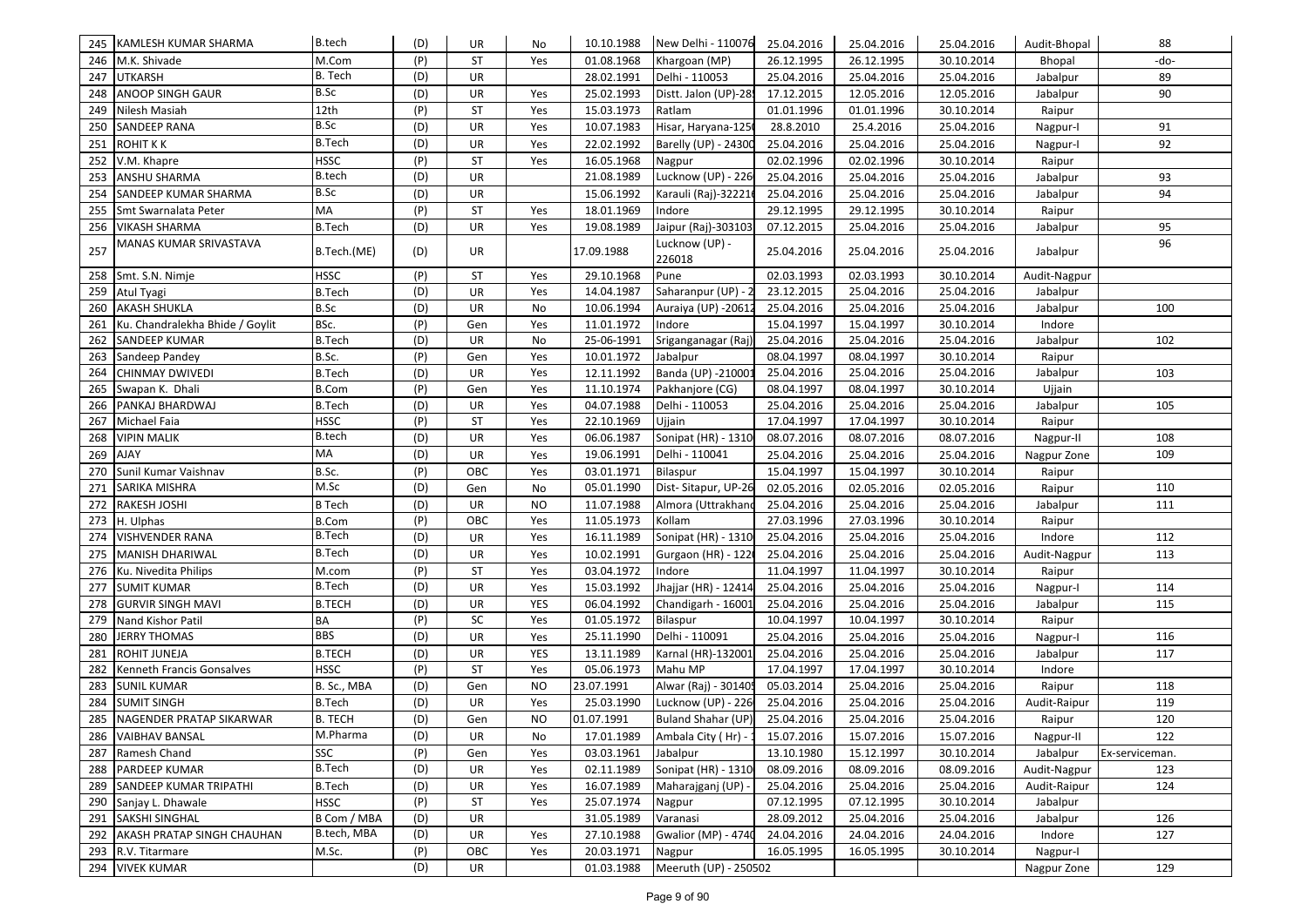| 245 | KAMLESH KUMAR SHARMA | B.tech | (D) | UR | No | 10.10.1988 | New Delhi - 110076 | 25.04.2016 | 25.04.2016 | 25.04.2016 | Audit-Bhopal | 88 |
|---|---|---|---|---|---|---|---|---|---|---|---|---|
| 246 | M.K. Shivade | M.Com | (P) | ST | Yes | 01.08.1968 | Khargoan (MP) | 26.12.1995 | 26.12.1995 | 30.10.2014 | Bhopal | -do- |
| 247 | UTKARSH | B. Tech | (D) | UR | | 28.02.1991 | Delhi - 110053 | 25.04.2016 | 25.04.2016 | 25.04.2016 | Jabalpur | 89 |
| 248 | ANOOP SINGH GAUR | B.Sc | (D) | UR | Yes | 25.02.1993 | Distt. Jalon (UP)-28 | 17.12.2015 | 12.05.2016 | 12.05.2016 | Jabalpur | 90 |
| 249 | Nilesh Masiah | 12th | (P) | ST | Yes | 15.03.1973 | Ratlam | 01.01.1996 | 01.01.1996 | 30.10.2014 | Raipur | |
| 250 | SANDEEP RANA | B.Sc | (D) | UR | Yes | 10.07.1983 | Hisar, Haryana-125 | 28.8.2010 | 25.4.2016 | 25.04.2016 | Nagpur-I | 91 |
| 251 | ROHIT K K | B.Tech | (D) | UR | Yes | 22.02.1992 | Barelly (UP) - 24300 | 25.04.2016 | 25.04.2016 | 25.04.2016 | Nagpur-I | 92 |
| 252 | V.M. Khapre | HSSC | (P) | ST | Yes | 16.05.1968 | Nagpur | 02.02.1996 | 02.02.1996 | 30.10.2014 | Raipur | |
| 253 | ANSHU SHARMA | B.tech | (D) | UR | | 21.08.1989 | Lucknow (UP) - 226 | 25.04.2016 | 25.04.2016 | 25.04.2016 | Jabalpur | 93 |
| 254 | SANDEEP KUMAR SHARMA | B.Sc | (D) | UR | | 15.06.1992 | Karauli (Raj)-32221 | 25.04.2016 | 25.04.2016 | 25.04.2016 | Jabalpur | 94 |
| 255 | Smt Swarnalata Peter | MA | (P) | ST | Yes | 18.01.1969 | Indore | 29.12.1995 | 29.12.1995 | 30.10.2014 | Raipur | |
| 256 | VIKASH SHARMA | B.Tech | (D) | UR | Yes | 19.08.1989 | Jaipur (Raj)-303103 | 07.12.2015 | 25.04.2016 | 25.04.2016 | Jabalpur | 95 |
| 257 | MANAS KUMAR SRIVASTAVA | B.Tech.(ME) | (D) | UR | | 17.09.1988 | Lucknow (UP) - 226018 | 25.04.2016 | 25.04.2016 | 25.04.2016 | Jabalpur | 96 |
| 258 | Smt. S.N. Nimje | HSSC | (P) | ST | Yes | 29.10.1968 | Pune | 02.03.1993 | 02.03.1993 | 30.10.2014 | Audit-Nagpur | |
| 259 | Atul Tyagi | B.Tech | (D) | UR | Yes | 14.04.1987 | Saharanpur (UP) - 2 | 23.12.2015 | 25.04.2016 | 25.04.2016 | Jabalpur | |
| 260 | AKASH SHUKLA | B.Sc | (D) | UR | No | 10.06.1994 | Auraiya (UP) -20612 | 25.04.2016 | 25.04.2016 | 25.04.2016 | Jabalpur | 100 |
| 261 | Ku. Chandralekha Bhide / Goylit | BSc. | (P) | Gen | Yes | 11.01.1972 | Indore | 15.04.1997 | 15.04.1997 | 30.10.2014 | Indore | |
| 262 | SANDEEP KUMAR | B.Tech | (D) | UR | No | 25-06-1991 | Sriganganagar (Raj) | 25.04.2016 | 25.04.2016 | 25.04.2016 | Jabalpur | 102 |
| 263 | Sandeep Pandey | B.Sc. | (P) | Gen | Yes | 10.01.1972 | Jabalpur | 08.04.1997 | 08.04.1997 | 30.10.2014 | Raipur | |
| 264 | CHINMAY DWIVEDI | B.Tech | (D) | UR | Yes | 12.11.1992 | Banda (UP) -210001 | 25.04.2016 | 25.04.2016 | 25.04.2016 | Jabalpur | 103 |
| 265 | Swapan K. Dhali | B.Com | (P) | Gen | Yes | 11.10.1974 | Pakhanjore (CG) | 08.04.1997 | 08.04.1997 | 30.10.2014 | Ujjain | |
| 266 | PANKAJ BHARDWAJ | B.Tech | (D) | UR | Yes | 04.07.1988 | Delhi - 110053 | 25.04.2016 | 25.04.2016 | 25.04.2016 | Jabalpur | 105 |
| 267 | Michael Faia | HSSC | (P) | ST | Yes | 22.10.1969 | Ujjain | 17.04.1997 | 17.04.1997 | 30.10.2014 | Raipur | |
| 268 | VIPIN MALIK | B.tech | (D) | UR | Yes | 06.06.1987 | Sonipat (HR) - 1310 | 08.07.2016 | 08.07.2016 | 08.07.2016 | Nagpur-II | 108 |
| 269 | AJAY | MA | (D) | UR | Yes | 19.06.1991 | Delhi - 110041 | 25.04.2016 | 25.04.2016 | 25.04.2016 | Nagpur Zone | 109 |
| 270 | Sunil Kumar Vaishnav | B.Sc. | (P) | OBC | Yes | 03.01.1971 | Bilaspur | 15.04.1997 | 15.04.1997 | 30.10.2014 | Raipur | |
| 271 | SARIKA MISHRA | M.Sc | (D) | Gen | No | 05.01.1990 | Dist- Sitapur, UP-26 | 02.05.2016 | 02.05.2016 | 02.05.2016 | Raipur | 110 |
| 272 | RAKESH JOSHI | B Tech | (D) | UR | NO | 11.07.1988 | Almora (Uttrakhand | 25.04.2016 | 25.04.2016 | 25.04.2016 | Jabalpur | 111 |
| 273 | H. Ulphas | B.Com | (P) | OBC | Yes | 11.05.1973 | Kollam | 27.03.1996 | 27.03.1996 | 30.10.2014 | Raipur | |
| 274 | VISHVENDER RANA | B.Tech | (D) | UR | Yes | 16.11.1989 | Sonipat (HR) - 1310 | 25.04.2016 | 25.04.2016 | 25.04.2016 | Indore | 112 |
| 275 | MANISH DHARIWAL | B.Tech | (D) | UR | Yes | 10.02.1991 | Gurgaon (HR) - 122 | 25.04.2016 | 25.04.2016 | 25.04.2016 | Audit-Nagpur | 113 |
| 276 | Ku. Nivedita Philips | M.com | (P) | ST | Yes | 03.04.1972 | Indore | 11.04.1997 | 11.04.1997 | 30.10.2014 | Raipur | |
| 277 | SUMIT KUMAR | B.Tech | (D) | UR | Yes | 15.03.1992 | Jhajjar (HR) - 12414 | 25.04.2016 | 25.04.2016 | 25.04.2016 | Nagpur-I | 114 |
| 278 | GURVIR SINGH MAVI | B.TECH | (D) | UR | YES | 06.04.1992 | Chandigarh - 16001 | 25.04.2016 | 25.04.2016 | 25.04.2016 | Jabalpur | 115 |
| 279 | Nand Kishor Patil | BA | (P) | SC | Yes | 01.05.1972 | Bilaspur | 10.04.1997 | 10.04.1997 | 30.10.2014 | Raipur | |
| 280 | JERRY THOMAS | BBS | (D) | UR | Yes | 25.11.1990 | Delhi - 110091 | 25.04.2016 | 25.04.2016 | 25.04.2016 | Nagpur-I | 116 |
| 281 | ROHIT JUNEJA | B.TECH | (D) | UR | YES | 13.11.1989 | Karnal (HR)-132001 | 25.04.2016 | 25.04.2016 | 25.04.2016 | Jabalpur | 117 |
| 282 | Kenneth Francis Gonsalves | HSSC | (P) | ST | Yes | 05.06.1973 | Mahu MP | 17.04.1997 | 17.04.1997 | 30.10.2014 | Indore | |
| 283 | SUNIL KUMAR | B. Sc., MBA | (D) | Gen | NO | 23.07.1991 | Alwar (Raj) - 30140 | 05.03.2014 | 25.04.2016 | 25.04.2016 | Raipur | 118 |
| 284 | SUMIT SINGH | B.Tech | (D) | UR | Yes | 25.03.1990 | Lucknow (UP) - 226 | 25.04.2016 | 25.04.2016 | 25.04.2016 | Audit-Raipur | 119 |
| 285 | NAGENDER PRATAP SIKARWAR | B. TECH | (D) | Gen | NO | 01.07.1991 | Buland Shahar (UP) | 25.04.2016 | 25.04.2016 | 25.04.2016 | Raipur | 120 |
| 286 | VAIBHAV BANSAL | M.Pharma | (D) | UR | No | 17.01.1989 | Ambala City ( Hr) - | 15.07.2016 | 15.07.2016 | 15.07.2016 | Nagpur-II | 122 |
| 287 | Ramesh Chand | SSC | (P) | Gen | Yes | 03.03.1961 | Jabalpur | 13.10.1980 | 15.12.1997 | 30.10.2014 | Jabalpur | Ex-serviceman. |
| 288 | PARDEEP KUMAR | B.Tech | (D) | UR | Yes | 02.11.1989 | Sonipat (HR) - 1310 | 08.09.2016 | 08.09.2016 | 08.09.2016 | Audit-Nagpur | 123 |
| 289 | SANDEEP KUMAR TRIPATHI | B.Tech | (D) | UR | Yes | 16.07.1989 | Maharajganj (UP) - | 25.04.2016 | 25.04.2016 | 25.04.2016 | Audit-Raipur | 124 |
| 290 | Sanjay L. Dhawale | HSSC | (P) | ST | Yes | 25.07.1974 | Nagpur | 07.12.1995 | 07.12.1995 | 30.10.2014 | Jabalpur | |
| 291 | SAKSHI SINGHAL | B Com / MBA | (D) | UR | | 31.05.1989 | Varanasi | 28.09.2012 | 25.04.2016 | 25.04.2016 | Jabalpur | 126 |
| 292 | AKASH PRATAP SINGH CHAUHAN | B.tech, MBA | (D) | UR | Yes | 27.10.1988 | Gwalior (MP) - 4740 | 24.04.2016 | 24.04.2016 | 24.04.2016 | Indore | 127 |
| 293 | R.V. Titarmare | M.Sc. | (P) | OBC | Yes | 20.03.1971 | Nagpur | 16.05.1995 | 16.05.1995 | 30.10.2014 | Nagpur-I | |
| 294 | VIVEK KUMAR | | (D) | UR | | 01.03.1988 | Meeruth (UP) - 250502 | | | | Nagpur Zone | 129 |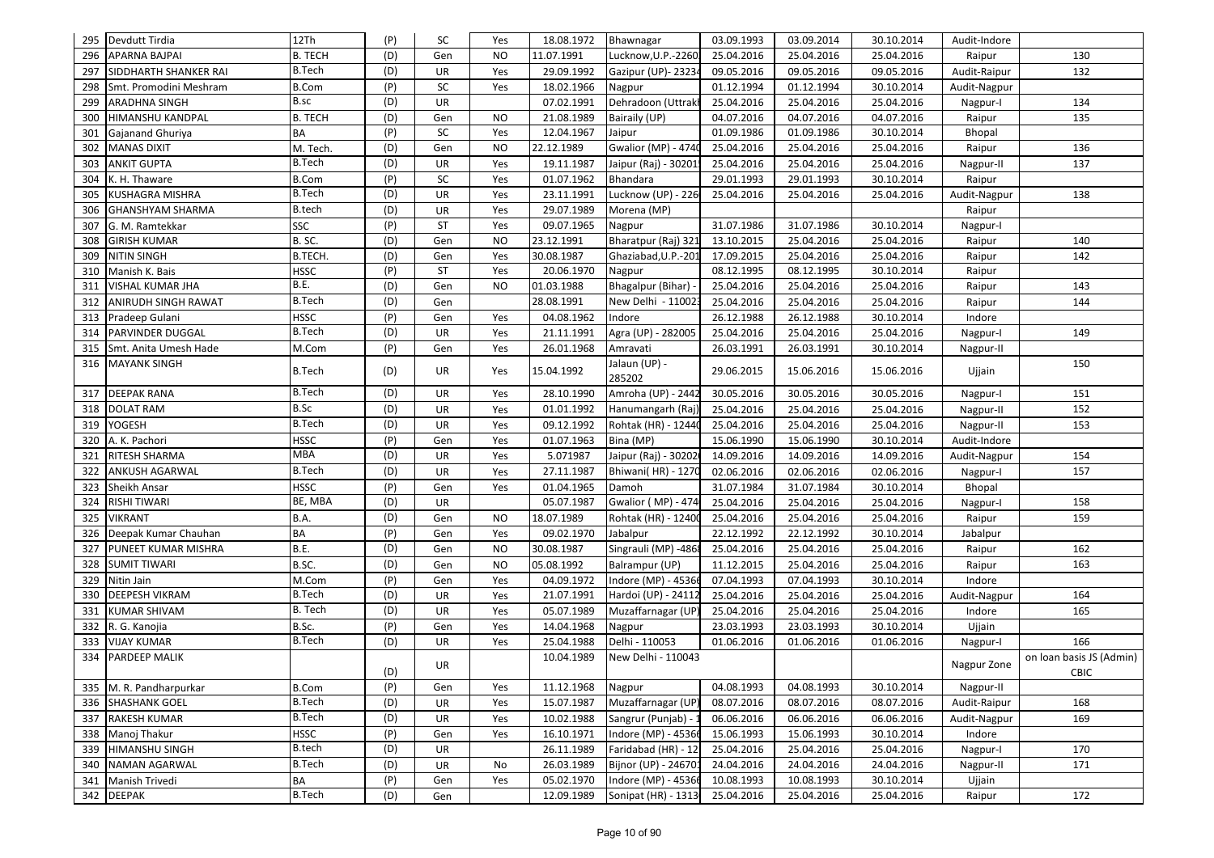| 295 | Devdutt Tirdia | 12Th | (P) | SC | Yes | 18.08.1972 | Bhawnagar | 03.09.1993 | 03.09.2014 | 30.10.2014 | Audit-Indore | |
|---|---|---|---|---|---|---|---|---|---|---|---|---|
| 296 | APARNA BAJPAI | B. TECH | (D) | Gen | NO | 11.07.1991 | Lucknow,U.P.-2260 | 25.04.2016 | 25.04.2016 | 25.04.2016 | Raipur | 130 |
| 297 | SIDDHARTH SHANKER RAI | B.Tech | (D) | UR | Yes | 29.09.1992 | Gazipur (UP)- 2323 | 09.05.2016 | 09.05.2016 | 09.05.2016 | Audit-Raipur | 132 |
| 298 | Smt. Promodini Meshram | B.Com | (P) | SC | Yes | 18.02.1966 | Nagpur | 01.12.1994 | 01.12.1994 | 30.10.2014 | Audit-Nagpur | |
| 299 | ARADHNA SINGH | B.sc | (D) | UR | | 07.02.1991 | Dehradoon (Uttrakh | 25.04.2016 | 25.04.2016 | 25.04.2016 | Nagpur-I | 134 |
| 300 | HIMANSHU KANDPAL | B. TECH | (D) | Gen | NO | 21.08.1989 | Bairaily (UP) | 04.07.2016 | 04.07.2016 | 04.07.2016 | Raipur | 135 |
| 301 | Gajanand Ghuriya | BA | (P) | SC | Yes | 12.04.1967 | Jaipur | 01.09.1986 | 01.09.1986 | 30.10.2014 | Bhopal | |
| 302 | MANAS DIXIT | M. Tech. | (D) | Gen | NO | 22.12.1989 | Gwalior (MP) - 4740 | 25.04.2016 | 25.04.2016 | 25.04.2016 | Raipur | 136 |
| 303 | ANKIT GUPTA | B.Tech | (D) | UR | Yes | 19.11.1987 | Jaipur (Raj) - 30201 | 25.04.2016 | 25.04.2016 | 25.04.2016 | Nagpur-II | 137 |
| 304 | K. H. Thaware | B.Com | (P) | SC | Yes | 01.07.1962 | Bhandara | 29.01.1993 | 29.01.1993 | 30.10.2014 | Raipur | |
| 305 | KUSHAGRA MISHRA | B.Tech | (D) | UR | Yes | 23.11.1991 | Lucknow (UP) - 226 | 25.04.2016 | 25.04.2016 | 25.04.2016 | Audit-Nagpur | 138 |
| 306 | GHANSHYAM SHARMA | B.tech | (D) | UR | Yes | 29.07.1989 | Morena (MP) | | | | Raipur | |
| 307 | G. M. Ramtekkar | SSC | (P) | ST | Yes | 09.07.1965 | Nagpur | 31.07.1986 | 31.07.1986 | 30.10.2014 | Nagpur-I | |
| 308 | GIRISH KUMAR | B. SC. | (D) | Gen | NO | 23.12.1991 | Bharatpur (Raj) 321 | 13.10.2015 | 25.04.2016 | 25.04.2016 | Raipur | 140 |
| 309 | NITIN SINGH | B.TECH. | (D) | Gen | Yes | 30.08.1987 | Ghaziabad,U.P.-201 | 17.09.2015 | 25.04.2016 | 25.04.2016 | Raipur | 142 |
| 310 | Manish K. Bais | HSSC | (P) | ST | Yes | 20.06.1970 | Nagpur | 08.12.1995 | 08.12.1995 | 30.10.2014 | Raipur | |
| 311 | VISHAL KUMAR JHA | B.E. | (D) | Gen | NO | 01.03.1988 | Bhagalpur (Bihar) - | 25.04.2016 | 25.04.2016 | 25.04.2016 | Raipur | 143 |
| 312 | ANIRUDH SINGH RAWAT | B.Tech | (D) | Gen | | 28.08.1991 | New Delhi - 11002 | 25.04.2016 | 25.04.2016 | 25.04.2016 | Raipur | 144 |
| 313 | Pradeep Gulani | HSSC | (P) | Gen | Yes | 04.08.1962 | Indore | 26.12.1988 | 26.12.1988 | 30.10.2014 | Indore | |
| 314 | PARVINDER DUGGAL | B.Tech | (D) | UR | Yes | 21.11.1991 | Agra (UP) - 282005 | 25.04.2016 | 25.04.2016 | 25.04.2016 | Nagpur-I | 149 |
| 315 | Smt. Anita Umesh Hade | M.Com | (P) | Gen | Yes | 26.01.1968 | Amravati | 26.03.1991 | 26.03.1991 | 30.10.2014 | Nagpur-II | |
| 316 | MAYANK SINGH | B.Tech | (D) | UR | Yes | 15.04.1992 | Jalaun (UP) - 285202 | 29.06.2015 | 15.06.2016 | 15.06.2016 | Ujjain | 150 |
| 317 | DEEPAK RANA | B.Tech | (D) | UR | Yes | 28.10.1990 | Amroha (UP) - 2442 | 30.05.2016 | 30.05.2016 | 30.05.2016 | Nagpur-I | 151 |
| 318 | DOLAT RAM | B.Sc | (D) | UR | Yes | 01.01.1992 | Hanumangarh (Raj) | 25.04.2016 | 25.04.2016 | 25.04.2016 | Nagpur-II | 152 |
| 319 | YOGESH | B.Tech | (D) | UR | Yes | 09.12.1992 | Rohtak (HR) - 12440 | 25.04.2016 | 25.04.2016 | 25.04.2016 | Nagpur-II | 153 |
| 320 | A. K. Pachori | HSSC | (P) | Gen | Yes | 01.07.1963 | Bina (MP) | 15.06.1990 | 15.06.1990 | 30.10.2014 | Audit-Indore | |
| 321 | RITESH SHARMA | MBA | (D) | UR | Yes | 5.071987 | Jaipur (Raj) - 30202 | 14.09.2016 | 14.09.2016 | 14.09.2016 | Audit-Nagpur | 154 |
| 322 | ANKUSH AGARWAL | B.Tech | (D) | UR | Yes | 27.11.1987 | Bhiwani( HR) - 1270 | 02.06.2016 | 02.06.2016 | 02.06.2016 | Nagpur-I | 157 |
| 323 | Sheikh Ansar | HSSC | (P) | Gen | Yes | 01.04.1965 | Damoh | 31.07.1984 | 31.07.1984 | 30.10.2014 | Bhopal | |
| 324 | RISHI TIWARI | BE, MBA | (D) | UR | | 05.07.1987 | Gwalior ( MP) - 474 | 25.04.2016 | 25.04.2016 | 25.04.2016 | Nagpur-I | 158 |
| 325 | VIKRANT | B.A. | (D) | Gen | NO | 18.07.1989 | Rohtak (HR) - 12400 | 25.04.2016 | 25.04.2016 | 25.04.2016 | Raipur | 159 |
| 326 | Deepak Kumar Chauhan | BA | (P) | Gen | Yes | 09.02.1970 | Jabalpur | 22.12.1992 | 22.12.1992 | 30.10.2014 | Jabalpur | |
| 327 | PUNEET KUMAR MISHRA | B.E. | (D) | Gen | NO | 30.08.1987 | Singrauli (MP) -4868 | 25.04.2016 | 25.04.2016 | 25.04.2016 | Raipur | 162 |
| 328 | SUMIT TIWARI | B.SC. | (D) | Gen | NO | 05.08.1992 | Balrampur (UP) | 11.12.2015 | 25.04.2016 | 25.04.2016 | Raipur | 163 |
| 329 | Nitin Jain | M.Com | (P) | Gen | Yes | 04.09.1972 | Indore (MP) - 45366 | 07.04.1993 | 07.04.1993 | 30.10.2014 | Indore | |
| 330 | DEEPESH VIKRAM | B.Tech | (D) | UR | Yes | 21.07.1991 | Hardoi (UP) - 24112 | 25.04.2016 | 25.04.2016 | 25.04.2016 | Audit-Nagpur | 164 |
| 331 | KUMAR SHIVAM | B. Tech | (D) | UR | Yes | 05.07.1989 | Muzaffarnagar (UP) | 25.04.2016 | 25.04.2016 | 25.04.2016 | Indore | 165 |
| 332 | R. G. Kanojia | B.Sc. | (P) | Gen | Yes | 14.04.1968 | Nagpur | 23.03.1993 | 23.03.1993 | 30.10.2014 | Ujjain | |
| 333 | VIJAY KUMAR | B.Tech | (D) | UR | Yes | 25.04.1988 | Delhi - 110053 | 01.06.2016 | 01.06.2016 | 01.06.2016 | Nagpur-I | 166 |
| 334 | PARDEEP MALIK | | (D) | UR | | 10.04.1989 | New Delhi - 110043 | | | | Nagpur Zone | on loan basis JS (Admin) CBIC |
| 335 | M. R. Pandharpurkar | B.Com | (P) | Gen | Yes | 11.12.1968 | Nagpur | 04.08.1993 | 04.08.1993 | 30.10.2014 | Nagpur-II | |
| 336 | SHASHANK GOEL | B.Tech | (D) | UR | Yes | 15.07.1987 | Muzaffarnagar (UP) | 08.07.2016 | 08.07.2016 | 08.07.2016 | Audit-Raipur | 168 |
| 337 | RAKESH KUMAR | B.Tech | (D) | UR | Yes | 10.02.1988 | Sangrur (Punjab) - | 06.06.2016 | 06.06.2016 | 06.06.2016 | Audit-Nagpur | 169 |
| 338 | Manoj Thakur | HSSC | (P) | Gen | Yes | 16.10.1971 | Indore (MP) - 45366 | 15.06.1993 | 15.06.1993 | 30.10.2014 | Indore | |
| 339 | HIMANSHU SINGH | B.tech | (D) | UR | | 26.11.1989 | Faridabad (HR) - 12 | 25.04.2016 | 25.04.2016 | 25.04.2016 | Nagpur-I | 170 |
| 340 | NAMAN AGARWAL | B.Tech | (D) | UR | No | 26.03.1989 | Bijnor (UP) - 246701 | 24.04.2016 | 24.04.2016 | 24.04.2016 | Nagpur-II | 171 |
| 341 | Manish Trivedi | BA | (P) | Gen | Yes | 05.02.1970 | Indore (MP) - 45366 | 10.08.1993 | 10.08.1993 | 30.10.2014 | Ujjain | |
| 342 | DEEPAK | B.Tech | (D) | Gen | | 12.09.1989 | Sonipat (HR) - 1313 | 25.04.2016 | 25.04.2016 | 25.04.2016 | Raipur | 172 |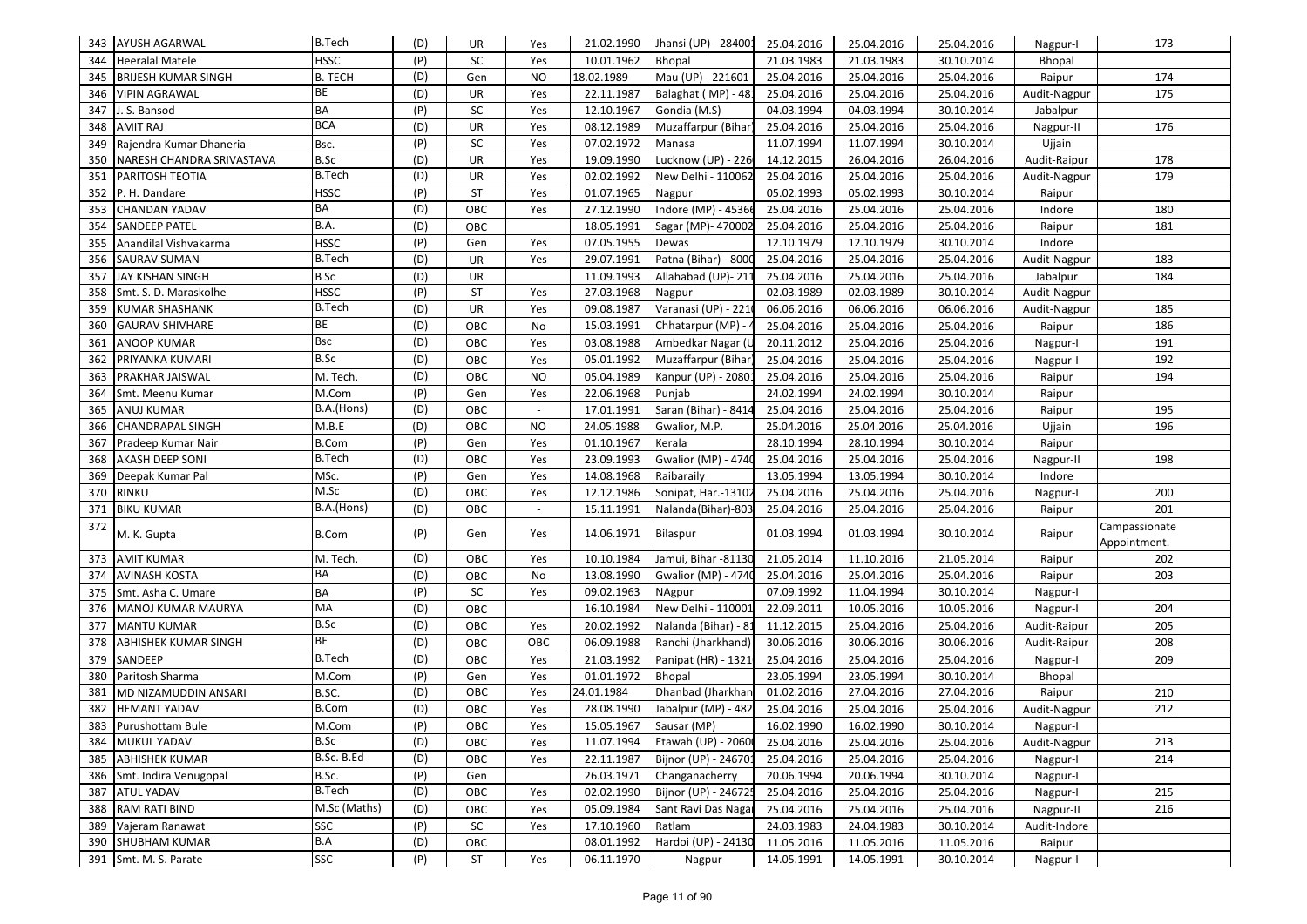| 343 | AYUSH AGARWAL | B.Tech | (D) | UR | Yes | 21.02.1990 | Jhansi (UP) - 28400 | 25.04.2016 | 25.04.2016 | 25.04.2016 | Nagpur-I | 173 |
|---|---|---|---|---|---|---|---|---|---|---|---|---|
| 344 | Heeralal Matele | HSSC | (P) | SC | Yes | 10.01.1962 | Bhopal | 21.03.1983 | 21.03.1983 | 30.10.2014 | Bhopal | |
| 345 | BRIJESH KUMAR SINGH | B. TECH | (D) | Gen | NO | 18.02.1989 | Mau (UP) - 221601 | 25.04.2016 | 25.04.2016 | 25.04.2016 | Raipur | 174 |
| 346 | VIPIN AGRAWAL | BE | (D) | UR | Yes | 22.11.1987 | Balaghat ( MP) - 48 | 25.04.2016 | 25.04.2016 | 25.04.2016 | Audit-Nagpur | 175 |
| 347 | J. S. Bansod | BA | (P) | SC | Yes | 12.10.1967 | Gondia (M.S) | 04.03.1994 | 04.03.1994 | 30.10.2014 | Jabalpur | |
| 348 | AMIT RAJ | BCA | (D) | UR | Yes | 08.12.1989 | Muzaffarpur (Bihar | 25.04.2016 | 25.04.2016 | 25.04.2016 | Nagpur-II | 176 |
| 349 | Rajendra Kumar Dhaneria | Bsc. | (P) | SC | Yes | 07.02.1972 | Manasa | 11.07.1994 | 11.07.1994 | 30.10.2014 | Ujjain | |
| 350 | NARESH CHANDRA SRIVASTAVA | B.Sc | (D) | UR | Yes | 19.09.1990 | Lucknow (UP) - 226 | 14.12.2015 | 26.04.2016 | 26.04.2016 | Audit-Raipur | 178 |
| 351 | PARITOSH TEOTIA | B.Tech | (D) | UR | Yes | 02.02.1992 | New Delhi - 110062 | 25.04.2016 | 25.04.2016 | 25.04.2016 | Audit-Nagpur | 179 |
| 352 | P. H. Dandare | HSSC | (P) | ST | Yes | 01.07.1965 | Nagpur | 05.02.1993 | 05.02.1993 | 30.10.2014 | Raipur | |
| 353 | CHANDAN YADAV | BA | (D) | OBC | Yes | 27.12.1990 | Indore (MP) - 4536 | 25.04.2016 | 25.04.2016 | 25.04.2016 | Indore | 180 |
| 354 | SANDEEP PATEL | B.A. | (D) | OBC | | 18.05.1991 | Sagar (MP)- 470002 | 25.04.2016 | 25.04.2016 | 25.04.2016 | Raipur | 181 |
| 355 | Anandilal Vishvakarma | HSSC | (P) | Gen | Yes | 07.05.1955 | Dewas | 12.10.1979 | 12.10.1979 | 30.10.2014 | Indore | |
| 356 | SAURAV SUMAN | B.Tech | (D) | UR | Yes | 29.07.1991 | Patna (Bihar) - 800 | 25.04.2016 | 25.04.2016 | 25.04.2016 | Audit-Nagpur | 183 |
| 357 | JAY KISHAN SINGH | B Sc | (D) | UR | | 11.09.1993 | Allahabad (UP)- 21 | 25.04.2016 | 25.04.2016 | 25.04.2016 | Jabalpur | 184 |
| 358 | Smt. S. D. Maraskolhe | HSSC | (P) | ST | Yes | 27.03.1968 | Nagpur | 02.03.1989 | 02.03.1989 | 30.10.2014 | Audit-Nagpur | |
| 359 | KUMAR SHASHANK | B.Tech | (D) | UR | Yes | 09.08.1987 | Varanasi (UP) - 221 | 06.06.2016 | 06.06.2016 | 06.06.2016 | Audit-Nagpur | 185 |
| 360 | GAURAV SHIVHARE | BE | (D) | OBC | No | 15.03.1991 | Chhatarpur (MP) - | 25.04.2016 | 25.04.2016 | 25.04.2016 | Raipur | 186 |
| 361 | ANOOP KUMAR | Bsc | (D) | OBC | Yes | 03.08.1988 | Ambedkar Nagar (U | 20.11.2012 | 25.04.2016 | 25.04.2016 | Nagpur-I | 191 |
| 362 | PRIYANKA KUMARI | B.Sc | (D) | OBC | Yes | 05.01.1992 | Muzaffarpur (Bihar | 25.04.2016 | 25.04.2016 | 25.04.2016 | Nagpur-I | 192 |
| 363 | PRAKHAR JAISWAL | M. Tech. | (D) | OBC | NO | 05.04.1989 | Kanpur (UP) - 2080 | 25.04.2016 | 25.04.2016 | 25.04.2016 | Raipur | 194 |
| 364 | Smt. Meenu Kumar | M.Com | (P) | Gen | Yes | 22.06.1968 | Punjab | 24.02.1994 | 24.02.1994 | 30.10.2014 | Raipur | |
| 365 | ANUJ KUMAR | B.A.(Hons) | (D) | OBC | - | 17.01.1991 | Saran (Bihar) - 8414 | 25.04.2016 | 25.04.2016 | 25.04.2016 | Raipur | 195 |
| 366 | CHANDRAPAL SINGH | M.B.E | (D) | OBC | NO | 24.05.1988 | Gwalior, M.P. | 25.04.2016 | 25.04.2016 | 25.04.2016 | Ujjain | 196 |
| 367 | Pradeep Kumar Nair | B.Com | (P) | Gen | Yes | 01.10.1967 | Kerala | 28.10.1994 | 28.10.1994 | 30.10.2014 | Raipur | |
| 368 | AKASH DEEP SONI | B.Tech | (D) | OBC | Yes | 23.09.1993 | Gwalior (MP) - 474 | 25.04.2016 | 25.04.2016 | 25.04.2016 | Nagpur-II | 198 |
| 369 | Deepak Kumar Pal | MSc. | (P) | Gen | Yes | 14.08.1968 | Raibaraily | 13.05.1994 | 13.05.1994 | 30.10.2014 | Indore | |
| 370 | RINKU | M.Sc | (D) | OBC | Yes | 12.12.1986 | Sonipat, Har.-1310 | 25.04.2016 | 25.04.2016 | 25.04.2016 | Nagpur-I | 200 |
| 371 | BIKU KUMAR | B.A.(Hons) | (D) | OBC | - | 15.11.1991 | Nalanda(Bihar)-803 | 25.04.2016 | 25.04.2016 | 25.04.2016 | Raipur | 201 |
| 372 | M. K. Gupta | B.Com | (P) | Gen | Yes | 14.06.1971 | Bilaspur | 01.03.1994 | 01.03.1994 | 30.10.2014 | Raipur | Campassionate Appointment. |
| 373 | AMIT KUMAR | M. Tech. | (D) | OBC | Yes | 10.10.1984 | Jamui, Bihar -8113 | 21.05.2014 | 11.10.2016 | 21.05.2014 | Raipur | 202 |
| 374 | AVINASH KOSTA | BA | (D) | OBC | No | 13.08.1990 | Gwalior (MP) - 474 | 25.04.2016 | 25.04.2016 | 25.04.2016 | Raipur | 203 |
| 375 | Smt. Asha C. Umare | BA | (P) | SC | Yes | 09.02.1963 | NAgpur | 07.09.1992 | 11.04.1994 | 30.10.2014 | Nagpur-I | |
| 376 | MANOJ KUMAR MAURYA | MA | (D) | OBC | | 16.10.1984 | New Delhi - 11000 | 22.09.2011 | 10.05.2016 | 10.05.2016 | Nagpur-I | 204 |
| 377 | MANTU KUMAR | B.Sc | (D) | OBC | Yes | 20.02.1992 | Nalanda (Bihar) - 8 | 11.12.2015 | 25.04.2016 | 25.04.2016 | Audit-Raipur | 205 |
| 378 | ABHISHEK KUMAR SINGH | BE | (D) | OBC | OBC | 06.09.1988 | Ranchi (Jharkhand) | 30.06.2016 | 30.06.2016 | 30.06.2016 | Audit-Raipur | 208 |
| 379 | SANDEEP | B.Tech | (D) | OBC | Yes | 21.03.1992 | Panipat (HR) - 1321 | 25.04.2016 | 25.04.2016 | 25.04.2016 | Nagpur-I | 209 |
| 380 | Paritosh Sharma | M.Com | (P) | Gen | Yes | 01.01.1972 | Bhopal | 23.05.1994 | 23.05.1994 | 30.10.2014 | Bhopal | |
| 381 | MD NIZAMUDDIN ANSARI | B.SC. | (D) | OBC | Yes | 24.01.1984 | Dhanbad (Jharkhan | 01.02.2016 | 27.04.2016 | 27.04.2016 | Raipur | 210 |
| 382 | HEMANT YADAV | B.Com | (D) | OBC | Yes | 28.08.1990 | Jabalpur (MP) - 482 | 25.04.2016 | 25.04.2016 | 25.04.2016 | Audit-Nagpur | 212 |
| 383 | Purushottam Bule | M.Com | (P) | OBC | Yes | 15.05.1967 | Sausar (MP) | 16.02.1990 | 16.02.1990 | 30.10.2014 | Nagpur-I | |
| 384 | MUKUL YADAV | B.Sc | (D) | OBC | Yes | 11.07.1994 | Etawah (UP) - 2060 | 25.04.2016 | 25.04.2016 | 25.04.2016 | Audit-Nagpur | 213 |
| 385 | ABHISHEK KUMAR | B.Sc. B.Ed | (D) | OBC | Yes | 22.11.1987 | Bijnor (UP) - 24670 | 25.04.2016 | 25.04.2016 | 25.04.2016 | Nagpur-I | 214 |
| 386 | Smt. Indira Venugopal | B.Sc. | (P) | Gen | | 26.03.1971 | Changanacherry | 20.06.1994 | 20.06.1994 | 30.10.2014 | Nagpur-I | |
| 387 | ATUL YADAV | B.Tech | (D) | OBC | Yes | 02.02.1990 | Bijnor (UP) - 24672 | 25.04.2016 | 25.04.2016 | 25.04.2016 | Nagpur-I | 215 |
| 388 | RAM RATI BIND | M.Sc (Maths) | (D) | OBC | Yes | 05.09.1984 | Sant Ravi Das Naga | 25.04.2016 | 25.04.2016 | 25.04.2016 | Nagpur-II | 216 |
| 389 | Vajeram Ranawat | SSC | (P) | SC | Yes | 17.10.1960 | Ratlam | 24.03.1983 | 24.04.1983 | 30.10.2014 | Audit-Indore | |
| 390 | SHUBHAM KUMAR | B.A | (D) | OBC | | 08.01.1992 | Hardoi (UP) - 24130 | 11.05.2016 | 11.05.2016 | 11.05.2016 | Raipur | |
| 391 | Smt. M. S. Parate | SSC | (P) | ST | Yes | 06.11.1970 | Nagpur | 14.05.1991 | 14.05.1991 | 30.10.2014 | Nagpur-I | |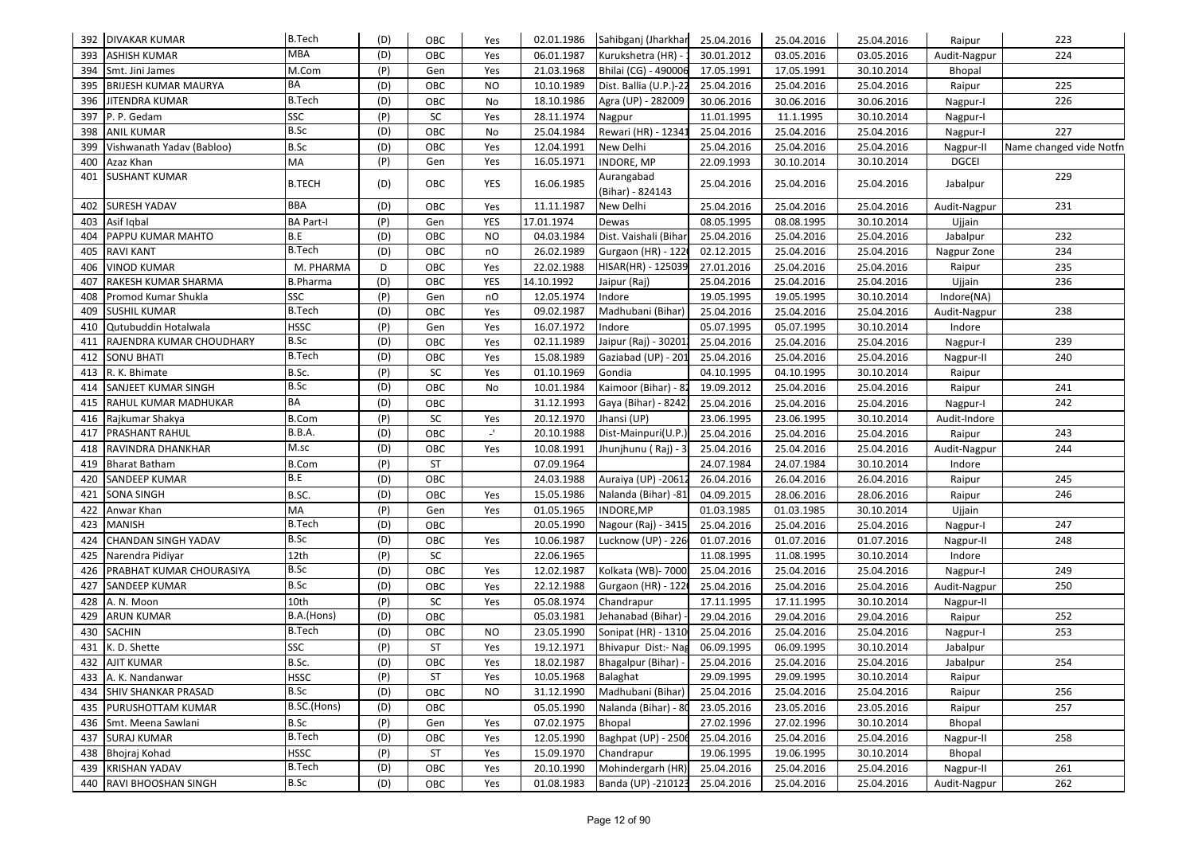| 392 | DIVAKAR KUMAR | B.Tech | (D) | OBC | Yes | 02.01.1986 | Sahibganj (Jharkhar | 25.04.2016 | 25.04.2016 | 25.04.2016 | Raipur | 223 |
|---|---|---|---|---|---|---|---|---|---|---|---|---|
| 393 | ASHISH KUMAR | MBA | (D) | OBC | Yes | 06.01.1987 | Kurukshetra (HR) - | 30.01.2012 | 03.05.2016 | 03.05.2016 | Audit-Nagpur | 224 |
| 394 | Smt. Jini James | M.Com | (P) | Gen | Yes | 21.03.1968 | Bhilai (CG) - 490006 | 17.05.1991 | 17.05.1991 | 30.10.2014 | Bhopal | |
| 395 | BRIJESH KUMAR MAURYA | BA | (D) | OBC | NO | 10.10.1989 | Dist. Ballia (U.P.)-22 | 25.04.2016 | 25.04.2016 | 25.04.2016 | Raipur | 225 |
| 396 | JITENDRA KUMAR | B.Tech | (D) | OBC | No | 18.10.1986 | Agra (UP) - 282009 | 30.06.2016 | 30.06.2016 | 30.06.2016 | Nagpur-I | 226 |
| 397 | P. P. Gedam | SSC | (P) | SC | Yes | 28.11.1974 | Nagpur | 11.01.1995 | 11.1.1995 | 30.10.2014 | Nagpur-I | |
| 398 | ANIL KUMAR | B.Sc | (D) | OBC | No | 25.04.1984 | Rewari (HR) - 12341 | 25.04.2016 | 25.04.2016 | 25.04.2016 | Nagpur-I | 227 |
| 399 | Vishwanath Yadav (Babloo) | B.Sc | (D) | OBC | Yes | 12.04.1991 | New Delhi | 25.04.2016 | 25.04.2016 | 25.04.2016 | Nagpur-II | Name changed vide Notfn |
| 400 | Azaz Khan | MA | (P) | Gen | Yes | 16.05.1971 | INDORE, MP | 22.09.1993 | 30.10.2014 | 30.10.2014 | DGCEI | |
| 401 | SUSHANT KUMAR | B.TECH | (D) | OBC | YES | 16.06.1985 | Aurangabad (Bihar) - 824143 | 25.04.2016 | 25.04.2016 | 25.04.2016 | Jabalpur | 229 |
| 402 | SURESH YADAV | BBA | (D) | OBC | Yes | 11.11.1987 | New Delhi | 25.04.2016 | 25.04.2016 | 25.04.2016 | Audit-Nagpur | 231 |
| 403 | Asif Iqbal | BA Part-I | (P) | Gen | YES | 17.01.1974 | Dewas | 08.05.1995 | 08.08.1995 | 30.10.2014 | Ujjain | |
| 404 | PAPPU KUMAR MAHTO | B.E | (D) | OBC | NO | 04.03.1984 | Dist. Vaishali (Bihar | 25.04.2016 | 25.04.2016 | 25.04.2016 | Jabalpur | 232 |
| 405 | RAVI KANT | B.Tech | (D) | OBC | nO | 26.02.1989 | Gurgaon (HR) - 122 | 02.12.2015 | 25.04.2016 | 25.04.2016 | Nagpur Zone | 234 |
| 406 | VINOD KUMAR | M. PHARMA | D | OBC | Yes | 22.02.1988 | HISAR(HR) - 125039 | 27.01.2016 | 25.04.2016 | 25.04.2016 | Raipur | 235 |
| 407 | RAKESH KUMAR SHARMA | B.Pharma | (D) | OBC | YES | 14.10.1992 | Jaipur (Raj) | 25.04.2016 | 25.04.2016 | 25.04.2016 | Ujjain | 236 |
| 408 | Promod Kumar Shukla | SSC | (P) | Gen | nO | 12.05.1974 | Indore | 19.05.1995 | 19.05.1995 | 30.10.2014 | Indore(NA) | |
| 409 | SUSHIL KUMAR | B.Tech | (D) | OBC | Yes | 09.02.1987 | Madhubani (Bihar) | 25.04.2016 | 25.04.2016 | 25.04.2016 | Audit-Nagpur | 238 |
| 410 | Qutubuddin Hotalwala | HSSC | (P) | Gen | Yes | 16.07.1972 | Indore | 05.07.1995 | 05.07.1995 | 30.10.2014 | Indore | |
| 411 | RAJENDRA KUMAR CHOUDHARY | B.Sc | (D) | OBC | Yes | 02.11.1989 | Jaipur (Raj) - 30201 | 25.04.2016 | 25.04.2016 | 25.04.2016 | Nagpur-I | 239 |
| 412 | SONU BHATI | B.Tech | (D) | OBC | Yes | 15.08.1989 | Gaziabad (UP) - 201 | 25.04.2016 | 25.04.2016 | 25.04.2016 | Nagpur-II | 240 |
| 413 | R. K. Bhimate | B.Sc. | (P) | SC | Yes | 01.10.1969 | Gondia | 04.10.1995 | 04.10.1995 | 30.10.2014 | Raipur | |
| 414 | SANJEET KUMAR SINGH | B.Sc | (D) | OBC | No | 10.01.1984 | Kaimoor (Bihar) - 8 | 19.09.2012 | 25.04.2016 | 25.04.2016 | Raipur | 241 |
| 415 | RAHUL KUMAR MADHUKAR | BA | (D) | OBC | | 31.12.1993 | Gaya (Bihar) - 8242 | 25.04.2016 | 25.04.2016 | 25.04.2016 | Nagpur-I | 242 |
| 416 | Rajkumar Shakya | B.Com | (P) | SC | Yes | 20.12.1970 | Jhansi (UP) | 23.06.1995 | 23.06.1995 | 30.10.2014 | Audit-Indore | |
| 417 | PRASHANT RAHUL | B.B.A. | (D) | OBC | -' | 20.10.1988 | Dist-Mainpuri(U.P.) | 25.04.2016 | 25.04.2016 | 25.04.2016 | Raipur | 243 |
| 418 | RAVINDRA DHANKHAR | M.sc | (D) | OBC | Yes | 10.08.1991 | Jhunjhunu ( Raj) - 3 | 25.04.2016 | 25.04.2016 | 25.04.2016 | Audit-Nagpur | 244 |
| 419 | Bharat Batham | B.Com | (P) | ST | | 07.09.1964 | | 24.07.1984 | 24.07.1984 | 30.10.2014 | Indore | |
| 420 | SANDEEP KUMAR | B.E | (D) | OBC | | 24.03.1988 | Auraiya (UP) -20612 | 26.04.2016 | 26.04.2016 | 26.04.2016 | Raipur | 245 |
| 421 | SONA SINGH | B.SC. | (D) | OBC | Yes | 15.05.1986 | Nalanda (Bihar) -81 | 04.09.2015 | 28.06.2016 | 28.06.2016 | Raipur | 246 |
| 422 | Anwar Khan | MA | (P) | Gen | Yes | 01.05.1965 | INDORE,MP | 01.03.1985 | 01.03.1985 | 30.10.2014 | Ujjain | |
| 423 | MANISH | B.Tech | (D) | OBC | | 20.05.1990 | Nagour (Raj) - 3415 | 25.04.2016 | 25.04.2016 | 25.04.2016 | Nagpur-I | 247 |
| 424 | CHANDAN SINGH YADAV | B.Sc | (D) | OBC | Yes | 10.06.1987 | Lucknow (UP) - 226 | 01.07.2016 | 01.07.2016 | 01.07.2016 | Nagpur-II | 248 |
| 425 | Narendra Pidiyar | 12th | (P) | SC | | 22.06.1965 | | 11.08.1995 | 11.08.1995 | 30.10.2014 | Indore | |
| 426 | PRABHAT KUMAR CHOURASIYA | B.Sc | (D) | OBC | Yes | 12.02.1987 | Kolkata (WB)- 7000 | 25.04.2016 | 25.04.2016 | 25.04.2016 | Nagpur-I | 249 |
| 427 | SANDEEP KUMAR | B.Sc | (D) | OBC | Yes | 22.12.1988 | Gurgaon (HR) - 122 | 25.04.2016 | 25.04.2016 | 25.04.2016 | Audit-Nagpur | 250 |
| 428 | A. N. Moon | 10th | (P) | SC | Yes | 05.08.1974 | Chandrapur | 17.11.1995 | 17.11.1995 | 30.10.2014 | Nagpur-II | |
| 429 | ARUN KUMAR | B.A.(Hons) | (D) | OBC | | 05.03.1981 | Jehanabad (Bihar) - | 29.04.2016 | 29.04.2016 | 29.04.2016 | Raipur | 252 |
| 430 | SACHIN | B.Tech | (D) | OBC | NO | 23.05.1990 | Sonipat (HR) - 1310 | 25.04.2016 | 25.04.2016 | 25.04.2016 | Nagpur-I | 253 |
| 431 | K. D. Shette | SSC | (P) | ST | Yes | 19.12.1971 | Bhivapur Dist:- Nag | 06.09.1995 | 06.09.1995 | 30.10.2014 | Jabalpur | |
| 432 | AJIT KUMAR | B.Sc. | (D) | OBC | Yes | 18.02.1987 | Bhagalpur (Bihar) - | 25.04.2016 | 25.04.2016 | 25.04.2016 | Jabalpur | 254 |
| 433 | A. K. Nandanwar | HSSC | (P) | ST | Yes | 10.05.1968 | Balaghat | 29.09.1995 | 29.09.1995 | 30.10.2014 | Raipur | |
| 434 | SHIV SHANKAR PRASAD | B.Sc | (D) | OBC | NO | 31.12.1990 | Madhubani (Bihar) | 25.04.2016 | 25.04.2016 | 25.04.2016 | Raipur | 256 |
| 435 | PURUSHOTTAM KUMAR | B.SC.(Hons) | (D) | OBC | | 05.05.1990 | Nalanda (Bihar) - 80 | 23.05.2016 | 23.05.2016 | 23.05.2016 | Raipur | 257 |
| 436 | Smt. Meena Sawlani | B.Sc | (P) | Gen | Yes | 07.02.1975 | Bhopal | 27.02.1996 | 27.02.1996 | 30.10.2014 | Bhopal | |
| 437 | SURAJ KUMAR | B.Tech | (D) | OBC | Yes | 12.05.1990 | Baghpat (UP) - 2506 | 25.04.2016 | 25.04.2016 | 25.04.2016 | Nagpur-II | 258 |
| 438 | Bhojraj Kohad | HSSC | (P) | ST | Yes | 15.09.1970 | Chandrapur | 19.06.1995 | 19.06.1995 | 30.10.2014 | Bhopal | |
| 439 | KRISHAN YADAV | B.Tech | (D) | OBC | Yes | 20.10.1990 | Mohindergarh (HR) | 25.04.2016 | 25.04.2016 | 25.04.2016 | Nagpur-II | 261 |
| 440 | RAVI BHOOSHAN SINGH | B.Sc | (D) | OBC | Yes | 01.08.1983 | Banda (UP) -210123 | 25.04.2016 | 25.04.2016 | 25.04.2016 | Audit-Nagpur | 262 |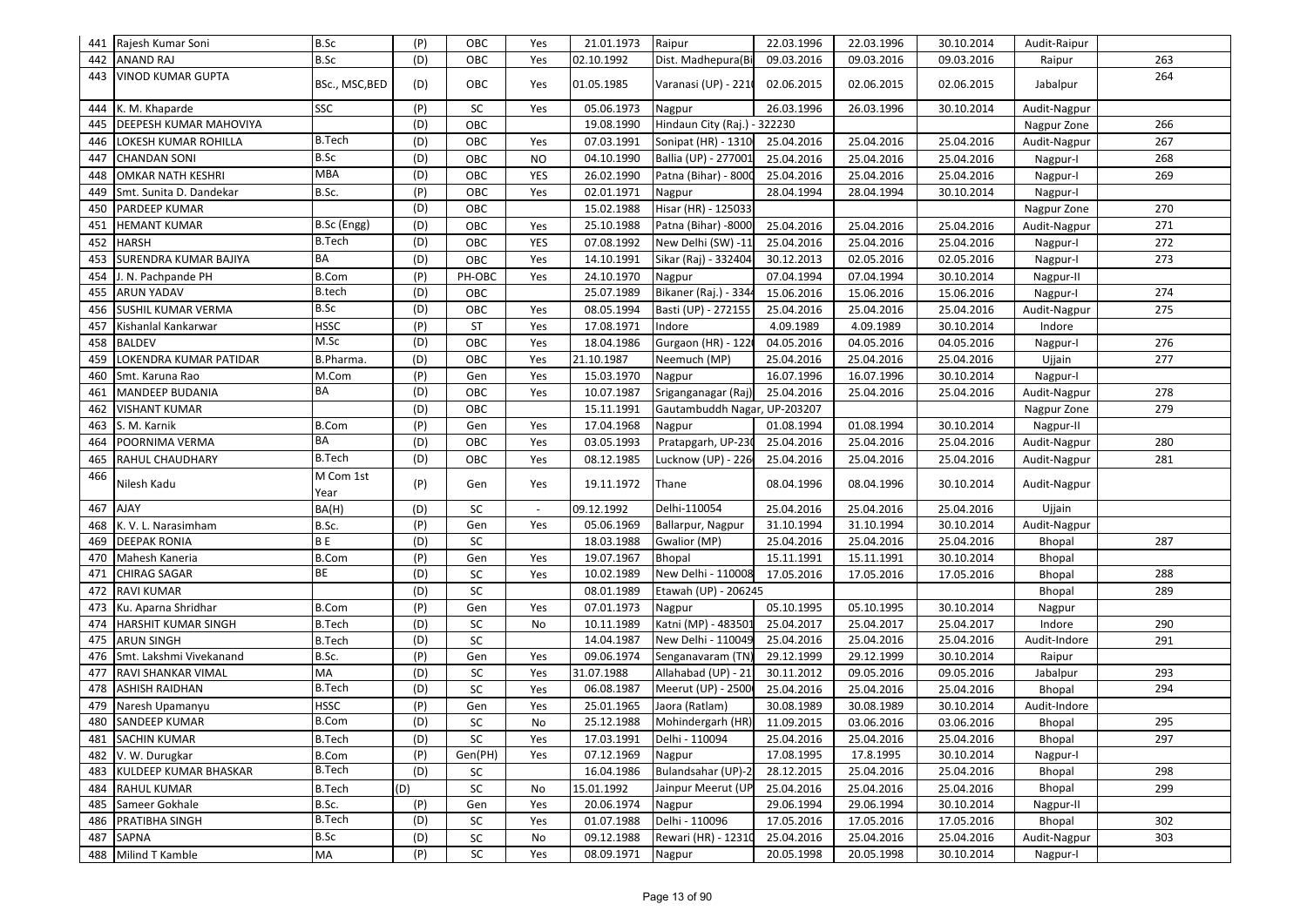| 441 | Rajesh Kumar Soni | B.Sc | (P) | OBC | Yes | 21.01.1973 | Raipur | 22.03.1996 | 22.03.1996 | 30.10.2014 | Audit-Raipur | |
|---|---|---|---|---|---|---|---|---|---|---|---|---|
| 442 | ANAND RAJ | B.Sc | (D) | OBC | Yes | 02.10.1992 | Dist. Madhepura(Bi | 09.03.2016 | 09.03.2016 | 09.03.2016 | Raipur | 263 |
| 443 | VINOD KUMAR GUPTA | BSc., MSC,BED | (D) | OBC | Yes | 01.05.1985 | Varanasi (UP) - 221 | 02.06.2015 | 02.06.2015 | 02.06.2015 | Jabalpur | 264 |
| 444 | K. M. Khaparde | SSC | (P) | SC | Yes | 05.06.1973 | Nagpur | 26.03.1996 | 26.03.1996 | 30.10.2014 | Audit-Nagpur | |
| 445 | DEEPESH KUMAR MAHOVIYA | | (D) | OBC | | 19.08.1990 | Hindaun City (Raj.) - 322230 | | | | Nagpur Zone | 266 |
| 446 | LOKESH KUMAR ROHILLA | B.Tech | (D) | OBC | Yes | 07.03.1991 | Sonipat (HR) - 1310 | 25.04.2016 | 25.04.2016 | 25.04.2016 | Audit-Nagpur | 267 |
| 447 | CHANDAN SONI | B.Sc | (D) | OBC | NO | 04.10.1990 | Ballia (UP) - 277001 | 25.04.2016 | 25.04.2016 | 25.04.2016 | Nagpur-I | 268 |
| 448 | OMKAR NATH KESHRI | MBA | (D) | OBC | YES | 26.02.1990 | Patna (Bihar) - 8000 | 25.04.2016 | 25.04.2016 | 25.04.2016 | Nagpur-I | 269 |
| 449 | Smt. Sunita D. Dandekar | B.Sc. | (P) | OBC | Yes | 02.01.1971 | Nagpur | 28.04.1994 | 28.04.1994 | 30.10.2014 | Nagpur-I | |
| 450 | PARDEEP KUMAR | | (D) | OBC | | 15.02.1988 | Hisar (HR) - 125033 | | | | Nagpur Zone | 270 |
| 451 | HEMANT KUMAR | B.Sc (Engg) | (D) | OBC | Yes | 25.10.1988 | Patna (Bihar) -8000 | 25.04.2016 | 25.04.2016 | 25.04.2016 | Audit-Nagpur | 271 |
| 452 | HARSH | B.Tech | (D) | OBC | YES | 07.08.1992 | New Delhi (SW) -11 | 25.04.2016 | 25.04.2016 | 25.04.2016 | Nagpur-I | 272 |
| 453 | SURENDRA KUMAR BAJIYA | BA | (D) | OBC | Yes | 14.10.1991 | Sikar (Raj) - 332404 | 30.12.2013 | 02.05.2016 | 02.05.2016 | Nagpur-I | 273 |
| 454 | J. N. Pachpande PH | B.Com | (P) | PH-OBC | Yes | 24.10.1970 | Nagpur | 07.04.1994 | 07.04.1994 | 30.10.2014 | Nagpur-II | |
| 455 | ARUN YADAV | B.tech | (D) | OBC | | 25.07.1989 | Bikaner (Raj.) - 334 | 15.06.2016 | 15.06.2016 | 15.06.2016 | Nagpur-I | 274 |
| 456 | SUSHIL KUMAR VERMA | B.Sc | (D) | OBC | Yes | 08.05.1994 | Basti (UP) - 272155 | 25.04.2016 | 25.04.2016 | 25.04.2016 | Audit-Nagpur | 275 |
| 457 | Kishanlal Kankarwar | HSSC | (P) | ST | Yes | 17.08.1971 | Indore | 4.09.1989 | 4.09.1989 | 30.10.2014 | Indore | |
| 458 | BALDEV | M.Sc | (D) | OBC | Yes | 18.04.1986 | Gurgaon (HR) - 122 | 04.05.2016 | 04.05.2016 | 04.05.2016 | Nagpur-I | 276 |
| 459 | LOKENDRA KUMAR PATIDAR | B.Pharma. | (D) | OBC | Yes | 21.10.1987 | Neemuch (MP) | 25.04.2016 | 25.04.2016 | 25.04.2016 | Ujjain | 277 |
| 460 | Smt. Karuna Rao | M.Com | (P) | Gen | Yes | 15.03.1970 | Nagpur | 16.07.1996 | 16.07.1996 | 30.10.2014 | Nagpur-I | |
| 461 | MANDEEP BUDANIA | BA | (D) | OBC | Yes | 10.07.1987 | Sriganganagar (Raj) | 25.04.2016 | 25.04.2016 | 25.04.2016 | Audit-Nagpur | 278 |
| 462 | VISHANT KUMAR | | (D) | OBC | | 15.11.1991 | Gautambuddh Nagar, UP-203207 | | | | Nagpur Zone | 279 |
| 463 | S. M. Karnik | B.Com | (P) | Gen | Yes | 17.04.1968 | Nagpur | 01.08.1994 | 01.08.1994 | 30.10.2014 | Nagpur-II | |
| 464 | POORNIMA VERMA | BA | (D) | OBC | Yes | 03.05.1993 | Pratapgarh, UP-23 | 25.04.2016 | 25.04.2016 | 25.04.2016 | Audit-Nagpur | 280 |
| 465 | RAHUL CHAUDHARY | B.Tech | (D) | OBC | Yes | 08.12.1985 | Lucknow (UP) - 226 | 25.04.2016 | 25.04.2016 | 25.04.2016 | Audit-Nagpur | 281 |
| 466 | Nilesh Kadu | M Com 1st Year | (P) | Gen | Yes | 19.11.1972 | Thane | 08.04.1996 | 08.04.1996 | 30.10.2014 | Audit-Nagpur | |
| 467 | AJAY | BA(H) | (D) | SC | - | 09.12.1992 | Delhi-110054 | 25.04.2016 | 25.04.2016 | 25.04.2016 | Ujjain | |
| 468 | K. V. L. Narasimham | B.Sc. | (P) | Gen | Yes | 05.06.1969 | Ballarpur, Nagpur | 31.10.1994 | 31.10.1994 | 30.10.2014 | Audit-Nagpur | |
| 469 | DEEPAK RONIA | B E | (D) | SC | | 18.03.1988 | Gwalior (MP) | 25.04.2016 | 25.04.2016 | 25.04.2016 | Bhopal | 287 |
| 470 | Mahesh Kaneria | B.Com | (P) | Gen | Yes | 19.07.1967 | Bhopal | 15.11.1991 | 15.11.1991 | 30.10.2014 | Bhopal | |
| 471 | CHIRAG SAGAR | BE | (D) | SC | Yes | 10.02.1989 | New Delhi - 110008 | 17.05.2016 | 17.05.2016 | 17.05.2016 | Bhopal | 288 |
| 472 | RAVI KUMAR | | (D) | SC | | 08.01.1989 | Etawah (UP) - 206245 | | | | Bhopal | 289 |
| 473 | Ku. Aparna Shridhar | B.Com | (P) | Gen | Yes | 07.01.1973 | Nagpur | 05.10.1995 | 05.10.1995 | 30.10.2014 | Nagpur | |
| 474 | HARSHIT KUMAR SINGH | B.Tech | (D) | SC | No | 10.11.1989 | Katni (MP) - 483501 | 25.04.2017 | 25.04.2017 | 25.04.2017 | Indore | 290 |
| 475 | ARUN SINGH | B.Tech | (D) | SC | | 14.04.1987 | New Delhi - 110049 | 25.04.2016 | 25.04.2016 | 25.04.2016 | Audit-Indore | 291 |
| 476 | Smt. Lakshmi Vivekanand | B.Sc. | (P) | Gen | Yes | 09.06.1974 | Senganavaram (TN) | 29.12.1999 | 29.12.1999 | 30.10.2014 | Raipur | |
| 477 | RAVI SHANKAR VIMAL | MA | (D) | SC | Yes | 31.07.1988 | Allahabad (UP) - 21 | 30.11.2012 | 09.05.2016 | 09.05.2016 | Jabalpur | 293 |
| 478 | ASHISH RAIDHAN | B.Tech | (D) | SC | Yes | 06.08.1987 | Meerut (UP) - 2500 | 25.04.2016 | 25.04.2016 | 25.04.2016 | Bhopal | 294 |
| 479 | Naresh Upamanyu | HSSC | (P) | Gen | Yes | 25.01.1965 | Jaora (Ratlam) | 30.08.1989 | 30.08.1989 | 30.10.2014 | Audit-Indore | |
| 480 | SANDEEP KUMAR | B.Com | (D) | SC | No | 25.12.1988 | Mohindergarh (HR) | 11.09.2015 | 03.06.2016 | 03.06.2016 | Bhopal | 295 |
| 481 | SACHIN KUMAR | B.Tech | (D) | SC | Yes | 17.03.1991 | Delhi - 110094 | 25.04.2016 | 25.04.2016 | 25.04.2016 | Bhopal | 297 |
| 482 | V. W. Durugkar | B.Com | (P) | Gen(PH) | Yes | 07.12.1969 | Nagpur | 17.08.1995 | 17.8.1995 | 30.10.2014 | Nagpur-I | |
| 483 | KULDEEP KUMAR BHASKAR | B.Tech | (D) | SC | | 16.04.1986 | Bulandsahar (UP)-2 | 28.12.2015 | 25.04.2016 | 25.04.2016 | Bhopal | 298 |
| 484 | RAHUL KUMAR | B.Tech | (D) | SC | No | 15.01.1992 | Jainpur Meerut (UP | 25.04.2016 | 25.04.2016 | 25.04.2016 | Bhopal | 299 |
| 485 | Sameer Gokhale | B.Sc. | (P) | Gen | Yes | 20.06.1974 | Nagpur | 29.06.1994 | 29.06.1994 | 30.10.2014 | Nagpur-II | |
| 486 | PRATIBHA SINGH | B.Tech | (D) | SC | Yes | 01.07.1988 | Delhi - 110096 | 17.05.2016 | 17.05.2016 | 17.05.2016 | Bhopal | 302 |
| 487 | SAPNA | B.Sc | (D) | SC | No | 09.12.1988 | Rewari (HR) - 12310 | 25.04.2016 | 25.04.2016 | 25.04.2016 | Audit-Nagpur | 303 |
| 488 | Milind T Kamble | MA | (P) | SC | Yes | 08.09.1971 | Nagpur | 20.05.1998 | 20.05.1998 | 30.10.2014 | Nagpur-I | |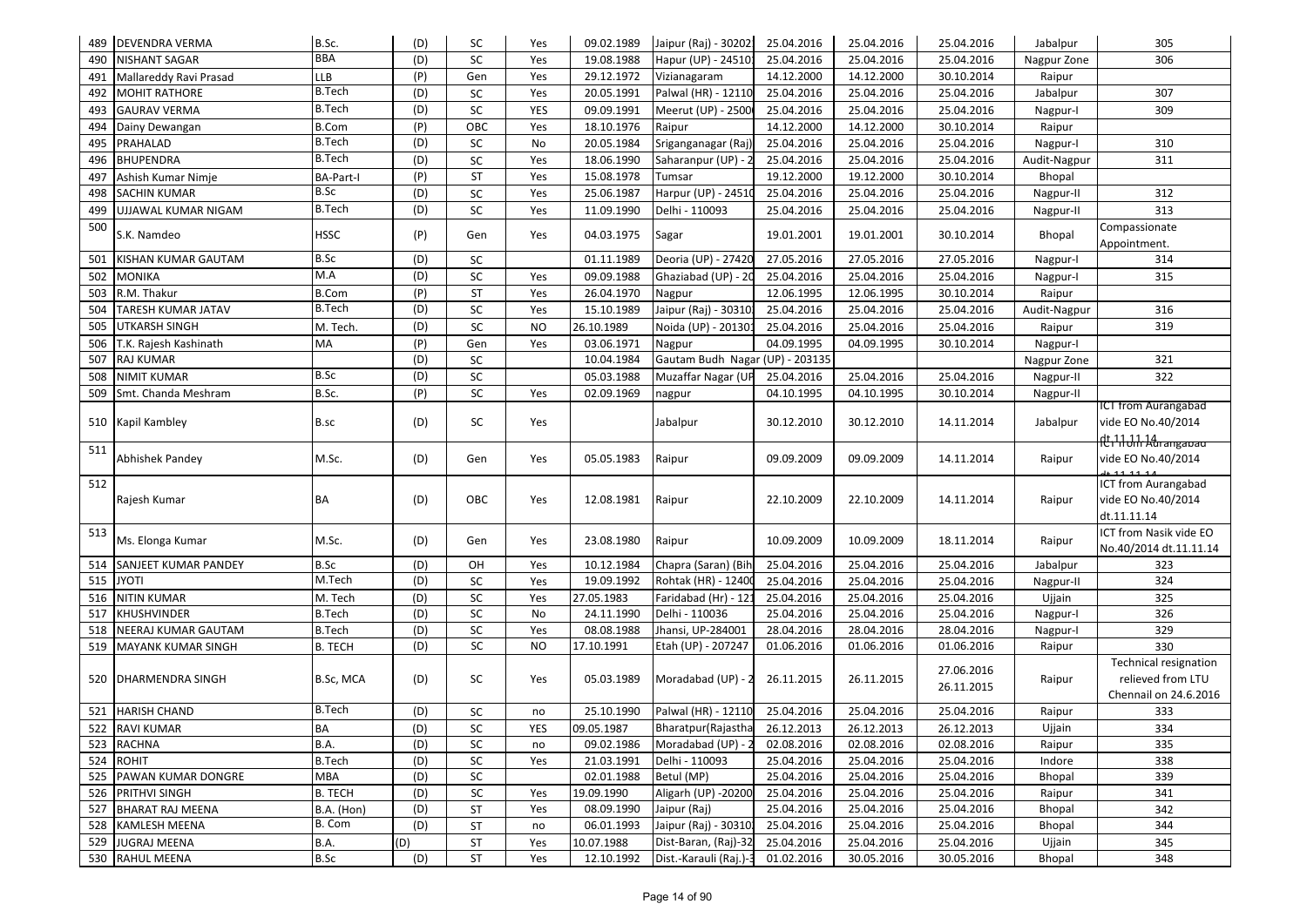| 489 | DEVENDRA VERMA | B.Sc. | (D) | SC | Yes | 09.02.1989 | Jaipur (Raj) - 30202 | 25.04.2016 | 25.04.2016 | 25.04.2016 | Jabalpur | 305 |
|---|---|---|---|---|---|---|---|---|---|---|---|---|
| 490 | NISHANT SAGAR | BBA | (D) | SC | Yes | 19.08.1988 | Hapur (UP) - 24510 | 25.04.2016 | 25.04.2016 | 25.04.2016 | Nagpur Zone | 306 |
| 491 | Mallareddy Ravi Prasad | LLB | (P) | Gen | Yes | 29.12.1972 | Vizianagaram | 14.12.2000 | 14.12.2000 | 30.10.2014 | Raipur | |
| 492 | MOHIT RATHORE | B.Tech | (D) | SC | Yes | 20.05.1991 | Palwal (HR) - 12110 | 25.04.2016 | 25.04.2016 | 25.04.2016 | Jabalpur | 307 |
| 493 | GAURAV VERMA | B.Tech | (D) | SC | YES | 09.09.1991 | Meerut (UP) - 2500 | 25.04.2016 | 25.04.2016 | 25.04.2016 | Nagpur-I | 309 |
| 494 | Dainy Dewangan | B.Com | (P) | OBC | Yes | 18.10.1976 | Raipur | 14.12.2000 | 14.12.2000 | 30.10.2014 | Raipur | |
| 495 | PRAHALAD | B.Tech | (D) | SC | No | 20.05.1984 | Sriganganagar (Raj) | 25.04.2016 | 25.04.2016 | 25.04.2016 | Nagpur-I | 310 |
| 496 | BHUPENDRA | B.Tech | (D) | SC | Yes | 18.06.1990 | Saharanpur (UP) - 2 | 25.04.2016 | 25.04.2016 | 25.04.2016 | Audit-Nagpur | 311 |
| 497 | Ashish Kumar Nimje | BA-Part-I | (P) | ST | Yes | 15.08.1978 | Tumsar | 19.12.2000 | 19.12.2000 | 30.10.2014 | Bhopal | |
| 498 | SACHIN KUMAR | B.Sc | (D) | SC | Yes | 25.06.1987 | Harpur (UP) - 24510 | 25.04.2016 | 25.04.2016 | 25.04.2016 | Nagpur-II | 312 |
| 499 | UJJAWAL KUMAR NIGAM | B.Tech | (D) | SC | Yes | 11.09.1990 | Delhi - 110093 | 25.04.2016 | 25.04.2016 | 25.04.2016 | Nagpur-II | 313 |
| 500 | S.K. Namdeo | HSSC | (P) | Gen | Yes | 04.03.1975 | Sagar | 19.01.2001 | 19.01.2001 | 30.10.2014 | Bhopal | Compassionate Appointment. |
| 501 | KISHAN KUMAR GAUTAM | B.Sc | (D) | SC | | 01.11.1989 | Deoria (UP) - 27420 | 27.05.2016 | 27.05.2016 | 27.05.2016 | Nagpur-I | 314 |
| 502 | MONIKA | M.A | (D) | SC | Yes | 09.09.1988 | Ghaziabad (UP) - 20 | 25.04.2016 | 25.04.2016 | 25.04.2016 | Nagpur-I | 315 |
| 503 | R.M. Thakur | B.Com | (P) | ST | Yes | 26.04.1970 | Nagpur | 12.06.1995 | 12.06.1995 | 30.10.2014 | Raipur | |
| 504 | TARESH KUMAR JATAV | B.Tech | (D) | SC | Yes | 15.10.1989 | Jaipur (Raj) - 30310 | 25.04.2016 | 25.04.2016 | 25.04.2016 | Audit-Nagpur | 316 |
| 505 | UTKARSH SINGH | M. Tech. | (D) | SC | NO | 26.10.1989 | Noida (UP) - 20130 | 25.04.2016 | 25.04.2016 | 25.04.2016 | Raipur | 319 |
| 506 | T.K. Rajesh Kashinath | MA | (P) | Gen | Yes | 03.06.1971 | Nagpur | 04.09.1995 | 04.09.1995 | 30.10.2014 | Nagpur-I | |
| 507 | RAJ KUMAR | | (D) | SC | | 10.04.1984 | Gautam Budh Nagar (UP) - 203135 | | | | Nagpur Zone | 321 |
| 508 | NIMIT KUMAR | B.Sc | (D) | SC | | 05.03.1988 | Muzaffar Nagar (UP | 25.04.2016 | 25.04.2016 | 25.04.2016 | Nagpur-II | 322 |
| 509 | Smt. Chanda Meshram | B.Sc. | (P) | SC | Yes | 02.09.1969 | nagpur | 04.10.1995 | 04.10.1995 | 30.10.2014 | Nagpur-II | |
| 510 | Kapil Kambley | B.sc | (D) | SC | Yes | | Jabalpur | 30.12.2010 | 30.12.2010 | 14.11.2014 | Jabalpur | ICT from Aurangabad vide EO No.40/2014 dt.11.11.14 |
| 511 | Abhishek Pandey | M.Sc. | (D) | Gen | Yes | 05.05.1983 | Raipur | 09.09.2009 | 09.09.2009 | 14.11.2014 | Raipur | ICT from Aurangabad vide EO No.40/2014 dt.11.11.14 |
| 512 | Rajesh Kumar | BA | (D) | OBC | Yes | 12.08.1981 | Raipur | 22.10.2009 | 22.10.2009 | 14.11.2014 | Raipur | ICT from Aurangabad vide EO No.40/2014 dt.11.11.14 |
| 513 | Ms. Elonga Kumar | M.Sc. | (D) | Gen | Yes | 23.08.1980 | Raipur | 10.09.2009 | 10.09.2009 | 18.11.2014 | Raipur | ICT from Nasik vide EO No.40/2014 dt.11.11.14 |
| 514 | SANJEET KUMAR PANDEY | B.Sc | (D) | OH | Yes | 10.12.1984 | Chapra (Saran) (Bih | 25.04.2016 | 25.04.2016 | 25.04.2016 | Jabalpur | 323 |
| 515 | JYOTI | M.Tech | (D) | SC | Yes | 19.09.1992 | Rohtak (HR) - 12400 | 25.04.2016 | 25.04.2016 | 25.04.2016 | Nagpur-II | 324 |
| 516 | NITIN KUMAR | M. Tech | (D) | SC | Yes | 27.05.1983 | Faridabad (Hr) - 121 | 25.04.2016 | 25.04.2016 | 25.04.2016 | Ujjain | 325 |
| 517 | KHUSHVINDER | B.Tech | (D) | SC | No | 24.11.1990 | Delhi - 110036 | 25.04.2016 | 25.04.2016 | 25.04.2016 | Nagpur-I | 326 |
| 518 | NEERAJ KUMAR GAUTAM | B.Tech | (D) | SC | Yes | 08.08.1988 | Jhansi, UP-284001 | 28.04.2016 | 28.04.2016 | 28.04.2016 | Nagpur-I | 329 |
| 519 | MAYANK KUMAR SINGH | B. TECH | (D) | SC | NO | 17.10.1991 | Etah (UP) - 207247 | 01.06.2016 | 01.06.2016 | 01.06.2016 | Raipur | 330 |
| 520 | DHARMENDRA SINGH | B.Sc, MCA | (D) | SC | Yes | 05.03.1989 | Moradabad (UP) - 2 | 26.11.2015 | 26.11.2015 | 27.06.2016 26.11.2015 | Raipur | Technical resignation relieved from LTU Chennail on 24.6.2016 |
| 521 | HARISH CHAND | B.Tech | (D) | SC | no | 25.10.1990 | Palwal (HR) - 12110 | 25.04.2016 | 25.04.2016 | 25.04.2016 | Raipur | 333 |
| 522 | RAVI KUMAR | BA | (D) | SC | YES | 09.05.1987 | Bharatpur(Rajastha | 26.12.2013 | 26.12.2013 | 26.12.2013 | Ujjain | 334 |
| 523 | RACHNA | B.A. | (D) | SC | no | 09.02.1986 | Moradabad (UP) - 2 | 02.08.2016 | 02.08.2016 | 02.08.2016 | Raipur | 335 |
| 524 | ROHIT | B.Tech | (D) | SC | Yes | 21.03.1991 | Delhi - 110093 | 25.04.2016 | 25.04.2016 | 25.04.2016 | Indore | 338 |
| 525 | PAWAN KUMAR DONGRE | MBA | (D) | SC | | 02.01.1988 | Betul (MP) | 25.04.2016 | 25.04.2016 | 25.04.2016 | Bhopal | 339 |
| 526 | PRITHVI SINGH | B. TECH | (D) | SC | Yes | 19.09.1990 | Aligarh (UP) -20200 | 25.04.2016 | 25.04.2016 | 25.04.2016 | Raipur | 341 |
| 527 | BHARAT RAJ MEENA | B.A. (Hon) | (D) | ST | Yes | 08.09.1990 | Jaipur (Raj) | 25.04.2016 | 25.04.2016 | 25.04.2016 | Bhopal | 342 |
| 528 | KAMLESH MEENA | B. Com | (D) | ST | no | 06.01.1993 | Jaipur (Raj) - 30310 | 25.04.2016 | 25.04.2016 | 25.04.2016 | Bhopal | 344 |
| 529 | JUGRAJ MEENA | B.A. | (D) | ST | Yes | 10.07.1988 | Dist-Baran, (Raj)-32 | 25.04.2016 | 25.04.2016 | 25.04.2016 | Ujjain | 345 |
| 530 | RAHUL MEENA | B.Sc | (D) | ST | Yes | 12.10.1992 | Dist.-Karauli (Raj.)-3 | 01.02.2016 | 30.05.2016 | 30.05.2016 | Bhopal | 348 |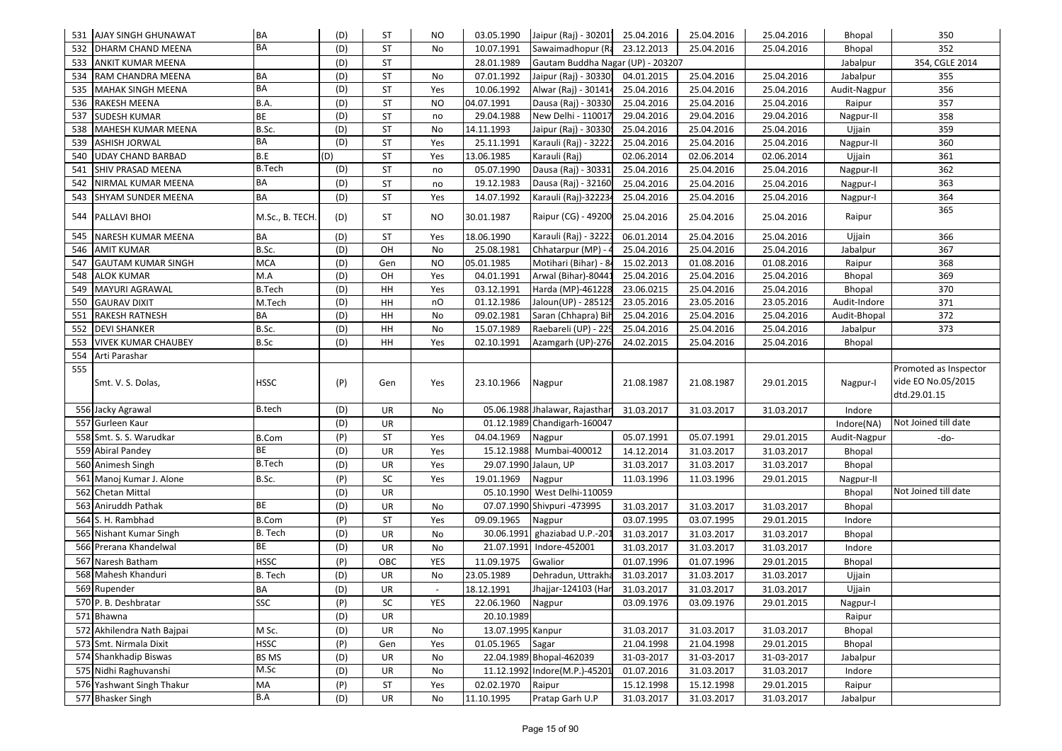| 531 | AJAY SINGH GHUNAWAT | BA | (D) | ST | NO | 03.05.1990 | Jaipur (Raj) - 30201 | 25.04.2016 | 25.04.2016 | 25.04.2016 | Bhopal | 350 |
|---|---|---|---|---|---|---|---|---|---|---|---|---|
| 532 | DHARM CHAND MEENA | BA | (D) | ST | No | 10.07.1991 | Sawaimadhopur (Ra | 23.12.2013 | 25.04.2016 | 25.04.2016 | Bhopal | 352 |
| 533 | ANKIT KUMAR MEENA | | (D) | ST | | 28.01.1989 | Gautam Buddha Nagar (UP) - 203207 | | | | Jabalpur | 354, CGLE 2014 |
| 534 | RAM CHANDRA MEENA | BA | (D) | ST | No | 07.01.1992 | Jaipur (Raj) - 30330 | 04.01.2015 | 25.04.2016 | 25.04.2016 | Jabalpur | 355 |
| 535 | MAHAK SINGH MEENA | BA | (D) | ST | Yes | 10.06.1992 | Alwar (Raj) - 30141 | 25.04.2016 | 25.04.2016 | 25.04.2016 | Audit-Nagpur | 356 |
| 536 | RAKESH MEENA | B.A. | (D) | ST | NO | 04.07.1991 | Dausa (Raj) - 30330 | 25.04.2016 | 25.04.2016 | 25.04.2016 | Raipur | 357 |
| 537 | SUDESH KUMAR | BE | (D) | ST | no | 29.04.1988 | New Delhi - 110017 | 29.04.2016 | 29.04.2016 | 29.04.2016 | Nagpur-II | 358 |
| 538 | MAHESH KUMAR MEENA | B.Sc. | (D) | ST | No | 14.11.1993 | Jaipur (Raj) - 30330 | 25.04.2016 | 25.04.2016 | 25.04.2016 | Ujjain | 359 |
| 539 | ASHISH JORWAL | BA | (D) | ST | Yes | 25.11.1991 | Karauli (Raj) - 3222 | 25.04.2016 | 25.04.2016 | 25.04.2016 | Nagpur-II | 360 |
| 540 | UDAY CHAND BARBAD | B.E | (D) | ST | Yes | 13.06.1985 | Karauli (Raj) | 02.06.2014 | 02.06.2014 | 02.06.2014 | Ujjain | 361 |
| 541 | SHIV PRASAD MEENA | B.Tech | (D) | ST | no | 05.07.1990 | Dausa (Raj) - 30331 | 25.04.2016 | 25.04.2016 | 25.04.2016 | Nagpur-II | 362 |
| 542 | NIRMAL KUMAR MEENA | BA | (D) | ST | no | 19.12.1983 | Dausa (Raj) - 32160 | 25.04.2016 | 25.04.2016 | 25.04.2016 | Nagpur-I | 363 |
| 543 | SHYAM SUNDER MEENA | BA | (D) | ST | Yes | 14.07.1992 | Karauli (Raj)-32223 | 25.04.2016 | 25.04.2016 | 25.04.2016 | Nagpur-I | 364 |
| 544 | PALLAVI BHOI | M.Sc., B. TECH. | (D) | ST | NO | 30.01.1987 | Raipur (CG) - 49200 | 25.04.2016 | 25.04.2016 | 25.04.2016 | Raipur | 365 |
| 545 | NARESH KUMAR MEENA | BA | (D) | ST | Yes | 18.06.1990 | Karauli (Raj) - 3222 | 06.01.2014 | 25.04.2016 | 25.04.2016 | Ujjain | 366 |
| 546 | AMIT KUMAR | B.Sc. | (D) | OH | No | 25.08.1981 | Chhatarpur (MP) - 4 | 25.04.2016 | 25.04.2016 | 25.04.2016 | Jabalpur | 367 |
| 547 | GAUTAM KUMAR SINGH | MCA | (D) | Gen | NO | 05.01.1985 | Motihari (Bihar) - 8 | 15.02.2013 | 01.08.2016 | 01.08.2016 | Raipur | 368 |
| 548 | ALOK KUMAR | M.A | (D) | OH | Yes | 04.01.1991 | Arwal (Bihar)-8044 | 25.04.2016 | 25.04.2016 | 25.04.2016 | Bhopal | 369 |
| 549 | MAYURI AGRAWAL | B.Tech | (D) | HH | Yes | 03.12.1991 | Harda (MP)-461228 | 23.06.0215 | 25.04.2016 | 25.04.2016 | Bhopal | 370 |
| 550 | GAURAV DIXIT | M.Tech | (D) | HH | nO | 01.12.1986 | Jaloun(UP) - 28512 | 23.05.2016 | 23.05.2016 | 23.05.2016 | Audit-Indore | 371 |
| 551 | RAKESH RATNESH | BA | (D) | HH | No | 09.02.1981 | Saran (Chhapra) Bih | 25.04.2016 | 25.04.2016 | 25.04.2016 | Audit-Bhopal | 372 |
| 552 | DEVI SHANKER | B.Sc. | (D) | HH | No | 15.07.1989 | Raebareli (UP) - 229 | 25.04.2016 | 25.04.2016 | 25.04.2016 | Jabalpur | 373 |
| 553 | VIVEK KUMAR CHAUBEY | B.Sc | (D) | HH | Yes | 02.10.1991 | Azamgarh (UP)-276 | 24.02.2015 | 25.04.2016 | 25.04.2016 | Bhopal | |
| 554 | Arti Parashar | | | | | | | | | | | |
| 555 | Smt. V. S. Dolas, | HSSC | (P) | Gen | Yes | 23.10.1966 | Nagpur | 21.08.1987 | 21.08.1987 | 29.01.2015 | Nagpur-I | Promoted as Inspector vide EO No.05/2015 dtd.29.01.15 |
| 556 | Jacky Agrawal | B.tech | (D) | UR | No | 05.06.1988 | Jhalawar, Rajasthan | 31.03.2017 | 31.03.2017 | 31.03.2017 | Indore | |
| 557 | Gurleen Kaur | | (D) | UR | | 01.12.1989 | Chandigarh-160047 | | | | Indore(NA) | Not Joined till date |
| 558 | Smt. S. S. Warudkar | B.Com | (P) | ST | Yes | 04.04.1969 | Nagpur | 05.07.1991 | 05.07.1991 | 29.01.2015 | Audit-Nagpur | -do- |
| 559 | Abiral Pandey | BE | (D) | UR | Yes | 15.12.1988 | Mumbai-400012 | 14.12.2014 | 31.03.2017 | 31.03.2017 | Bhopal | |
| 560 | Animesh Singh | B.Tech | (D) | UR | Yes | 29.07.1990 | Jalaun, UP | 31.03.2017 | 31.03.2017 | 31.03.2017 | Bhopal | |
| 561 | Manoj Kumar J. Alone | B.Sc. | (P) | SC | Yes | 19.01.1969 | Nagpur | 11.03.1996 | 11.03.1996 | 29.01.2015 | Nagpur-II | |
| 562 | Chetan Mittal | | (D) | UR | | 05.10.1990 | West Delhi-110059 | | | | Bhopal | Not Joined till date |
| 563 | Aniruddh Pathak | BE | (D) | UR | No | 07.07.1990 | Shivpuri -473995 | 31.03.2017 | 31.03.2017 | 31.03.2017 | Bhopal | |
| 564 | S. H. Rambhad | B.Com | (P) | ST | Yes | 09.09.1965 | Nagpur | 03.07.1995 | 03.07.1995 | 29.01.2015 | Indore | |
| 565 | Nishant Kumar Singh | B. Tech | (D) | UR | No | 30.06.1991 | ghaziabad U.P.-201 | 31.03.2017 | 31.03.2017 | 31.03.2017 | Bhopal | |
| 566 | Prerana Khandelwal | BE | (D) | UR | No | 21.07.1991 | Indore-452001 | 31.03.2017 | 31.03.2017 | 31.03.2017 | Indore | |
| 567 | Naresh Batham | HSSC | (P) | OBC | YES | 11.09.1975 | Gwalior | 01.07.1996 | 01.07.1996 | 29.01.2015 | Bhopal | |
| 568 | Mahesh Khanduri | B. Tech | (D) | UR | No | 23.05.1989 | Dehradun, Uttrakha | 31.03.2017 | 31.03.2017 | 31.03.2017 | Ujjain | |
| 569 | Rupender | BA | (D) | UR | - | 18.12.1991 | Jhajjar-124103 (Har | 31.03.2017 | 31.03.2017 | 31.03.2017 | Ujjain | |
| 570 | P. B. Deshbratar | SSC | (P) | SC | YES | 22.06.1960 | Nagpur | 03.09.1976 | 03.09.1976 | 29.01.2015 | Nagpur-I | |
| 571 | Bhawna | | (D) | UR | | 20.10.1989 | | | | | Raipur | |
| 572 | Akhilendra Nath Bajpai | M Sc. | (D) | UR | No | 13.07.1995 | Kanpur | 31.03.2017 | 31.03.2017 | 31.03.2017 | Bhopal | |
| 573 | Smt. Nirmala Dixit | HSSC | (P) | Gen | Yes | 01.05.1965 | Sagar | 21.04.1998 | 21.04.1998 | 29.01.2015 | Bhopal | |
| 574 | Shankhadip Biswas | BS MS | (D) | UR | No | 22.04.1989 | Bhopal-462039 | 31-03-2017 | 31-03-2017 | 31-03-2017 | Jabalpur | |
| 575 | Nidhi Raghuvanshi | M.Sc | (D) | UR | No | 11.12.1992 | Indore(M.P.)-45201 | 01.07.2016 | 31.03.2017 | 31.03.2017 | Indore | |
| 576 | Yashwant Singh Thakur | MA | (P) | ST | Yes | 02.02.1970 | Raipur | 15.12.1998 | 15.12.1998 | 29.01.2015 | Raipur | |
| 577 | Bhasker Singh | B.A | (D) | UR | No | 11.10.1995 | Pratap Garh U.P | 31.03.2017 | 31.03.2017 | 31.03.2017 | Jabalpur | |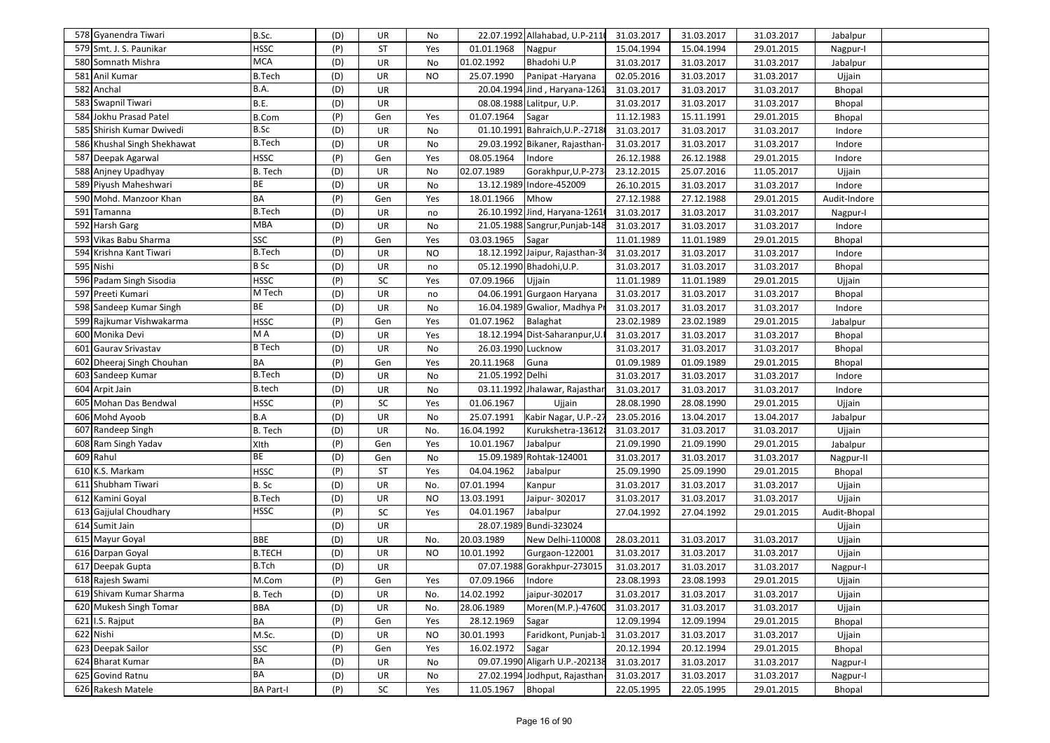| | | | | | | | | | | | | |
|---|---|---|---|---|---|---|---|---|---|---|---|---|
| 578 | Gyanendra Tiwari | B.Sc. | (D) | UR | No | 22.07.1992 | Allahabad, U.P-211 | 31.03.2017 | 31.03.2017 | 31.03.2017 | Jabalpur | |
| 579 | Smt. J. S. Paunikar | HSSC | (P) | ST | Yes | 01.01.1968 | Nagpur | 15.04.1994 | 15.04.1994 | 29.01.2015 | Nagpur-I | |
| 580 | Somnath Mishra | MCA | (D) | UR | No | 01.02.1992 | Bhadohi U.P | 31.03.2017 | 31.03.2017 | 31.03.2017 | Jabalpur | |
| 581 | Anil Kumar | B.Tech | (D) | UR | NO | 25.07.1990 | Panipat -Haryana | 02.05.2016 | 31.03.2017 | 31.03.2017 | Ujjain | |
| 582 | Anchal | B.A. | (D) | UR | | 20.04.1994 | Jind , Haryana-1261 | 31.03.2017 | 31.03.2017 | 31.03.2017 | Bhopal | |
| 583 | Swapnil Tiwari | B.E. | (D) | UR | | 08.08.1988 | Lalitpur, U.P. | 31.03.2017 | 31.03.2017 | 31.03.2017 | Bhopal | |
| 584 | Jokhu Prasad Patel | B.Com | (P) | Gen | Yes | 01.07.1964 | Sagar | 11.12.1983 | 15.11.1991 | 29.01.2015 | Bhopal | |
| 585 | Shirish Kumar Dwivedi | B.Sc | (D) | UR | No | 01.10.1991 | Bahraich,U.P.-2718 | 31.03.2017 | 31.03.2017 | 31.03.2017 | Indore | |
| 586 | Khushal Singh Shekhawat | B.Tech | (D) | UR | No | 29.03.1992 | Bikaner, Rajasthan- | 31.03.2017 | 31.03.2017 | 31.03.2017 | Indore | |
| 587 | Deepak Agarwal | HSSC | (P) | Gen | Yes | 08.05.1964 | Indore | 26.12.1988 | 26.12.1988 | 29.01.2015 | Indore | |
| 588 | Anjney Upadhyay | B. Tech | (D) | UR | No | 02.07.1989 | Gorakhpur,U.P-273 | 23.12.2015 | 25.07.2016 | 11.05.2017 | Ujjain | |
| 589 | Piyush Maheshwari | BE | (D) | UR | No | 13.12.1989 | Indore-452009 | 26.10.2015 | 31.03.2017 | 31.03.2017 | Indore | |
| 590 | Mohd. Manzoor Khan | BA | (P) | Gen | Yes | 18.01.1966 | Mhow | 27.12.1988 | 27.12.1988 | 29.01.2015 | Audit-Indore | |
| 591 | Tamanna | B.Tech | (D) | UR | no | 26.10.1992 | Jind, Haryana-1261 | 31.03.2017 | 31.03.2017 | 31.03.2017 | Nagpur-I | |
| 592 | Harsh Garg | MBA | (D) | UR | No | 21.05.1988 | Sangrur,Punjab-148 | 31.03.2017 | 31.03.2017 | 31.03.2017 | Indore | |
| 593 | Vikas Babu Sharma | SSC | (P) | Gen | Yes | 03.03.1965 | Sagar | 11.01.1989 | 11.01.1989 | 29.01.2015 | Bhopal | |
| 594 | Krishna Kant Tiwari | B.Tech | (D) | UR | NO | 18.12.1992 | Jaipur, Rajasthan-3 | 31.03.2017 | 31.03.2017 | 31.03.2017 | Indore | |
| 595 | Nishi | B Sc | (D) | UR | no | 05.12.1990 | Bhadohi,U.P. | 31.03.2017 | 31.03.2017 | 31.03.2017 | Bhopal | |
| 596 | Padam Singh Sisodia | HSSC | (P) | SC | Yes | 07.09.1966 | Ujjain | 11.01.1989 | 11.01.1989 | 29.01.2015 | Ujjain | |
| 597 | Preeti Kumari | M Tech | (D) | UR | no | 04.06.1991 | Gurgaon Haryana | 31.03.2017 | 31.03.2017 | 31.03.2017 | Bhopal | |
| 598 | Sandeep Kumar Singh | BE | (D) | UR | No | 16.04.1989 | Gwalior, Madhya P | 31.03.2017 | 31.03.2017 | 31.03.2017 | Indore | |
| 599 | Rajkumar Vishwakarma | HSSC | (P) | Gen | Yes | 01.07.1962 | Balaghat | 23.02.1989 | 23.02.1989 | 29.01.2015 | Jabalpur | |
| 600 | Monika Devi | M A | (D) | UR | Yes | 18.12.1994 | Dist-Saharanpur,U. | 31.03.2017 | 31.03.2017 | 31.03.2017 | Bhopal | |
| 601 | Gaurav Srivastav | B Tech | (D) | UR | No | 26.03.1990 | Lucknow | 31.03.2017 | 31.03.2017 | 31.03.2017 | Bhopal | |
| 602 | Dheeraj Singh Chouhan | BA | (P) | Gen | Yes | 20.11.1968 | Guna | 01.09.1989 | 01.09.1989 | 29.01.2015 | Bhopal | |
| 603 | Sandeep Kumar | B.Tech | (D) | UR | No | 21.05.1992 | Delhi | 31.03.2017 | 31.03.2017 | 31.03.2017 | Indore | |
| 604 | Arpit Jain | B.tech | (D) | UR | No | 03.11.1992 | Jhalawar, Rajasthar | 31.03.2017 | 31.03.2017 | 31.03.2017 | Indore | |
| 605 | Mohan Das Bendwal | HSSC | (P) | SC | Yes | 01.06.1967 | Ujjain | 28.08.1990 | 28.08.1990 | 29.01.2015 | Ujjain | |
| 606 | Mohd Ayoob | B.A | (D) | UR | No | 25.07.1991 | Kabir Nagar, U.P.-2 | 23.05.2016 | 13.04.2017 | 13.04.2017 | Jabalpur | |
| 607 | Randeep Singh | B. Tech | (D) | UR | No. | 16.04.1992 | Kurukshetra-13612 | 31.03.2017 | 31.03.2017 | 31.03.2017 | Ujjain | |
| 608 | Ram Singh Yadav | XIth | (P) | Gen | Yes | 10.01.1967 | Jabalpur | 21.09.1990 | 21.09.1990 | 29.01.2015 | Jabalpur | |
| 609 | Rahul | BE | (D) | Gen | No | 15.09.1989 | Rohtak-124001 | 31.03.2017 | 31.03.2017 | 31.03.2017 | Nagpur-II | |
| 610 | K.S. Markam | HSSC | (P) | ST | Yes | 04.04.1962 | Jabalpur | 25.09.1990 | 25.09.1990 | 29.01.2015 | Bhopal | |
| 611 | Shubham Tiwari | B. Sc | (D) | UR | No. | 07.01.1994 | Kanpur | 31.03.2017 | 31.03.2017 | 31.03.2017 | Ujjain | |
| 612 | Kamini Goyal | B.Tech | (D) | UR | NO | 13.03.1991 | Jaipur- 302017 | 31.03.2017 | 31.03.2017 | 31.03.2017 | Ujjain | |
| 613 | Gajjulal Choudhary | HSSC | (P) | SC | Yes | 04.01.1967 | Jabalpur | 27.04.1992 | 27.04.1992 | 29.01.2015 | Audit-Bhopal | |
| 614 | Sumit Jain | | (D) | UR | | 28.07.1989 | Bundi-323024 | | | | Ujjain | |
| 615 | Mayur Goyal | BBE | (D) | UR | No. | 20.03.1989 | New Delhi-110008 | 28.03.2011 | 31.03.2017 | 31.03.2017 | Ujjain | |
| 616 | Darpan Goyal | B.TECH | (D) | UR | NO | 10.01.1992 | Gurgaon-122001 | 31.03.2017 | 31.03.2017 | 31.03.2017 | Ujjain | |
| 617 | Deepak Gupta | B.Tch | (D) | UR | | 07.07.1988 | Gorakhpur-273015 | 31.03.2017 | 31.03.2017 | 31.03.2017 | Nagpur-I | |
| 618 | Rajesh Swami | M.Com | (P) | Gen | Yes | 07.09.1966 | Indore | 23.08.1993 | 23.08.1993 | 29.01.2015 | Ujjain | |
| 619 | Shivam Kumar Sharma | B. Tech | (D) | UR | No. | 14.02.1992 | jaipur-302017 | 31.03.2017 | 31.03.2017 | 31.03.2017 | Ujjain | |
| 620 | Mukesh Singh Tomar | BBA | (D) | UR | No. | 28.06.1989 | Moren(M.P.)-47600 | 31.03.2017 | 31.03.2017 | 31.03.2017 | Ujjain | |
| 621 | I.S. Rajput | BA | (P) | Gen | Yes | 28.12.1969 | Sagar | 12.09.1994 | 12.09.1994 | 29.01.2015 | Bhopal | |
| 622 | Nishi | M.Sc. | (D) | UR | NO | 30.01.1993 | Faridkont, Punjab-1 | 31.03.2017 | 31.03.2017 | 31.03.2017 | Ujjain | |
| 623 | Deepak Sailor | SSC | (P) | Gen | Yes | 16.02.1972 | Sagar | 20.12.1994 | 20.12.1994 | 29.01.2015 | Bhopal | |
| 624 | Bharat Kumar | BA | (D) | UR | No | 09.07.1990 | Aligarh U.P.-202138 | 31.03.2017 | 31.03.2017 | 31.03.2017 | Nagpur-I | |
| 625 | Govind Ratnu | BA | (D) | UR | No | 27.02.1994 | Jodhput, Rajasthan- | 31.03.2017 | 31.03.2017 | 31.03.2017 | Nagpur-I | |
| 626 | Rakesh Matele | BA Part-I | (P) | SC | Yes | 11.05.1967 | Bhopal | 22.05.1995 | 22.05.1995 | 29.01.2015 | Bhopal | |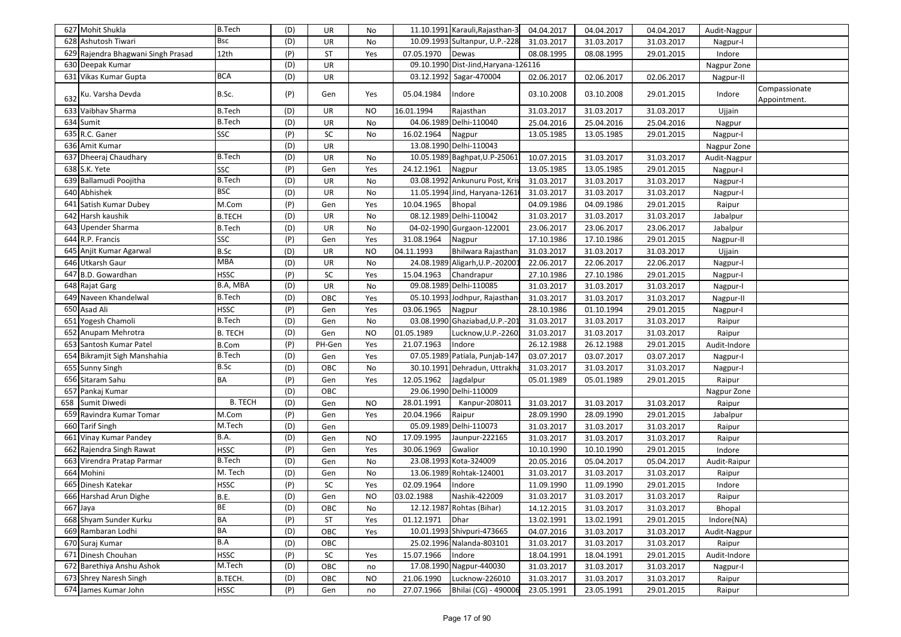| 627 | Mohit Shukla | B.Tech | (D) | UR | No | 11.10.1991 | Karauli,Rajasthan-3 | 04.04.2017 | 04.04.2017 | 04.04.2017 | Audit-Nagpur | |
|---|---|---|---|---|---|---|---|---|---|---|---|---|
| 628 | Ashutosh Tiwari | Bsc | (D) | UR | No | 10.09.1993 | Sultanpur, U.P.-228 | 31.03.2017 | 31.03.2017 | 31.03.2017 | Nagpur-I | |
| 629 | Rajendra Bhagwani Singh Prasad | 12th | (P) | ST | Yes | 07.05.1970 | Dewas | 08.08.1995 | 08.08.1995 | 29.01.2015 | Indore | |
| 630 | Deepak Kumar | | (D) | UR | | 09.10.1990 | Dist-Jind,Haryana-126116 | | | | Nagpur Zone | |
| 631 | Vikas Kumar Gupta | BCA | (D) | UR | | 03.12.1992 | Sagar-470004 | 02.06.2017 | 02.06.2017 | 02.06.2017 | Nagpur-II | |
| 632 | Ku. Varsha Devda | B.Sc. | (P) | Gen | Yes | 05.04.1984 | Indore | 03.10.2008 | 03.10.2008 | 29.01.2015 | Indore | Compassionate Appointment. |
| 633 | Vaibhav Sharma | B.Tech | (D) | UR | NO | 16.01.1994 | Rajasthan | 31.03.2017 | 31.03.2017 | 31.03.2017 | Ujjain | |
| 634 | Sumit | B.Tech | (D) | UR | No | 04.06.1989 | Delhi-110040 | 25.04.2016 | 25.04.2016 | 25.04.2016 | Nagpur | |
| 635 | R.C. Ganer | SSC | (P) | SC | No | 16.02.1964 | Nagpur | 13.05.1985 | 13.05.1985 | 29.01.2015 | Nagpur-I | |
| 636 | Amit Kumar | | (D) | UR | | 13.08.1990 | Delhi-110043 | | | | Nagpur Zone | |
| 637 | Dheeraj Chaudhary | B.Tech | (D) | UR | No | 10.05.1989 | Baghpat,U.P-25061 | 10.07.2015 | 31.03.2017 | 31.03.2017 | Audit-Nagpur | |
| 638 | S.K. Yete | SSC | (P) | Gen | Yes | 24.12.1961 | Nagpur | 13.05.1985 | 13.05.1985 | 29.01.2015 | Nagpur-I | |
| 639 | Ballamudi Poojitha | B.Tech | (D) | UR | No | 03.08.1992 | Ankunuru Post, Kris | 31.03.2017 | 31.03.2017 | 31.03.2017 | Nagpur-I | |
| 640 | Abhishek | BSC | (D) | UR | No | 11.05.1994 | Jind, Haryana-1261 | 31.03.2017 | 31.03.2017 | 31.03.2017 | Nagpur-I | |
| 641 | Satish Kumar Dubey | M.Com | (P) | Gen | Yes | 10.04.1965 | Bhopal | 04.09.1986 | 04.09.1986 | 29.01.2015 | Raipur | |
| 642 | Harsh kaushik | B.TECH | (D) | UR | No | 08.12.1989 | Delhi-110042 | 31.03.2017 | 31.03.2017 | 31.03.2017 | Jabalpur | |
| 643 | Upender Sharma | B.Tech | (D) | UR | No | 04-02-1990 | Gurgaon-122001 | 23.06.2017 | 23.06.2017 | 23.06.2017 | Jabalpur | |
| 644 | R.P. Francis | SSC | (P) | Gen | Yes | 31.08.1964 | Nagpur | 17.10.1986 | 17.10.1986 | 29.01.2015 | Nagpur-II | |
| 645 | Anjit Kumar Agarwal | B.Sc | (D) | UR | NO | 04.11.1993 | Bhilwara Rajasthan | 31.03.2017 | 31.03.2017 | 31.03.2017 | Ujjain | |
| 646 | Utkarsh Gaur | MBA | (D) | UR | No | 24.08.1989 | Aligarh,U.P.-202001 | 22.06.2017 | 22.06.2017 | 22.06.2017 | Nagpur-I | |
| 647 | B.D. Gowardhan | HSSC | (P) | SC | Yes | 15.04.1963 | Chandrapur | 27.10.1986 | 27.10.1986 | 29.01.2015 | Nagpur-I | |
| 648 | Rajat Garg | B.A, MBA | (D) | UR | No | 09.08.1989 | Delhi-110085 | 31.03.2017 | 31.03.2017 | 31.03.2017 | Nagpur-I | |
| 649 | Naveen Khandelwal | B.Tech | (D) | OBC | Yes | 05.10.1993 | Jodhpur, Rajasthan- | 31.03.2017 | 31.03.2017 | 31.03.2017 | Nagpur-II | |
| 650 | Asad Ali | HSSC | (P) | Gen | Yes | 03.06.1965 | Nagpur | 28.10.1986 | 01.10.1994 | 29.01.2015 | Nagpur-I | |
| 651 | Yogesh Chamoli | B.Tech | (D) | Gen | No | 03.08.1990 | Ghaziabad,U.P.-201 | 31.03.2017 | 31.03.2017 | 31.03.2017 | Raipur | |
| 652 | Anupam Mehrotra | B. TECH | (D) | Gen | NO | 01.05.1989 | Lucknow,U.P.-2260 | 31.03.2017 | 31.03.2017 | 31.03.2017 | Raipur | |
| 653 | Santosh Kumar Patel | B.Com | (P) | PH-Gen | Yes | 21.07.1963 | Indore | 26.12.1988 | 26.12.1988 | 29.01.2015 | Audit-Indore | |
| 654 | Bikramjit Sigh Manshahia | B.Tech | (D) | Gen | Yes | 07.05.1989 | Patiala, Punjab-147 | 03.07.2017 | 03.07.2017 | 03.07.2017 | Nagpur-I | |
| 655 | Sunny Singh | B.Sc | (D) | OBC | No | 30.10.1991 | Dehradun, Uttrakha | 31.03.2017 | 31.03.2017 | 31.03.2017 | Nagpur-I | |
| 656 | Sitaram Sahu | BA | (P) | Gen | Yes | 12.05.1962 | Jagdalpur | 05.01.1989 | 05.01.1989 | 29.01.2015 | Raipur | |
| 657 | Pankaj Kumar | | (D) | OBC | | 29.06.1990 | Delhi-110009 | | | | Nagpur Zone | |
| 658 | Sumit Diwedi | B. TECH | (D) | Gen | NO | 28.01.1991 | Kanpur-208011 | 31.03.2017 | 31.03.2017 | 31.03.2017 | Raipur | |
| 659 | Ravindra Kumar Tomar | M.Com | (P) | Gen | Yes | 20.04.1966 | Raipur | 28.09.1990 | 28.09.1990 | 29.01.2015 | Jabalpur | |
| 660 | Tarif Singh | M.Tech | (D) | Gen | | 05.09.1989 | Delhi-110073 | 31.03.2017 | 31.03.2017 | 31.03.2017 | Raipur | |
| 661 | Vinay Kumar Pandey | B.A. | (D) | Gen | NO | 17.09.1995 | Jaunpur-222165 | 31.03.2017 | 31.03.2017 | 31.03.2017 | Raipur | |
| 662 | Rajendra Singh Rawat | HSSC | (P) | Gen | Yes | 30.06.1969 | Gwalior | 10.10.1990 | 10.10.1990 | 29.01.2015 | Indore | |
| 663 | Virendra Pratap Parmar | B.Tech | (D) | Gen | No | 23.08.1993 | Kota-324009 | 20.05.2016 | 05.04.2017 | 05.04.2017 | Audit-Raipur | |
| 664 | Mohini | M. Tech | (D) | Gen | No | 13.06.1989 | Rohtak-124001 | 31.03.2017 | 31.03.2017 | 31.03.2017 | Raipur | |
| 665 | Dinesh Katekar | HSSC | (P) | SC | Yes | 02.09.1964 | Indore | 11.09.1990 | 11.09.1990 | 29.01.2015 | Indore | |
| 666 | Harshad Arun Dighe | B.E. | (D) | Gen | NO | 03.02.1988 | Nashik-422009 | 31.03.2017 | 31.03.2017 | 31.03.2017 | Raipur | |
| 667 | Jaya | BE | (D) | OBC | No | 12.12.1987 | Rohtas (Bihar) | 14.12.2015 | 31.03.2017 | 31.03.2017 | Bhopal | |
| 668 | Shyam Sunder Kurku | BA | (P) | ST | Yes | 01.12.1971 | Dhar | 13.02.1991 | 13.02.1991 | 29.01.2015 | Indore(NA) | |
| 669 | Rambaran Lodhi | BA | (D) | OBC | Yes | 10.01.1993 | Shivpuri-473665 | 04.07.2016 | 31.03.2017 | 31.03.2017 | Audit-Nagpur | |
| 670 | Suraj Kumar | B.A | (D) | OBC | | 25.02.1996 | Nalanda-803101 | 31.03.2017 | 31.03.2017 | 31.03.2017 | Raipur | |
| 671 | Dinesh Chouhan | HSSC | (P) | SC | Yes | 15.07.1966 | Indore | 18.04.1991 | 18.04.1991 | 29.01.2015 | Audit-Indore | |
| 672 | Barethiya Anshu Ashok | M.Tech | (D) | OBC | no | 17.08.1990 | Nagpur-440030 | 31.03.2017 | 31.03.2017 | 31.03.2017 | Nagpur-I | |
| 673 | Shrey Naresh Singh | B.TECH. | (D) | OBC | NO | 21.06.1990 | Lucknow-226010 | 31.03.2017 | 31.03.2017 | 31.03.2017 | Raipur | |
| 674 | James Kumar John | HSSC | (P) | Gen | no | 27.07.1966 | Bhilai (CG) - 490006 | 23.05.1991 | 23.05.1991 | 29.01.2015 | Raipur | |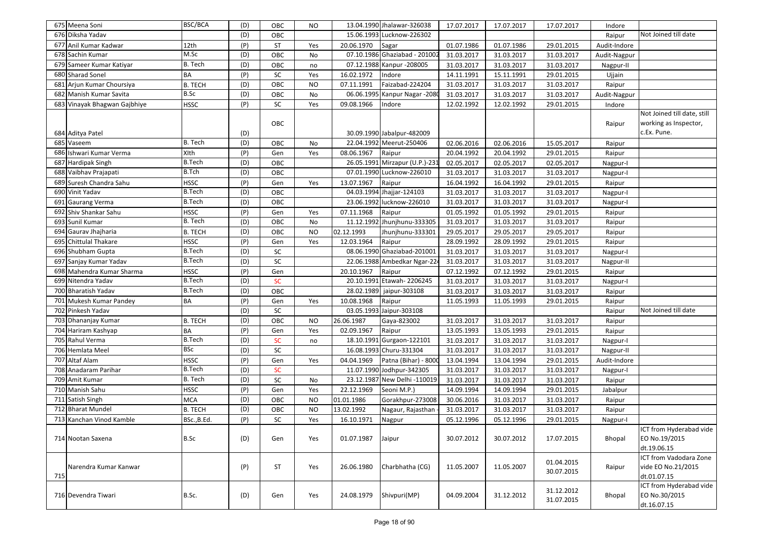| | | | | | | | | | | | | |
|---|---|---|---|---|---|---|---|---|---|---|---|---|
| 675 | Meena Soni | BSC/BCA | (D) | OBC | NO | 13.04.1990 | Jhalawar-326038 | 17.07.2017 | 17.07.2017 | 17.07.2017 | Indore | |
| 676 | Diksha Yadav | | (D) | OBC | | 15.06.1993 | Lucknow-226302 | | | | Raipur | Not Joined till date |
| 677 | Anil Kumar Kadwar | 12th | (P) | ST | Yes | 20.06.1970 | Sagar | 01.07.1986 | 01.07.1986 | 29.01.2015 | Audit-Indore | |
| 678 | Sachin Kumar | M.Sc | (D) | OBC | No | 07.10.1986 | Ghaziabad - 201002 | 31.03.2017 | 31.03.2017 | 31.03.2017 | Audit-Nagpur | |
| 679 | Sameer Kumar Katiyar | B. Tech | (D) | OBC | no | 07.12.1988 | Kanpur -208005 | 31.03.2017 | 31.03.2017 | 31.03.2017 | Nagpur-II | |
| 680 | Sharad Sonel | BA | (P) | SC | Yes | 16.02.1972 | Indore | 14.11.1991 | 15.11.1991 | 29.01.2015 | Ujjain | |
| 681 | Arjun Kumar Choursiya | B. TECH | (D) | OBC | NO | 07.11.1991 | Faizabad-224204 | 31.03.2017 | 31.03.2017 | 31.03.2017 | Raipur | |
| 682 | Manish Kumar Savita | B.Sc | (D) | OBC | No | 06.06.1995 | Kanpur Nagar -2080 | 31.03.2017 | 31.03.2017 | 31.03.2017 | Audit-Nagpur | |
| 683 | Vinayak Bhagwan Gajbhiye | HSSC | (P) | SC | Yes | 09.08.1966 | Indore | 12.02.1992 | 12.02.1992 | 29.01.2015 | Indore | |
| 684 | Aditya Patel | | (D) | OBC | | 30.09.1990 | Jabalpur-482009 | | | | Raipur | Not Joined till date, still working as Inspector, c.Ex. Pune. |
| 685 | Vaseem | B. Tech | (D) | OBC | No | 22.04.1992 | Meerut-250406 | 02.06.2016 | 02.06.2016 | 15.05.2017 | Raipur | |
| 686 | Ishwari Kumar Verma | XIth | (P) | Gen | Yes | 08.06.1967 | Raipur | 20.04.1992 | 20.04.1992 | 29.01.2015 | Raipur | |
| 687 | Hardipak Singh | B.Tech | (D) | OBC | | 26.05.1991 | Mirzapur (U.P.)-231 | 02.05.2017 | 02.05.2017 | 02.05.2017 | Nagpur-I | |
| 688 | Vaibhav Prajapati | B.Tch | (D) | OBC | | 07.01.1990 | Lucknow-226010 | 31.03.2017 | 31.03.2017 | 31.03.2017 | Nagpur-I | |
| 689 | Suresh Chandra Sahu | HSSC | (P) | Gen | Yes | 13.07.1967 | Raipur | 16.04.1992 | 16.04.1992 | 29.01.2015 | Raipur | |
| 690 | Vinit Yadav | B.Tech | (D) | OBC | | 04.03.1994 | Jhajjar-124103 | 31.03.2017 | 31.03.2017 | 31.03.2017 | Nagpur-I | |
| 691 | Gaurang Verma | B.Tech | (D) | OBC | | 23.06.1992 | lucknow-226010 | 31.03.2017 | 31.03.2017 | 31.03.2017 | Nagpur-I | |
| 692 | Shiv Shankar Sahu | HSSC | (P) | Gen | Yes | 07.11.1968 | Raipur | 01.05.1992 | 01.05.1992 | 29.01.2015 | Raipur | |
| 693 | Sunil Kumar | B. Tech | (D) | OBC | No | 11.12.1992 | Jhunjhunu-333305 | 31.03.2017 | 31.03.2017 | 31.03.2017 | Raipur | |
| 694 | Gaurav Jhajharia | B. TECH | (D) | OBC | NO | 02.12.1993 | Jhunjhunu-333301 | 29.05.2017 | 29.05.2017 | 29.05.2017 | Raipur | |
| 695 | Chittulal Thakare | HSSC | (P) | Gen | Yes | 12.03.1964 | Raipur | 28.09.1992 | 28.09.1992 | 29.01.2015 | Raipur | |
| 696 | Shubham Gupta | B.Tech | (D) | SC | | 08.06.1990 | Ghaziabad-201001 | 31.03.2017 | 31.03.2017 | 31.03.2017 | Nagpur-I | |
| 697 | Sanjay Kumar Yadav | B.Tech | (D) | SC | | 22.06.1988 | Ambedkar Ngar-224 | 31.03.2017 | 31.03.2017 | 31.03.2017 | Nagpur-II | |
| 698 | Mahendra Kumar Sharma | HSSC | (P) | Gen | | 20.10.1967 | Raipur | 07.12.1992 | 07.12.1992 | 29.01.2015 | Raipur | |
| 699 | Nitendra Yadav | B.Tech | (D) | SC | | 20.10.1991 | Etawah- 2206245 | 31.03.2017 | 31.03.2017 | 31.03.2017 | Nagpur-I | |
| 700 | Bharatish Yadav | B.Tech | (D) | OBC | | 28.02.1989 | jaipur-303108 | 31.03.2017 | 31.03.2017 | 31.03.2017 | Raipur | |
| 701 | Mukesh Kumar Pandey | BA | (P) | Gen | Yes | 10.08.1968 | Raipur | 11.05.1993 | 11.05.1993 | 29.01.2015 | Raipur | |
| 702 | Pinkesh Yadav | | (D) | SC | | 03.05.1993 | Jaipur-303108 | | | | Raipur | Not Joined till date |
| 703 | Dhananjay Kumar | B. TECH | (D) | OBC | NO | 26.06.1987 | Gaya-823002 | 31.03.2017 | 31.03.2017 | 31.03.2017 | Raipur | |
| 704 | Hariram Kashyap | BA | (P) | Gen | Yes | 02.09.1967 | Raipur | 13.05.1993 | 13.05.1993 | 29.01.2015 | Raipur | |
| 705 | Rahul Verma | B.Tech | (D) | SC | no | 18.10.1991 | Gurgaon-122101 | 31.03.2017 | 31.03.2017 | 31.03.2017 | Nagpur-I | |
| 706 | Hemlata Meel | BSc | (D) | SC | | 16.08.1993 | Churu-331304 | 31.03.2017 | 31.03.2017 | 31.03.2017 | Nagpur-II | |
| 707 | Altaf Alam | HSSC | (P) | Gen | Yes | 04.04.1969 | Patna (Bihar) - 8000 | 13.04.1994 | 13.04.1994 | 29.01.2015 | Audit-Indore | |
| 708 | Anadaram Parihar | B.Tech | (D) | SC | | 11.07.1990 | Jodhpur-342305 | 31.03.2017 | 31.03.2017 | 31.03.2017 | Nagpur-I | |
| 709 | Amit Kumar | B. Tech | (D) | SC | No | 23.12.1987 | New Delhi -110019 | 31.03.2017 | 31.03.2017 | 31.03.2017 | Raipur | |
| 710 | Manish Sahu | HSSC | (P) | Gen | Yes | 22.12.1969 | Seoni M.P.) | 14.09.1994 | 14.09.1994 | 29.01.2015 | Jabalpur | |
| 711 | Satish Singh | MCA | (D) | OBC | NO | 01.01.1986 | Gorakhpur-273008 | 30.06.2016 | 31.03.2017 | 31.03.2017 | Raipur | |
| 712 | Bharat Mundel | B. TECH | (D) | OBC | NO | 13.02.1992 | Nagaur, Rajasthan - | 31.03.2017 | 31.03.2017 | 31.03.2017 | Raipur | |
| 713 | Kanchan Vinod Kamble | BSc.,B.Ed. | (P) | SC | Yes | 16.10.1971 | Nagpur | 05.12.1996 | 05.12.1996 | 29.01.2015 | Nagpur-I | |
| 714 | Nootan Saxena | B.Sc | (D) | Gen | Yes | 01.07.1987 | Jaipur | 30.07.2012 | 30.07.2012 | 17.07.2015 | Bhopal | ICT from Hyderabad vide EO No.19/2015 dt.19.06.15 |
| 715 | Narendra Kumar Kanwar | | (P) | ST | Yes | 26.06.1980 | Charbhatha (CG) | 11.05.2007 | 11.05.2007 | 01.04.2015 30.07.2015 | Raipur | ICT from Vadodara Zone vide EO No.21/2015 dt.01.07.15 |
| 716 | Devendra Tiwari | B.Sc. | (D) | Gen | Yes | 24.08.1979 | Shivpuri(MP) | 04.09.2004 | 31.12.2012 | 31.12.2012 31.07.2015 | Bhopal | ICT from Hyderabad vide EO No.30/2015 dt.16.07.15 |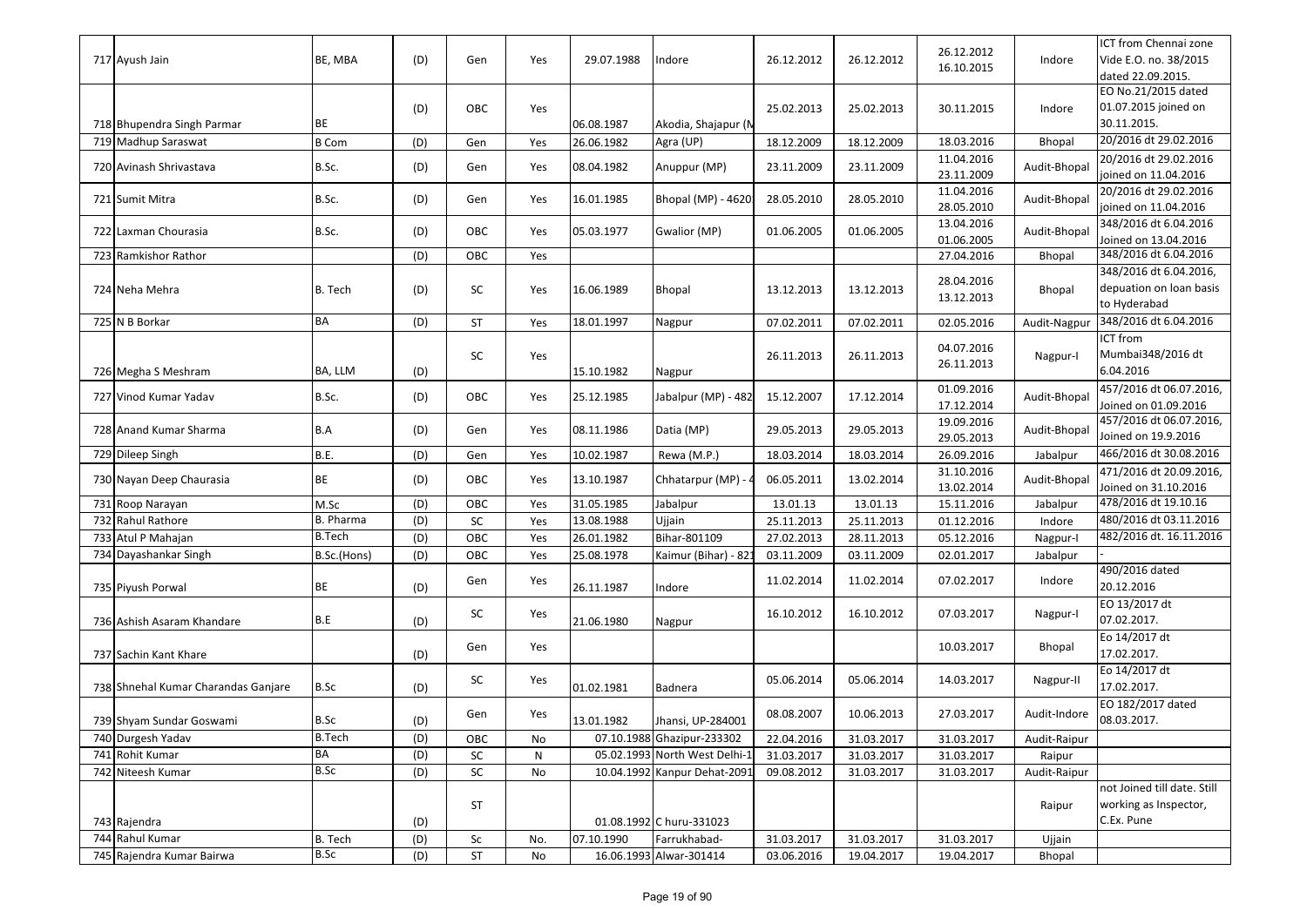| 717 | Ayush Jain | BE, MBA | (D) | Gen | Yes | 29.07.1988 | Indore | 26.12.2012 | 26.12.2012 | 26.12.2012 16.10.2015 | Indore | ICT from Chennai zone Vide E.O. no. 38/2015 dated 22.09.2015. |
|---|---|---|---|---|---|---|---|---|---|---|---|---|
| 718 | Bhupendra Singh Parmar | BE | (D) | OBC | Yes | 06.08.1987 | Akodia, Shajapur (M | 25.02.2013 | 25.02.2013 | 30.11.2015 | Indore | EO No.21/2015 dated 01.07.2015 joined on 30.11.2015. |
| 719 | Madhup Saraswat | B Com | (D) | Gen | Yes | 26.06.1982 | Agra (UP) | 18.12.2009 | 18.12.2009 | 18.03.2016 | Bhopal | 20/2016 dt 29.02.2016 |
| 720 | Avinash Shrivastava | B.Sc. | (D) | Gen | Yes | 08.04.1982 | Anuppur (MP) | 23.11.2009 | 23.11.2009 | 11.04.2016 23.11.2009 | Audit-Bhopal | 20/2016 dt 29.02.2016 joined on 11.04.2016 |
| 721 | Sumit Mitra | B.Sc. | (D) | Gen | Yes | 16.01.1985 | Bhopal (MP) - 4620 | 28.05.2010 | 28.05.2010 | 11.04.2016 28.05.2010 | Audit-Bhopal | 20/2016 dt 29.02.2016 joined on 11.04.2016 |
| 722 | Laxman Chourasia | B.Sc. | (D) | OBC | Yes | 05.03.1977 | Gwalior (MP) | 01.06.2005 | 01.06.2005 | 13.04.2016 01.06.2005 | Audit-Bhopal | 348/2016 dt 6.04.2016 Joined on 13.04.2016 |
| 723 | Ramkishor Rathor | | (D) | OBC | Yes | | | | | 27.04.2016 | Bhopal | 348/2016 dt 6.04.2016 |
| 724 | Neha Mehra | B. Tech | (D) | SC | Yes | 16.06.1989 | Bhopal | 13.12.2013 | 13.12.2013 | 28.04.2016 13.12.2013 | Bhopal | 348/2016 dt 6.04.2016, depuation on loan basis to Hyderabad |
| 725 | N B Borkar | BA | (D) | ST | Yes | 18.01.1997 | Nagpur | 07.02.2011 | 07.02.2011 | 02.05.2016 | Audit-Nagpur | 348/2016 dt 6.04.2016 |
| 726 | Megha S Meshram | BA, LLM | (D) | SC | Yes | 15.10.1982 | Nagpur | 26.11.2013 | 26.11.2013 | 04.07.2016 26.11.2013 | Nagpur-I | ICT from Mumbai348/2016 dt 6.04.2016 |
| 727 | Vinod Kumar Yadav | B.Sc. | (D) | OBC | Yes | 25.12.1985 | Jabalpur (MP) - 482 | 15.12.2007 | 17.12.2014 | 01.09.2016 17.12.2014 | Audit-Bhopal | 457/2016 dt 06.07.2016, Joined on 01.09.2016 |
| 728 | Anand Kumar Sharma | B.A | (D) | Gen | Yes | 08.11.1986 | Datia (MP) | 29.05.2013 | 29.05.2013 | 19.09.2016 29.05.2013 | Audit-Bhopal | 457/2016 dt 06.07.2016, Joined on 19.9.2016 |
| 729 | Dileep Singh | B.E. | (D) | Gen | Yes | 10.02.1987 | Rewa (M.P.) | 18.03.2014 | 18.03.2014 | 26.09.2016 | Jabalpur | 466/2016 dt 30.08.2016 |
| 730 | Nayan Deep Chaurasia | BE | (D) | OBC | Yes | 13.10.1987 | Chhatarpur (MP) - 4 | 06.05.2011 | 13.02.2014 | 31.10.2016 13.02.2014 | Audit-Bhopal | 471/2016 dt 20.09.2016, Joined on 31.10.2016 |
| 731 | Roop Narayan | M.Sc | (D) | OBC | Yes | 31.05.1985 | Jabalpur | 13.01.13 | 13.01.13 | 15.11.2016 | Jabalpur | 478/2016 dt 19.10.16 |
| 732 | Rahul Rathore | B. Pharma | (D) | SC | Yes | 13.08.1988 | Ujjain | 25.11.2013 | 25.11.2013 | 01.12.2016 | Indore | 480/2016 dt 03.11.2016 |
| 733 | Atul P Mahajan | B.Tech | (D) | OBC | Yes | 26.01.1982 | Bihar-801109 | 27.02.2013 | 28.11.2013 | 05.12.2016 | Nagpur-I | 482/2016 dt. 16.11.2016 |
| 734 | Dayashankar Singh | B.Sc.(Hons) | (D) | OBC | Yes | 25.08.1978 | Kaimur (Bihar) - 82 | 03.11.2009 | 03.11.2009 | 02.01.2017 | Jabalpur | - |
| 735 | Piyush Porwal | BE | (D) | Gen | Yes | 26.11.1987 | Indore | 11.02.2014 | 11.02.2014 | 07.02.2017 | Indore | 490/2016 dated 20.12.2016 |
| 736 | Ashish Asaram Khandare | B.E | (D) | SC | Yes | 21.06.1980 | Nagpur | 16.10.2012 | 16.10.2012 | 07.03.2017 | Nagpur-I | EO 13/2017 dt 07.02.2017. |
| 737 | Sachin Kant Khare | | (D) | Gen | Yes | | | | | 10.03.2017 | Bhopal | Eo 14/2017 dt 17.02.2017. |
| 738 | Shnehal Kumar Charandas Ganjare | B.Sc | (D) | SC | Yes | 01.02.1981 | Badnera | 05.06.2014 | 05.06.2014 | 14.03.2017 | Nagpur-II | Eo 14/2017 dt 17.02.2017. |
| 739 | Shyam Sundar Goswami | B.Sc | (D) | Gen | Yes | 13.01.1982 | Jhansi, UP-284001 | 08.08.2007 | 10.06.2013 | 27.03.2017 | Audit-Indore | EO 182/2017 dated 08.03.2017. |
| 740 | Durgesh Yadav | B.Tech | (D) | OBC | No | 07.10.1988 | Ghazipur-233302 | 22.04.2016 | 31.03.2017 | 31.03.2017 | Audit-Raipur | |
| 741 | Rohit Kumar | BA | (D) | SC | N | 05.02.1993 | North West Delhi-1 | 31.03.2017 | 31.03.2017 | 31.03.2017 | Raipur | |
| 742 | Niteesh Kumar | B.Sc | (D) | SC | No | 10.04.1992 | Kanpur Dehat-2091 | 09.08.2012 | 31.03.2017 | 31.03.2017 | Audit-Raipur | |
| 743 | Rajendra | | (D) | ST | | 01.08.1992 | C huru-331023 | | | | Raipur | not Joined till date. Still working as Inspector, C.Ex. Pune |
| 744 | Rahul Kumar | B. Tech | (D) | Sc | No. | 07.10.1990 | Farrukhabad- | 31.03.2017 | 31.03.2017 | 31.03.2017 | Ujjain | |
| 745 | Rajendra Kumar Bairwa | B.Sc | (D) | ST | No | 16.06.1993 | Alwar-301414 | 03.06.2016 | 19.04.2017 | 19.04.2017 | Bhopal | |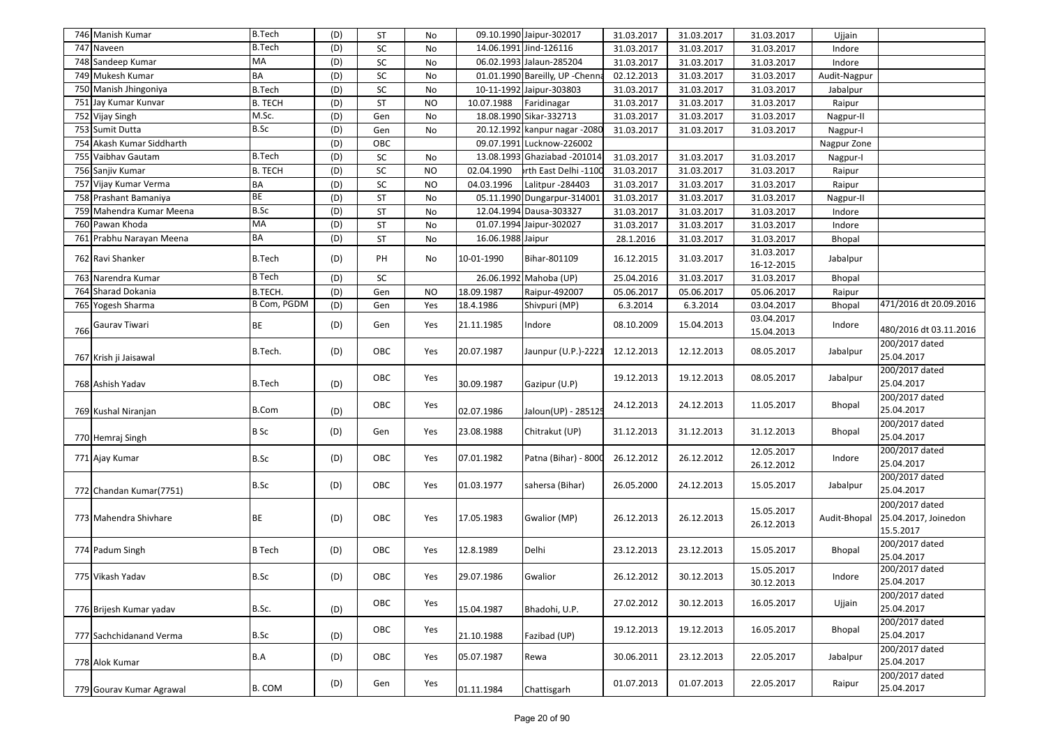| | | | | | | | | | | | |
|---|---|---|---|---|---|---|---|---|---|---|---|
| 746 | Manish Kumar | B.Tech | (D) | ST | No | 09.10.1990 | Jaipur-302017 | 31.03.2017 | 31.03.2017 | 31.03.2017 | Ujjain | |
| 747 | Naveen | B.Tech | (D) | SC | No | 14.06.1991 | Jind-126116 | 31.03.2017 | 31.03.2017 | 31.03.2017 | Indore | |
| 748 | Sandeep Kumar | MA | (D) | SC | No | 06.02.1993 | Jalaun-285204 | 31.03.2017 | 31.03.2017 | 31.03.2017 | Indore | |
| 749 | Mukesh Kumar | BA | (D) | SC | No | 01.01.1990 | Bareilly, UP -Chenna | 02.12.2013 | 31.03.2017 | 31.03.2017 | Audit-Nagpur | |
| 750 | Manish Jhingoniya | B.Tech | (D) | SC | No | 10-11-1992 | Jaipur-303803 | 31.03.2017 | 31.03.2017 | 31.03.2017 | Jabalpur | |
| 751 | Jay Kumar Kunvar | B. TECH | (D) | ST | NO | 10.07.1988 | Faridinagar | 31.03.2017 | 31.03.2017 | 31.03.2017 | Raipur | |
| 752 | Vijay Singh | M.Sc. | (D) | Gen | No | 18.08.1990 | Sikar-332713 | 31.03.2017 | 31.03.2017 | 31.03.2017 | Nagpur-II | |
| 753 | Sumit Dutta | B.Sc | (D) | Gen | No | 20.12.1992 | kanpur nagar -2080 | 31.03.2017 | 31.03.2017 | 31.03.2017 | Nagpur-I | |
| 754 | Akash Kumar Siddharth | | (D) | OBC | | 09.07.1991 | Lucknow-226002 | | | | Nagpur Zone | |
| 755 | Vaibhav Gautam | B.Tech | (D) | SC | No | 13.08.1993 | Ghaziabad -201014 | 31.03.2017 | 31.03.2017 | 31.03.2017 | Nagpur-I | |
| 756 | Sanjiv Kumar | B. TECH | (D) | SC | NO | 02.04.1990 | rth East Delhi -1100 | 31.03.2017 | 31.03.2017 | 31.03.2017 | Raipur | |
| 757 | Vijay Kumar Verma | BA | (D) | SC | NO | 04.03.1996 | Lalitpur -284403 | 31.03.2017 | 31.03.2017 | 31.03.2017 | Raipur | |
| 758 | Prashant Bamaniya | BE | (D) | ST | No | 05.11.1990 | Dungarpur-314001 | 31.03.2017 | 31.03.2017 | 31.03.2017 | Nagpur-II | |
| 759 | Mahendra Kumar Meena | B.Sc | (D) | ST | No | 12.04.1994 | Dausa-303327 | 31.03.2017 | 31.03.2017 | 31.03.2017 | Indore | |
| 760 | Pawan Khoda | MA | (D) | ST | No | 01.07.1994 | Jaipur-302027 | 31.03.2017 | 31.03.2017 | 31.03.2017 | Indore | |
| 761 | Prabhu Narayan Meena | BA | (D) | ST | No | 16.06.1988 | Jaipur | 28.1.2016 | 31.03.2017 | 31.03.2017 | Bhopal | |
| 762 | Ravi Shanker | B.Tech | (D) | PH | No | 10-01-1990 | Bihar-801109 | 16.12.2015 | 31.03.2017 | 31.03.2017 16-12-2015 | Jabalpur | |
| 763 | Narendra Kumar | B Tech | (D) | SC | | 26.06.1992 | Mahoba (UP) | 25.04.2016 | 31.03.2017 | 31.03.2017 | Bhopal | |
| 764 | Sharad Dokania | B.TECH. | (D) | Gen | NO | 18.09.1987 | Raipur-492007 | 05.06.2017 | 05.06.2017 | 05.06.2017 | Raipur | |
| 765 | Yogesh Sharma | B Com, PGDM | (D) | Gen | Yes | 18.4.1986 | Shivpuri (MP) | 6.3.2014 | 6.3.2014 | 03.04.2017 | Bhopal | 471/2016 dt 20.09.2016 |
| 766 | Gaurav Tiwari | BE | (D) | Gen | Yes | 21.11.1985 | Indore | 08.10.2009 | 15.04.2013 | 03.04.2017 15.04.2013 | Indore | 480/2016 dt 03.11.2016 |
| 767 | Krish ji Jaisawal | B.Tech. | (D) | OBC | Yes | 20.07.1987 | Jaunpur (U.P.)-2221 | 12.12.2013 | 12.12.2013 | 08.05.2017 | Jabalpur | 200/2017 dated 25.04.2017 |
| 768 | Ashish Yadav | B.Tech | (D) | OBC | Yes | 30.09.1987 | Gazipur (U.P) | 19.12.2013 | 19.12.2013 | 08.05.2017 | Jabalpur | 200/2017 dated 25.04.2017 |
| 769 | Kushal Niranjan | B.Com | (D) | OBC | Yes | 02.07.1986 | Jaloun(UP) - 285125 | 24.12.2013 | 24.12.2013 | 11.05.2017 | Bhopal | 200/2017 dated 25.04.2017 |
| 770 | Hemraj Singh | B Sc | (D) | Gen | Yes | 23.08.1988 | Chitrakut (UP) | 31.12.2013 | 31.12.2013 | 31.12.2013 | Bhopal | 200/2017 dated 25.04.2017 |
| 771 | Ajay Kumar | B.Sc | (D) | OBC | Yes | 07.01.1982 | Patna (Bihar) - 8000 | 26.12.2012 | 26.12.2012 | 12.05.2017 26.12.2012 | Indore | 200/2017 dated 25.04.2017 |
| 772 | Chandan Kumar(7751) | B.Sc | (D) | OBC | Yes | 01.03.1977 | sahersa (Bihar) | 26.05.2000 | 24.12.2013 | 15.05.2017 | Jabalpur | 200/2017 dated 25.04.2017 |
| 773 | Mahendra Shivhare | BE | (D) | OBC | Yes | 17.05.1983 | Gwalior (MP) | 26.12.2013 | 26.12.2013 | 15.05.2017 26.12.2013 | Audit-Bhopal | 200/2017 dated 25.04.2017, Joinedon 15.5.2017 |
| 774 | Padum Singh | B Tech | (D) | OBC | Yes | 12.8.1989 | Delhi | 23.12.2013 | 23.12.2013 | 15.05.2017 | Bhopal | 200/2017 dated 25.04.2017 |
| 775 | Vikash Yadav | B.Sc | (D) | OBC | Yes | 29.07.1986 | Gwalior | 26.12.2012 | 30.12.2013 | 15.05.2017 30.12.2013 | Indore | 200/2017 dated 25.04.2017 |
| 776 | Brijesh Kumar yadav | B.Sc. | (D) | OBC | Yes | 15.04.1987 | Bhadohi, U.P. | 27.02.2012 | 30.12.2013 | 16.05.2017 | Ujjain | 200/2017 dated 25.04.2017 |
| 777 | Sachchidanand Verma | B.Sc | (D) | OBC | Yes | 21.10.1988 | Fazibad (UP) | 19.12.2013 | 19.12.2013 | 16.05.2017 | Bhopal | 200/2017 dated 25.04.2017 |
| 778 | Alok Kumar | B.A | (D) | OBC | Yes | 05.07.1987 | Rewa | 30.06.2011 | 23.12.2013 | 22.05.2017 | Jabalpur | 200/2017 dated 25.04.2017 |
| 779 | Gourav Kumar Agrawal | B. COM | (D) | Gen | Yes | 01.11.1984 | Chattisgarh | 01.07.2013 | 01.07.2013 | 22.05.2017 | Raipur | 200/2017 dated 25.04.2017 |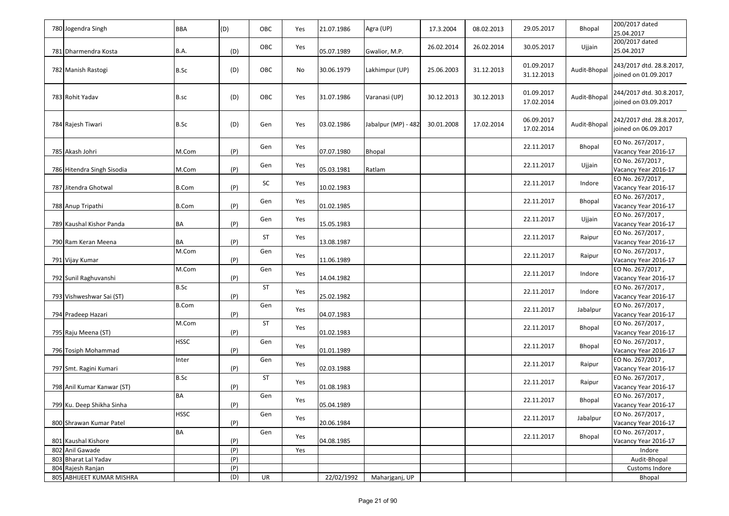| | | | | | | | | | | | |
|---|---|---|---|---|---|---|---|---|---|---|---|
| 780 | Jogendra Singh | BBA | (D) | OBC | Yes | 21.07.1986 | Agra (UP) | 17.3.2004 | 08.02.2013 | 29.05.2017 | Bhopal | 200/2017 dated 25.04.2017 |
| 781 | Dharmendra Kosta | B.A. | (D) | OBC | Yes | 05.07.1989 | Gwalior, M.P. | 26.02.2014 | 26.02.2014 | 30.05.2017 | Ujjain | 200/2017 dated 25.04.2017 |
| 782 | Manish Rastogi | B.Sc | (D) | OBC | No | 30.06.1979 | Lakhimpur (UP) | 25.06.2003 | 31.12.2013 | 01.09.2017 31.12.2013 | Audit-Bhopal | 243/2017 dtd. 28.8.2017, joined on 01.09.2017 |
| 783 | Rohit Yadav | B.sc | (D) | OBC | Yes | 31.07.1986 | Varanasi (UP) | 30.12.2013 | 30.12.2013 | 01.09.2017 17.02.2014 | Audit-Bhopal | 244/2017 dtd. 30.8.2017, joined on 03.09.2017 |
| 784 | Rajesh Tiwari | B.Sc | (D) | Gen | Yes | 03.02.1986 | Jabalpur (MP) - 482 | 30.01.2008 | 17.02.2014 | 06.09.2017 17.02.2014 | Audit-Bhopal | 242/2017 dtd. 28.8.2017, joined on 06.09.2017 |
| 785 | Akash Johri | M.Com | (P) | Gen | Yes | 07.07.1980 | Bhopal | | | 22.11.2017 | Bhopal | EO No. 267/2017 , Vacancy Year 2016-17 |
| 786 | Hitendra Singh Sisodia | M.Com | (P) | Gen | Yes | 05.03.1981 | Ratlam | | | 22.11.2017 | Ujjain | EO No. 267/2017 , Vacancy Year 2016-17 |
| 787 | Jitendra Ghotwal | B.Com | (P) | SC | Yes | 10.02.1983 | | | | 22.11.2017 | Indore | EO No. 267/2017 , Vacancy Year 2016-17 |
| 788 | Anup Tripathi | B.Com | (P) | Gen | Yes | 01.02.1985 | | | | 22.11.2017 | Bhopal | EO No. 267/2017 , Vacancy Year 2016-17 |
| 789 | Kaushal Kishor Panda | BA | (P) | Gen | Yes | 15.05.1983 | | | | 22.11.2017 | Ujjain | EO No. 267/2017 , Vacancy Year 2016-17 |
| 790 | Ram Keran Meena | BA | (P) | ST | Yes | 13.08.1987 | | | | 22.11.2017 | Raipur | EO No. 267/2017 , Vacancy Year 2016-17 |
| 791 | Vijay Kumar | M.Com | (P) | Gen | Yes | 11.06.1989 | | | | 22.11.2017 | Raipur | EO No. 267/2017 , Vacancy Year 2016-17 |
| 792 | Sunil Raghuvanshi | M.Com | (P) | Gen | Yes | 14.04.1982 | | | | 22.11.2017 | Indore | EO No. 267/2017 , Vacancy Year 2016-17 |
| 793 | Vishweshwar Sai (ST) | B.Sc | (P) | ST | Yes | 25.02.1982 | | | | 22.11.2017 | Indore | EO No. 267/2017 , Vacancy Year 2016-17 |
| 794 | Pradeep Hazari | B.Com | (P) | Gen | Yes | 04.07.1983 | | | | 22.11.2017 | Jabalpur | EO No. 267/2017 , Vacancy Year 2016-17 |
| 795 | Raju Meena (ST) | M.Com | (P) | ST | Yes | 01.02.1983 | | | | 22.11.2017 | Bhopal | EO No. 267/2017 , Vacancy Year 2016-17 |
| 796 | Tosiph Mohammad | HSSC | (P) | Gen | Yes | 01.01.1989 | | | | 22.11.2017 | Bhopal | EO No. 267/2017 , Vacancy Year 2016-17 |
| 797 | Smt. Ragini Kumari | Inter | (P) | Gen | Yes | 02.03.1988 | | | | 22.11.2017 | Raipur | EO No. 267/2017 , Vacancy Year 2016-17 |
| 798 | Anil Kumar Kanwar (ST) | B.Sc | (P) | ST | Yes | 01.08.1983 | | | | 22.11.2017 | Raipur | EO No. 267/2017 , Vacancy Year 2016-17 |
| 799 | Ku. Deep Shikha Sinha | BA | (P) | Gen | Yes | 05.04.1989 | | | | 22.11.2017 | Bhopal | EO No. 267/2017 , Vacancy Year 2016-17 |
| 800 | Shrawan Kumar Patel | HSSC | (P) | Gen | Yes | 20.06.1984 | | | | 22.11.2017 | Jabalpur | EO No. 267/2017 , Vacancy Year 2016-17 |
| 801 | Kaushal Kishore | BA | (P) | Gen | Yes | 04.08.1985 | | | | 22.11.2017 | Bhopal | EO No. 267/2017 , Vacancy Year 2016-17 |
| 802 | Anil Gawade | | (P) | | Yes | | | | | | | Indore |
| 803 | Bharat Lal Yadav | | (P) | | | | | | | | | Audit-Bhopal |
| 804 | Rajesh Ranjan | | (P) | | | | | | | | | Customs Indore |
| 805 | ABHIJEET KUMAR MISHRA | | (D) | UR | | 22/02/1992 | Maharjganj, UP | | | | | Bhopal |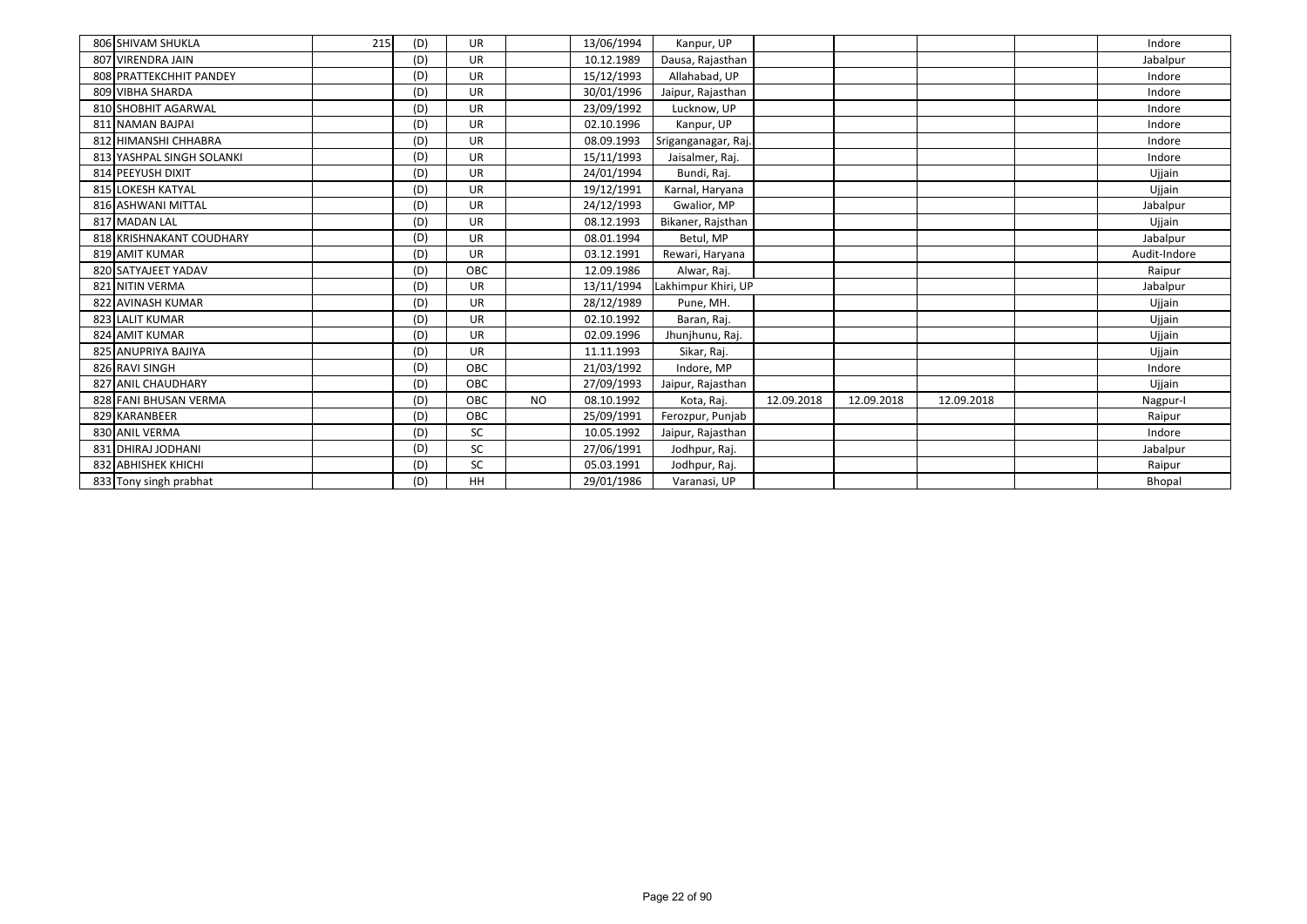| | | | | | | | | | | | | | |
|---|---|---|---|---|---|---|---|---|---|---|---|---|---|
| 806 | SHIVAM SHUKLA | 215 | (D) | UR | | 13/06/1994 | Kanpur, UP | | | | | Indore |
| 807 | VIRENDRA JAIN | | (D) | UR | | 10.12.1989 | Dausa, Rajasthan | | | | | Jabalpur |
| 808 | PRATTEKCHHIT PANDEY | | (D) | UR | | 15/12/1993 | Allahabad, UP | | | | | Indore |
| 809 | VIBHA SHARDA | | (D) | UR | | 30/01/1996 | Jaipur, Rajasthan | | | | | Indore |
| 810 | SHOBHIT AGARWAL | | (D) | UR | | 23/09/1992 | Lucknow, UP | | | | | Indore |
| 811 | NAMAN BAJPAI | | (D) | UR | | 02.10.1996 | Kanpur, UP | | | | | Indore |
| 812 | HIMANSHI CHHABRA | | (D) | UR | | 08.09.1993 | Sriganganagar, Raj. | | | | | Indore |
| 813 | YASHPAL SINGH SOLANKI | | (D) | UR | | 15/11/1993 | Jaisalmer, Raj. | | | | | Indore |
| 814 | PEEYUSH DIXIT | | (D) | UR | | 24/01/1994 | Bundi, Raj. | | | | | Ujjain |
| 815 | LOKESH KATYAL | | (D) | UR | | 19/12/1991 | Karnal, Haryana | | | | | Ujjain |
| 816 | ASHWANI MITTAL | | (D) | UR | | 24/12/1993 | Gwalior, MP | | | | | Jabalpur |
| 817 | MADAN LAL | | (D) | UR | | 08.12.1993 | Bikaner, Rajsthan | | | | | Ujjain |
| 818 | KRISHNAKANT COUDHARY | | (D) | UR | | 08.01.1994 | Betul, MP | | | | | Jabalpur |
| 819 | AMIT KUMAR | | (D) | UR | | 03.12.1991 | Rewari, Haryana | | | | | Audit-Indore |
| 820 | SATYAJEET YADAV | | (D) | OBC | | 12.09.1986 | Alwar, Raj. | | | | | Raipur |
| 821 | NITIN VERMA | | (D) | UR | | 13/11/1994 | Lakhimpur Khiri, UP | | | | | Jabalpur |
| 822 | AVINASH KUMAR | | (D) | UR | | 28/12/1989 | Pune, MH. | | | | | Ujjain |
| 823 | LALIT KUMAR | | (D) | UR | | 02.10.1992 | Baran, Raj. | | | | | Ujjain |
| 824 | AMIT KUMAR | | (D) | UR | | 02.09.1996 | Jhunjhunu, Raj. | | | | | Ujjain |
| 825 | ANUPRIYA BAJIYA | | (D) | UR | | 11.11.1993 | Sikar, Raj. | | | | | Ujjain |
| 826 | RAVI SINGH | | (D) | OBC | | 21/03/1992 | Indore, MP | | | | | Indore |
| 827 | ANIL CHAUDHARY | | (D) | OBC | | 27/09/1993 | Jaipur, Rajasthan | | | | | Ujjain |
| 828 | FANI BHUSAN VERMA | | (D) | OBC | NO | 08.10.1992 | Kota, Raj. | 12.09.2018 | 12.09.2018 | 12.09.2018 | | Nagpur-I |
| 829 | KARANBEER | | (D) | OBC | | 25/09/1991 | Ferozpur, Punjab | | | | | Raipur |
| 830 | ANIL VERMA | | (D) | SC | | 10.05.1992 | Jaipur, Rajasthan | | | | | Indore |
| 831 | DHIRAJ JODHANI | | (D) | SC | | 27/06/1991 | Jodhpur, Raj. | | | | | Jabalpur |
| 832 | ABHISHEK KHICHI | | (D) | SC | | 05.03.1991 | Jodhpur, Raj. | | | | | Raipur |
| 833 | Tony singh prabhat | | (D) | HH | | 29/01/1986 | Varanasi, UP | | | | | Bhopal |